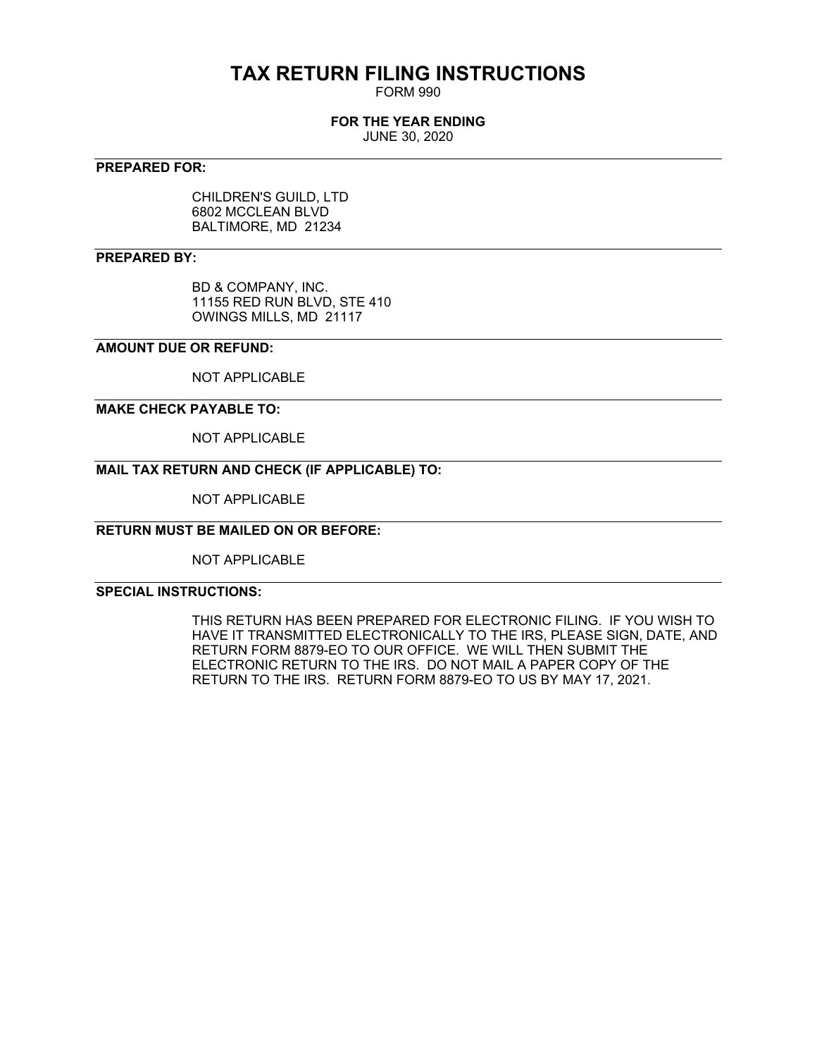# TAX RETURN FILING INSTRUCTIONS

FORM 990

**FOR THE YEAR ENDING**

JUNE 30, 2020

---

**PREPARED FOR:**

CHILDREN'S GUILD, LTD
6802 MCCLEAN BLVD
BALTIMORE, MD 21234

---

**PREPARED BY:**

BD & COMPANY, INC.
11155 RED RUN BLVD, STE 410
OWINGS MILLS, MD 21117

---

**AMOUNT DUE OR REFUND:**

NOT APPLICABLE

---

**MAKE CHECK PAYABLE TO:**

NOT APPLICABLE

---

**MAIL TAX RETURN AND CHECK (IF APPLICABLE) TO:**

NOT APPLICABLE

---

**RETURN MUST BE MAILED ON OR BEFORE:**

NOT APPLICABLE

---

**SPECIAL INSTRUCTIONS:**

THIS RETURN HAS BEEN PREPARED FOR ELECTRONIC FILING. IF YOU WISH TO HAVE IT TRANSMITTED ELECTRONICALLY TO THE IRS, PLEASE SIGN, DATE, AND RETURN FORM 8879-EO TO OUR OFFICE. WE WILL THEN SUBMIT THE ELECTRONIC RETURN TO THE IRS. DO NOT MAIL A PAPER COPY OF THE RETURN TO THE IRS. RETURN FORM 8879-EO TO US BY MAY 17, 2021.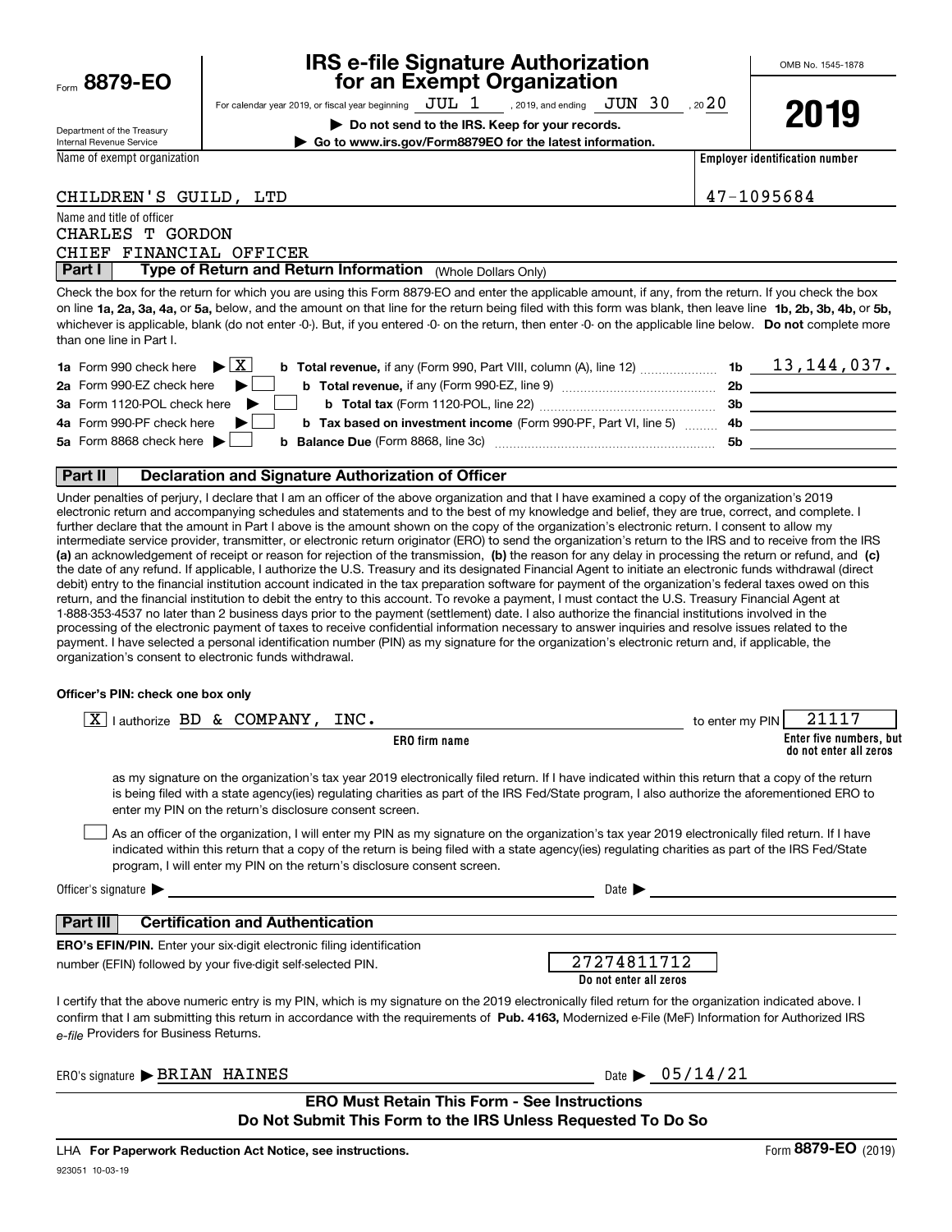Form **8879-EO**

Department of the Treasury
Internal Revenue Service

# IRS e-file Signature Authorization for an Exempt Organization

For calendar year 2019, or fiscal year beginning JUL 1, 2019, and ending JUN 30, 20 20

▶ **Do not send to the IRS. Keep for your records.**

▶ **Go to www.irs.gov/Form8879EO for the latest information.**

OMB No. 1545-1878

**2019**

| Name of exempt organization | Employer identification number |
|---|---|
| CHILDREN'S GUILD, LTD | 47-1095684 |

Name and title of officer
CHARLES T GORDON
CHIEF FINANCIAL OFFICER

## Part I Type of Return and Return Information (Whole Dollars Only)

Check the box for the return for which you are using this Form 8879-EO and enter the applicable amount, if any, from the return. If you check the box on line **1a, 2a, 3a, 4a,** or **5a,** below, and the amount on that line for the return being filed with this form was blank, then leave line **1b, 2b, 3b, 4b,** or **5b,** whichever is applicable, blank (do not enter -0-). But, if you entered -0- on the return, then enter -0- on the applicable line below. **Do not** complete more than one line in Part I.

| | | | |
|---|---|---|---|
| **1a** Form 990 check here ▶ [X] | **b Total revenue,** if any (Form 990, Part VIII, column (A), line 12) | **1b** | 13,144,037. |
| **2a** Form 990-EZ check here ▶ [ ] | **b Total revenue,** if any (Form 990-EZ, line 9) | **2b** | |
| **3a** Form 1120-POL check here ▶ [ ] | **b Total tax** (Form 1120-POL, line 22) | **3b** | |
| **4a** Form 990-PF check here ▶ [ ] | **b Tax based on investment income** (Form 990-PF, Part VI, line 5) | **4b** | |
| **5a** Form 8868 check here ▶ [ ] | **b Balance Due** (Form 8868, line 3c) | **5b** | |

## Part II Declaration and Signature Authorization of Officer

Under penalties of perjury, I declare that I am an officer of the above organization and that I have examined a copy of the organization's 2019 electronic return and accompanying schedules and statements and to the best of my knowledge and belief, they are true, correct, and complete. I further declare that the amount in Part I above is the amount shown on the copy of the organization's electronic return. I consent to allow my intermediate service provider, transmitter, or electronic return originator (ERO) to send the organization's return to the IRS and to receive from the IRS **(a)** an acknowledgement of receipt or reason for rejection of the transmission, **(b)** the reason for any delay in processing the return or refund, and **(c)** the date of any refund. If applicable, I authorize the U.S. Treasury and its designated Financial Agent to initiate an electronic funds withdrawal (direct debit) entry to the financial institution account indicated in the tax preparation software for payment of the organization's federal taxes owed on this return, and the financial institution to debit the entry to this account. To revoke a payment, I must contact the U.S. Treasury Financial Agent at 1-888-353-4537 no later than 2 business days prior to the payment (settlement) date. I also authorize the financial institutions involved in the processing of the electronic payment of taxes to receive confidential information necessary to answer inquiries and resolve issues related to the payment. I have selected a personal identification number (PIN) as my signature for the organization's electronic return and, if applicable, the organization's consent to electronic funds withdrawal.

**Officer's PIN: check one box only**

[X] I authorize BD & COMPANY, INC. (**ERO firm name**) to enter my PIN 21117 (**Enter five numbers, but do not enter all zeros**)

as my signature on the organization's tax year 2019 electronically filed return. If I have indicated within this return that a copy of the return is being filed with a state agency(ies) regulating charities as part of the IRS Fed/State program, I also authorize the aforementioned ERO to enter my PIN on the return's disclosure consent screen.

[ ] As an officer of the organization, I will enter my PIN as my signature on the organization's tax year 2019 electronically filed return. If I have indicated within this return that a copy of the return is being filed with a state agency(ies) regulating charities as part of the IRS Fed/State program, I will enter my PIN on the return's disclosure consent screen.

Officer's signature ▶ ______________________ Date ▶ ______________

## Part III Certification and Authentication

**ERO's EFIN/PIN.** Enter your six-digit electronic filing identification number (EFIN) followed by your five-digit self-selected PIN.

27274811712
**Do not enter all zeros**

I certify that the above numeric entry is my PIN, which is my signature on the 2019 electronically filed return for the organization indicated above. I confirm that I am submitting this return in accordance with the requirements of **Pub. 4163,** Modernized e-File (MeF) Information for Authorized IRS *e-file* Providers for Business Returns.

ERO's signature ▶ BRIAN HAINES Date ▶ 05/14/21

**ERO Must Retain This Form - See Instructions**
**Do Not Submit This Form to the IRS Unless Requested To Do So**

LHA **For Paperwork Reduction Act Notice, see instructions.** Form **8879-EO** (2019)

923051 10-03-19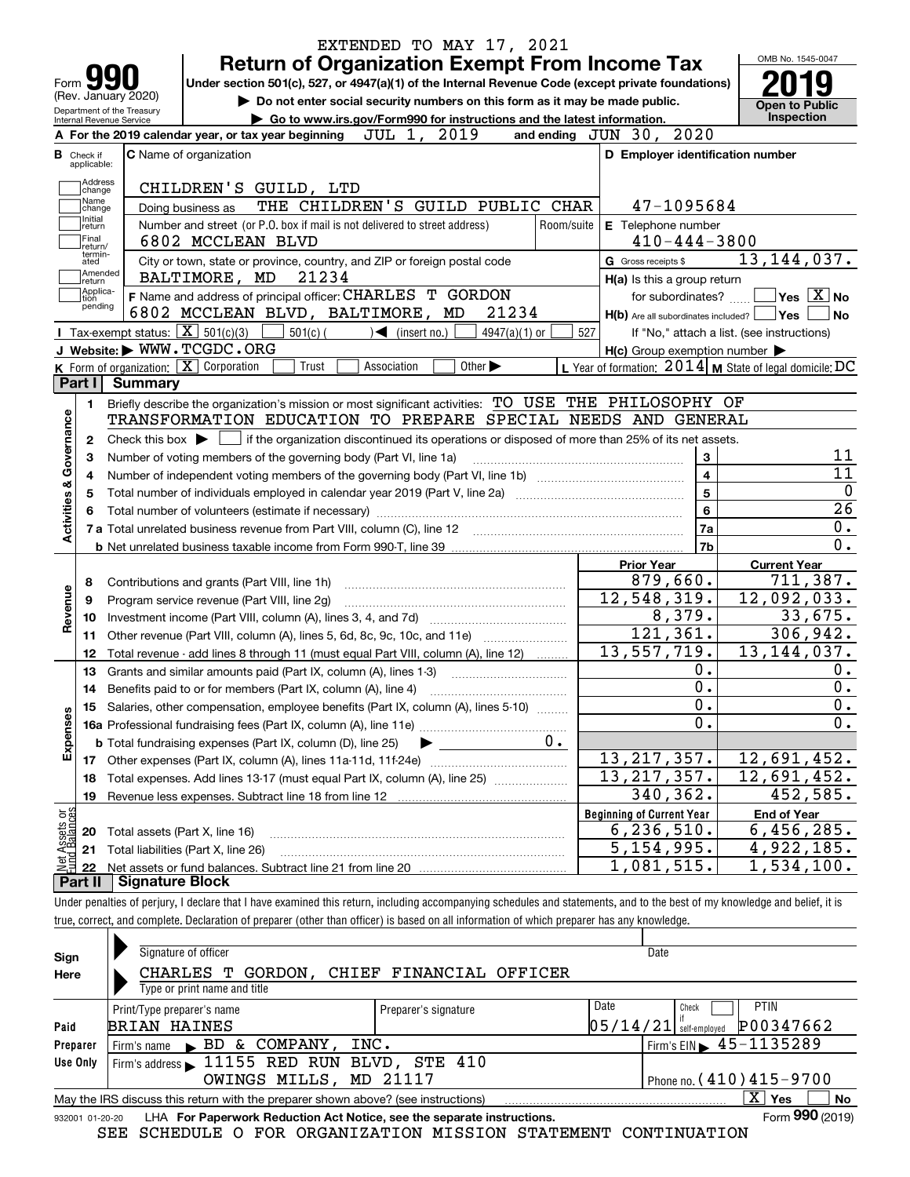EXTENDED TO MAY 17, 2021

# Form 990 — Return of Organization Exempt From Income Tax

Form **990** (Rev. January 2020) — Department of the Treasury, Internal Revenue Service

**Under section 501(c), 527, or 4947(a)(1) of the Internal Revenue Code (except private foundations)**

▶ Do not enter social security numbers on this form as it may be made public.

▶ Go to www.irs.gov/Form990 for instructions and the latest information.

OMB No. 1545-0047 — **2019** — Open to Public Inspection

**A** For the 2019 calendar year, or tax year beginning JUL 1, 2019 and ending JUN 30, 2020

**B** Check if applicable: Address change, Name change, Initial return, Final return/terminated, Amended return, Application pending

**C** Name of organization: CHILDREN'S GUILD, LTD

Doing business as: THE CHILDREN'S GUILD PUBLIC CHAR

Number and street (or P.O. box if mail is not delivered to street address): 6802 MCCLEAN BLVD — Room/suite

City or town, state or province, country, and ZIP or foreign postal code: BALTIMORE, MD 21234

**D** Employer identification number: 47-1095684

**E** Telephone number: 410-444-3800

**G** Gross receipts $ 13,144,037.

**F** Name and address of principal officer: CHARLES T GORDON, 6802 MCCLEAN BLVD, BALTIMORE, MD 21234

**H(a)** Is this a group return for subordinates? Yes [ ] No [X]

**H(b)** Are all subordinates included? Yes [ ] No [ ] If "No," attach a list. (see instructions)

**H(c)** Group exemption number ▶

**I** Tax-exempt status: [X] 501(c)(3) [ ] 501(c) ( ) ◀ (insert no.) [ ] 4947(a)(1) or [ ] 527

**J** Website: ▶ WWW.TCGDC.ORG

**K** Form of organization: [X] Corporation [ ] Trust [ ] Association [ ] Other ▶

**L** Year of formation: 2014 **M** State of legal domicile: DC

## Part I Summary

**Activities & Governance**

1. Briefly describe the organization's mission or most significant activities: TO USE THE PHILOSOPHY OF TRANSFORMATION EDUCATION TO PREPARE SPECIAL NEEDS AND GENERAL
2. Check this box ▶ [ ] if the organization discontinued its operations or disposed of more than 25% of its net assets.

| Line | Description | No. | Value |
|---|---|---|---|
| 3 | Number of voting members of the governing body (Part VI, line 1a) | 3 | 11 |
| 4 | Number of independent voting members of the governing body (Part VI, line 1b) | 4 | 11 |
| 5 | Total number of individuals employed in calendar year 2019 (Part V, line 2a) | 5 | 0 |
| 6 | Total number of volunteers (estimate if necessary) | 6 | 26 |
| 7a | Total unrelated business revenue from Part VIII, column (C), line 12 | 7a | 0. |
| 7b | Net unrelated business taxable income from Form 990-T, line 39 | 7b | 0. |

| Line | Description | Prior Year | Current Year |
|---|---|---|---|
| **Revenue** | | | |
| 8 | Contributions and grants (Part VIII, line 1h) | 879,660. | 711,387. |
| 9 | Program service revenue (Part VIII, line 2g) | 12,548,319. | 12,092,033. |
| 10 | Investment income (Part VIII, column (A), lines 3, 4, and 7d) | 8,379. | 33,675. |
| 11 | Other revenue (Part VIII, column (A), lines 5, 6d, 8c, 9c, 10c, and 11e) | 121,361. | 306,942. |
| 12 | Total revenue - add lines 8 through 11 (must equal Part VIII, column (A), line 12) | 13,557,719. | 13,144,037. |
| **Expenses** | | | |
| 13 | Grants and similar amounts paid (Part IX, column (A), lines 1-3) | 0. | 0. |
| 14 | Benefits paid to or for members (Part IX, column (A), line 4) | 0. | 0. |
| 15 | Salaries, other compensation, employee benefits (Part IX, column (A), lines 5-10) | 0. | 0. |
| 16a | Professional fundraising fees (Part IX, column (A), line 11e) | 0. | 0. |
| b | Total fundraising expenses (Part IX, column (D), line 25) ▶ 0. | | |
| 17 | Other expenses (Part IX, column (A), lines 11a-11d, 11f-24e) | 13,217,357. | 12,691,452. |
| 18 | Total expenses. Add lines 13-17 (must equal Part IX, column (A), line 25) | 13,217,357. | 12,691,452. |
| 19 | Revenue less expenses. Subtract line 18 from line 12 | 340,362. | 452,585. |

| Line | Net Assets or Fund Balances | Beginning of Current Year | End of Year |
|---|---|---|---|
| 20 | Total assets (Part X, line 16) | 6,236,510. | 6,456,285. |
| 21 | Total liabilities (Part X, line 26) | 5,154,995. | 4,922,185. |
| 22 | Net assets or fund balances. Subtract line 21 from line 20 | 1,081,515. | 1,534,100. |

## Part II Signature Block

Under penalties of perjury, I declare that I have examined this return, including accompanying schedules and statements, and to the best of my knowledge and belief, it is true, correct, and complete. Declaration of preparer (other than officer) is based on all information of which preparer has any knowledge.

**Sign Here**

Signature of officer — Date

CHARLES T GORDON, CHIEF FINANCIAL OFFICER

Type or print name and title

**Paid Preparer Use Only**

| Print/Type preparer's name | Preparer's signature | Date | Check if self-employed | PTIN |
|---|---|---|---|---|
| BRIAN HAINES | | 05/14/21 | [ ] | P00347662 |

Firm's name ▶ BD & COMPANY, INC. — Firm's EIN ▶ 45-1135289

Firm's address ▶ 11155 RED RUN BLVD, STE 410, OWINGS MILLS, MD 21117 — Phone no. (410)415-9700

May the IRS discuss this return with the preparer shown above? (see instructions) [X] Yes [ ] No

932001 01-20-20 LHA For Paperwork Reduction Act Notice, see the separate instructions. Form **990** (2019)

SEE SCHEDULE O FOR ORGANIZATION MISSION STATEMENT CONTINUATION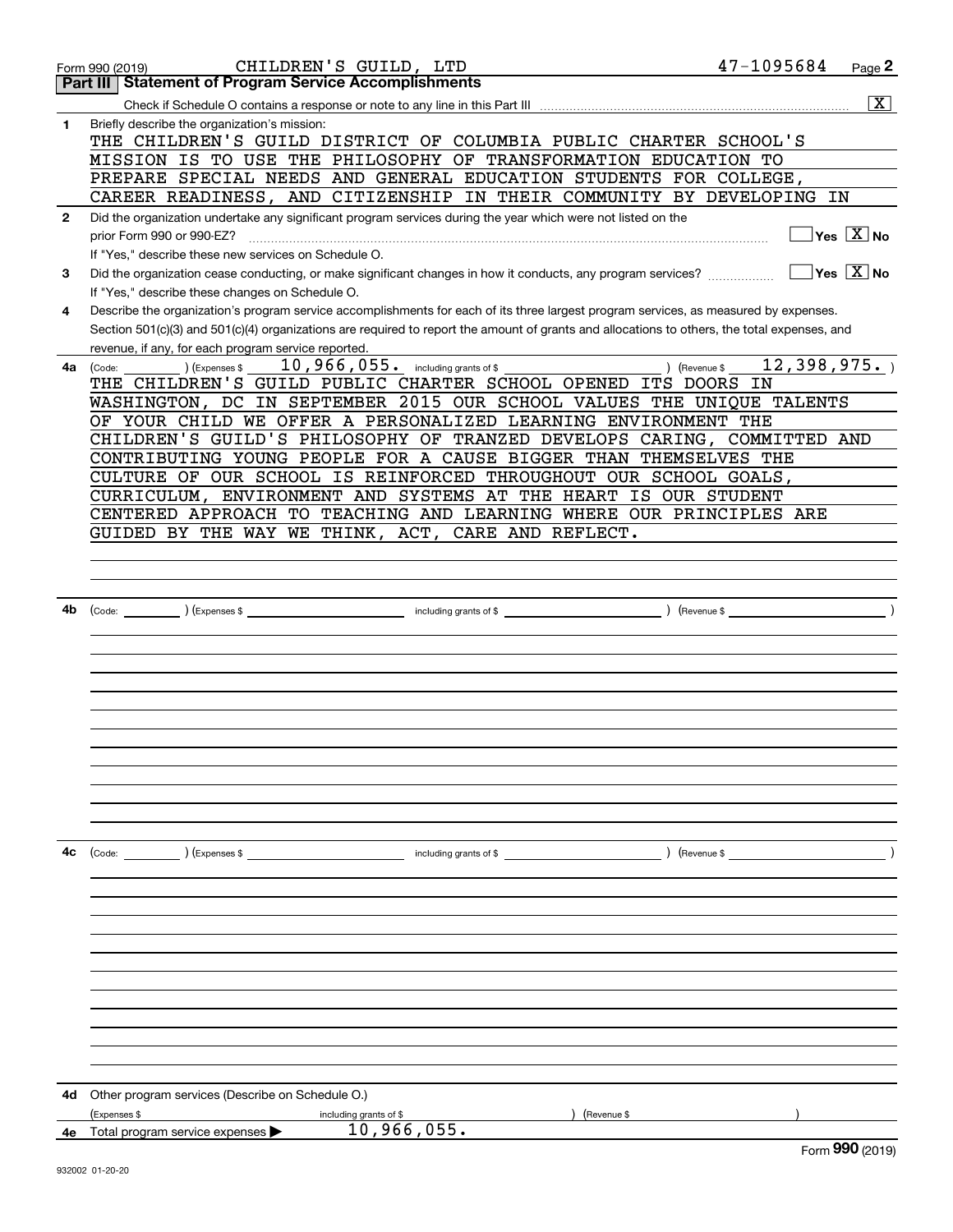Form 990 (2019) CHILDREN'S GUILD, LTD 47-1095684

## Part III | Statement of Program Service Accomplishments

Check if Schedule O contains a response or note to any line in this Part III .......... [X]

**1** Briefly describe the organization's mission:

THE CHILDREN'S GUILD DISTRICT OF COLUMBIA PUBLIC CHARTER SCHOOL'S MISSION IS TO USE THE PHILOSOPHY OF TRANSFORMATION EDUCATION TO PREPARE SPECIAL NEEDS AND GENERAL EDUCATION STUDENTS FOR COLLEGE, CAREER READINESS, AND CITIZENSHIP IN THEIR COMMUNITY BY DEVELOPING IN

**2** Did the organization undertake any significant program services during the year which were not listed on the prior Form 990 or 990-EZ? .......... [ ] Yes [X] No

If "Yes," describe these new services on Schedule O.

**3** Did the organization cease conducting, or make significant changes in how it conducts, any program services? .......... [ ] Yes [X] No

If "Yes," describe these changes on Schedule O.

**4** Describe the organization's program service accomplishments for each of its three largest program services, as measured by expenses. Section 501(c)(3) and 501(c)(4) organizations are required to report the amount of grants and allocations to others, the total expenses, and revenue, if any, for each program service reported.

**4a** (Code: ) (Expenses $ 10,966,055. including grants of $ ) (Revenue $ 12,398,975. )

THE CHILDREN'S GUILD PUBLIC CHARTER SCHOOL OPENED ITS DOORS IN WASHINGTON, DC IN SEPTEMBER 2015 OUR SCHOOL VALUES THE UNIQUE TALENTS OF YOUR CHILD WE OFFER A PERSONALIZED LEARNING ENVIRONMENT THE CHILDREN'S GUILD'S PHILOSOPHY OF TRANZED DEVELOPS CARING, COMMITTED AND CONTRIBUTING YOUNG PEOPLE FOR A CAUSE BIGGER THAN THEMSELVES THE CULTURE OF OUR SCHOOL IS REINFORCED THROUGHOUT OUR SCHOOL GOALS, CURRICULUM, ENVIRONMENT AND SYSTEMS AT THE HEART IS OUR STUDENT CENTERED APPROACH TO TEACHING AND LEARNING WHERE OUR PRINCIPLES ARE GUIDED BY THE WAY WE THINK, ACT, CARE AND REFLECT.

**4b** (Code: ) (Expenses $ including grants of $ ) (Revenue $ )

**4c** (Code: ) (Expenses $ including grants of $ ) (Revenue $ )

**4d** Other program services (Describe on Schedule O.)

(Expenses $ including grants of $ ) (Revenue $ )

**4e** Total program service expenses ▶ 10,966,055.

Form **990** (2019)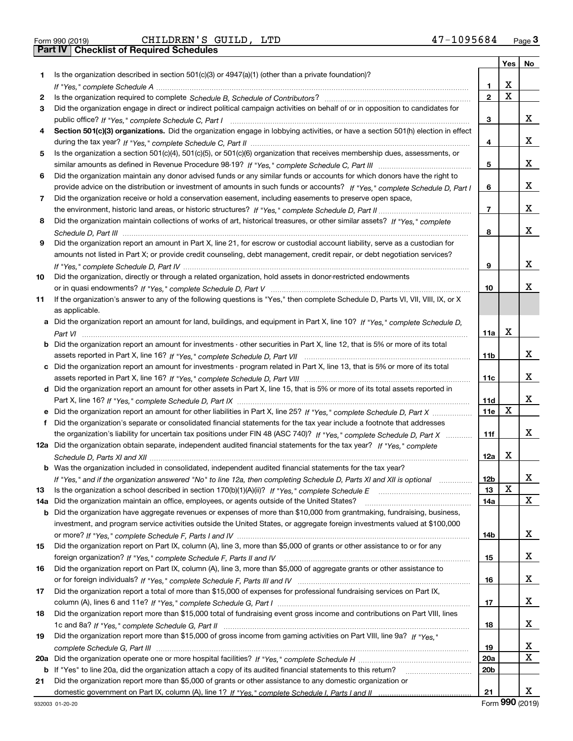Form 990 (2019) CHILDREN'S GUILD, LTD 47-1095684 Page 3

**Part IV Checklist of Required Schedules**

| | | | Yes | No |
|---|---|---|---|---|
| 1 | Is the organization described in section 501(c)(3) or 4947(a)(1) (other than a private foundation)? *If "Yes," complete Schedule A* | 1 | X | |
| 2 | Is the organization required to complete *Schedule B, Schedule of Contributors*? | 2 | X | |
| 3 | Did the organization engage in direct or indirect political campaign activities on behalf of or in opposition to candidates for public office? *If "Yes," complete Schedule C, Part I* | 3 | | X |
| 4 | **Section 501(c)(3) organizations.** Did the organization engage in lobbying activities, or have a section 501(h) election in effect during the tax year? *If "Yes," complete Schedule C, Part II* | 4 | | X |
| 5 | Is the organization a section 501(c)(4), 501(c)(5), or 501(c)(6) organization that receives membership dues, assessments, or similar amounts as defined in Revenue Procedure 98-19? *If "Yes," complete Schedule C, Part III* | 5 | | X |
| 6 | Did the organization maintain any donor advised funds or any similar funds or accounts for which donors have the right to provide advice on the distribution or investment of amounts in such funds or accounts? *If "Yes," complete Schedule D, Part I* | 6 | | X |
| 7 | Did the organization receive or hold a conservation easement, including easements to preserve open space, the environment, historic land areas, or historic structures? *If "Yes," complete Schedule D, Part II* | 7 | | X |
| 8 | Did the organization maintain collections of works of art, historical treasures, or other similar assets? *If "Yes," complete Schedule D, Part III* | 8 | | X |
| 9 | Did the organization report an amount in Part X, line 21, for escrow or custodial account liability, serve as a custodian for amounts not listed in Part X; or provide credit counseling, debt management, credit repair, or debt negotiation services? *If "Yes," complete Schedule D, Part IV* | 9 | | X |
| 10 | Did the organization, directly or through a related organization, hold assets in donor-restricted endowments or in quasi endowments? *If "Yes," complete Schedule D, Part V* | 10 | | X |
| 11 | If the organization's answer to any of the following questions is "Yes," then complete Schedule D, Parts VI, VII, VIII, IX, or X as applicable. | | | |
| a | Did the organization report an amount for land, buildings, and equipment in Part X, line 10? *If "Yes," complete Schedule D, Part VI* | 11a | X | |
| b | Did the organization report an amount for investments - other securities in Part X, line 12, that is 5% or more of its total assets reported in Part X, line 16? *If "Yes," complete Schedule D, Part VII* | 11b | | X |
| c | Did the organization report an amount for investments - program related in Part X, line 13, that is 5% or more of its total assets reported in Part X, line 16? *If "Yes," complete Schedule D, Part VIII* | 11c | | X |
| d | Did the organization report an amount for other assets in Part X, line 15, that is 5% or more of its total assets reported in Part X, line 16? *If "Yes," complete Schedule D, Part IX* | 11d | | X |
| e | Did the organization report an amount for other liabilities in Part X, line 25? *If "Yes," complete Schedule D, Part X* | 11e | X | |
| f | Did the organization's separate or consolidated financial statements for the tax year include a footnote that addresses the organization's liability for uncertain tax positions under FIN 48 (ASC 740)? *If "Yes," complete Schedule D, Part X* | 11f | | X |
| 12a | Did the organization obtain separate, independent audited financial statements for the tax year? *If "Yes," complete Schedule D, Parts XI and XII* | 12a | X | |
| b | Was the organization included in consolidated, independent audited financial statements for the tax year? *If "Yes," and if the organization answered "No" to line 12a, then completing Schedule D, Parts XI and XII is optional* | 12b | | X |
| 13 | Is the organization a school described in section 170(b)(1)(A)(ii)? *If "Yes," complete Schedule E* | 13 | X | |
| 14a | Did the organization maintain an office, employees, or agents outside of the United States? | 14a | | X |
| b | Did the organization have aggregate revenues or expenses of more than $10,000 from grantmaking, fundraising, business, investment, and program service activities outside the United States, or aggregate foreign investments valued at $100,000 or more? *If "Yes," complete Schedule F, Parts I and IV* | 14b | | X |
| 15 | Did the organization report on Part IX, column (A), line 3, more than $5,000 of grants or other assistance to or for any foreign organization? *If "Yes," complete Schedule F, Parts II and IV* | 15 | | X |
| 16 | Did the organization report on Part IX, column (A), line 3, more than $5,000 of aggregate grants or other assistance to or for foreign individuals? *If "Yes," complete Schedule F, Parts III and IV* | 16 | | X |
| 17 | Did the organization report a total of more than $15,000 of expenses for professional fundraising services on Part IX, column (A), lines 6 and 11e? *If "Yes," complete Schedule G, Part I* | 17 | | X |
| 18 | Did the organization report more than $15,000 total of fundraising event gross income and contributions on Part VIII, lines 1c and 8a? *If "Yes," complete Schedule G, Part II* | 18 | | X |
| 19 | Did the organization report more than $15,000 of gross income from gaming activities on Part VIII, line 9a? *If "Yes," complete Schedule G, Part III* | 19 | | X |
| 20a | Did the organization operate one or more hospital facilities? *If "Yes," complete Schedule H* | 20a | | X |
| b | If "Yes" to line 20a, did the organization attach a copy of its audited financial statements to this return? | 20b | | |
| 21 | Did the organization report more than $5,000 of grants or other assistance to any domestic organization or domestic government on Part IX, column (A), line 1? *If "Yes," complete Schedule I, Parts I and II* | 21 | | X |

932003 01-20-20 Form 990 (2019)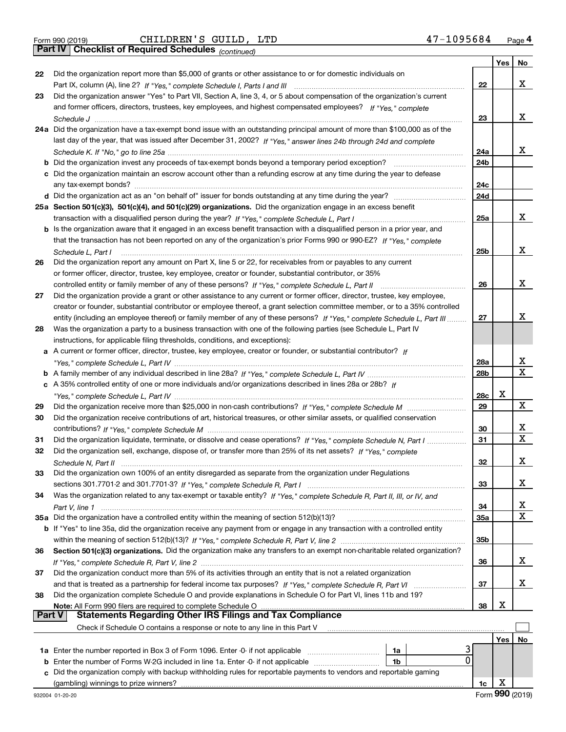Form 990 (2019) CHILDREN'S GUILD, LTD 47-1095684

## Part IV Checklist of Required Schedules *(continued)*

| | | | Yes | No |
|---|---|---|---|---|
| 22 | Did the organization report more than $5,000 of grants or other assistance to or for domestic individuals on Part IX, column (A), line 2? *If "Yes," complete Schedule I, Parts I and III* | 22 | | X |
| 23 | Did the organization answer "Yes" to Part VII, Section A, line 3, 4, or 5 about compensation of the organization's current and former officers, directors, trustees, key employees, and highest compensated employees? *If "Yes," complete Schedule J* | 23 | | X |
| 24a | Did the organization have a tax-exempt bond issue with an outstanding principal amount of more than $100,000 as of the last day of the year, that was issued after December 31, 2002? *If "Yes," answer lines 24b through 24d and complete Schedule K. If "No," go to line 25a* | 24a | | X |
| b | Did the organization invest any proceeds of tax-exempt bonds beyond a temporary period exception? | 24b | | |
| c | Did the organization maintain an escrow account other than a refunding escrow at any time during the year to defease any tax-exempt bonds? | 24c | | |
| d | Did the organization act as an "on behalf of" issuer for bonds outstanding at any time during the year? | 24d | | |
| 25a | **Section 501(c)(3), 501(c)(4), and 501(c)(29) organizations.** Did the organization engage in an excess benefit transaction with a disqualified person during the year? *If "Yes," complete Schedule L, Part I* | 25a | | X |
| b | Is the organization aware that it engaged in an excess benefit transaction with a disqualified person in a prior year, and that the transaction has not been reported on any of the organization's prior Forms 990 or 990-EZ? *If "Yes," complete Schedule L, Part I* | 25b | | X |
| 26 | Did the organization report any amount on Part X, line 5 or 22, for receivables from or payables to any current or former officer, director, trustee, key employee, creator or founder, substantial contributor, or 35% controlled entity or family member of any of these persons? *If "Yes," complete Schedule L, Part II* | 26 | | X |
| 27 | Did the organization provide a grant or other assistance to any current or former officer, director, trustee, key employee, creator or founder, substantial contributor or employee thereof, a grant selection committee member, or to a 35% controlled entity (including an employee thereof) or family member of any of these persons? *If "Yes," complete Schedule L, Part III* | 27 | | X |
| 28 | Was the organization a party to a business transaction with one of the following parties (see Schedule L, Part IV instructions, for applicable filing thresholds, conditions, and exceptions): | | | |
| a | A current or former officer, director, trustee, key employee, creator or founder, or substantial contributor? *If "Yes," complete Schedule L, Part IV* | 28a | | X |
| b | A family member of any individual described in line 28a? *If "Yes," complete Schedule L, Part IV* | 28b | | X |
| c | A 35% controlled entity of one or more individuals and/or organizations described in lines 28a or 28b? *If "Yes," complete Schedule L, Part IV* | 28c | X | |
| 29 | Did the organization receive more than $25,000 in non-cash contributions? *If "Yes," complete Schedule M* | 29 | | X |
| 30 | Did the organization receive contributions of art, historical treasures, or other similar assets, or qualified conservation contributions? *If "Yes," complete Schedule M* | 30 | | X |
| 31 | Did the organization liquidate, terminate, or dissolve and cease operations? *If "Yes," complete Schedule N, Part I* | 31 | | X |
| 32 | Did the organization sell, exchange, dispose of, or transfer more than 25% of its net assets? *If "Yes," complete Schedule N, Part II* | 32 | | X |
| 33 | Did the organization own 100% of an entity disregarded as separate from the organization under Regulations sections 301.7701-2 and 301.7701-3? *If "Yes," complete Schedule R, Part I* | 33 | | X |
| 34 | Was the organization related to any tax-exempt or taxable entity? *If "Yes," complete Schedule R, Part II, III, or IV, and Part V, line 1* | 34 | | X |
| 35a | Did the organization have a controlled entity within the meaning of section 512(b)(13)? | 35a | | X |
| b | If "Yes" to line 35a, did the organization receive any payment from or engage in any transaction with a controlled entity within the meaning of section 512(b)(13)? *If "Yes," complete Schedule R, Part V, line 2* | 35b | | |
| 36 | **Section 501(c)(3) organizations.** Did the organization make any transfers to an exempt non-charitable related organization? *If "Yes," complete Schedule R, Part V, line 2* | 36 | | X |
| 37 | Did the organization conduct more than 5% of its activities through an entity that is not a related organization and that is treated as a partnership for federal income tax purposes? *If "Yes," complete Schedule R, Part VI* | 37 | | X |
| 38 | Did the organization complete Schedule O and provide explanations in Schedule O for Part VI, lines 11b and 19? **Note:** All Form 990 filers are required to complete Schedule O | 38 | X | |

## Part V Statements Regarding Other IRS Filings and Tax Compliance

Check if Schedule O contains a response or note to any line in this Part V ☐

| | | | | | Yes | No |
|---|---|---|---|---|---|---|
| 1a | Enter the number reported in Box 3 of Form 1096. Enter -0- if not applicable | 1a | 3 | | | |
| b | Enter the number of Forms W-2G included in line 1a. Enter -0- if not applicable | 1b | 0 | | | |
| c | Did the organization comply with backup withholding rules for reportable payments to vendors and reportable gaming (gambling) winnings to prize winners? | | | 1c | X | |

932004 01-20-20 Form **990** (2019)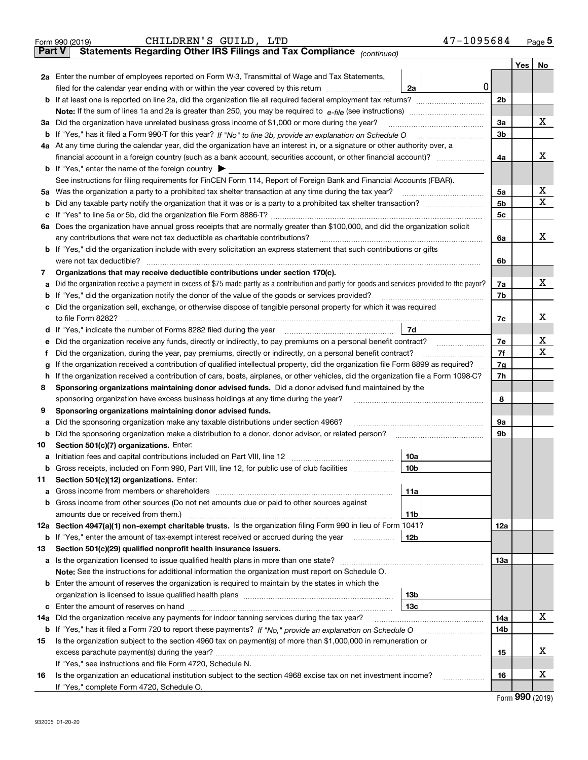Form 990 (2019) CHILDREN'S GUILD, LTD 47-1095684

## Part V Statements Regarding Other IRS Filings and Tax Compliance *(continued)*

| | | | | | Yes | No |
|---|---|---|---|---|---|---|
| **2a** | Enter the number of employees reported on Form W-3, Transmittal of Wage and Tax Statements, filed for the calendar year ending with or within the year covered by this return | 2a | 0 | | | |
| **b** | If at least one is reported on line 2a, did the organization file all required federal employment tax returns? | | | 2b | | |
| | **Note:** If the sum of lines 1a and 2a is greater than 250, you may be required to *e-file* (see instructions) | | | | | |
| **3a** | Did the organization have unrelated business gross income of $1,000 or more during the year? | | | 3a | | X |
| **b** | If "Yes," has it filed a Form 990-T for this year? *If "No" to line 3b, provide an explanation on Schedule O* | | | 3b | | |
| **4a** | At any time during the calendar year, did the organization have an interest in, or a signature or other authority over, a financial account in a foreign country (such as a bank account, securities account, or other financial account)? | | | 4a | | X |
| **b** | If "Yes," enter the name of the foreign country ▶ | | | | | |
| | See instructions for filing requirements for FinCEN Form 114, Report of Foreign Bank and Financial Accounts (FBAR). | | | | | |
| **5a** | Was the organization a party to a prohibited tax shelter transaction at any time during the tax year? | | | 5a | | X |
| **b** | Did any taxable party notify the organization that it was or is a party to a prohibited tax shelter transaction? | | | 5b | | X |
| **c** | If "Yes" to line 5a or 5b, did the organization file Form 8886-T? | | | 5c | | |
| **6a** | Does the organization have annual gross receipts that are normally greater than $100,000, and did the organization solicit any contributions that were not tax deductible as charitable contributions? | | | 6a | | X |
| **b** | If "Yes," did the organization include with every solicitation an express statement that such contributions or gifts were not tax deductible? | | | 6b | | |
| **7** | **Organizations that may receive deductible contributions under section 170(c).** | | | | | |
| **a** | Did the organization receive a payment in excess of $75 made partly as a contribution and partly for goods and services provided to the payor? | | | 7a | | X |
| **b** | If "Yes," did the organization notify the donor of the value of the goods or services provided? | | | 7b | | |
| **c** | Did the organization sell, exchange, or otherwise dispose of tangible personal property for which it was required to file Form 8282? | | | 7c | | X |
| **d** | If "Yes," indicate the number of Forms 8282 filed during the year | 7d | | | | |
| **e** | Did the organization receive any funds, directly or indirectly, to pay premiums on a personal benefit contract? | | | 7e | | X |
| **f** | Did the organization, during the year, pay premiums, directly or indirectly, on a personal benefit contract? | | | 7f | | X |
| **g** | If the organization received a contribution of qualified intellectual property, did the organization file Form 8899 as required? | | | 7g | | |
| **h** | If the organization received a contribution of cars, boats, airplanes, or other vehicles, did the organization file a Form 1098-C? | | | 7h | | |
| **8** | **Sponsoring organizations maintaining donor advised funds.** Did a donor advised fund maintained by the sponsoring organization have excess business holdings at any time during the year? | | | 8 | | |
| **9** | **Sponsoring organizations maintaining donor advised funds.** | | | | | |
| **a** | Did the sponsoring organization make any taxable distributions under section 4966? | | | 9a | | |
| **b** | Did the sponsoring organization make a distribution to a donor, donor advisor, or related person? | | | 9b | | |
| **10** | **Section 501(c)(7) organizations.** Enter: | | | | | |
| **a** | Initiation fees and capital contributions included on Part VIII, line 12 | 10a | | | | |
| **b** | Gross receipts, included on Form 990, Part VIII, line 12, for public use of club facilities | 10b | | | | |
| **11** | **Section 501(c)(12) organizations.** Enter: | | | | | |
| **a** | Gross income from members or shareholders | 11a | | | | |
| **b** | Gross income from other sources (Do not net amounts due or paid to other sources against amounts due or received from them.) | 11b | | | | |
| **12a** | **Section 4947(a)(1) non-exempt charitable trusts.** Is the organization filing Form 990 in lieu of Form 1041? | | | 12a | | |
| **b** | If "Yes," enter the amount of tax-exempt interest received or accrued during the year | 12b | | | | |
| **13** | **Section 501(c)(29) qualified nonprofit health insurance issuers.** | | | | | |
| **a** | Is the organization licensed to issue qualified health plans in more than one state? | | | 13a | | |
| | **Note:** See the instructions for additional information the organization must report on Schedule O. | | | | | |
| **b** | Enter the amount of reserves the organization is required to maintain by the states in which the organization is licensed to issue qualified health plans | 13b | | | | |
| **c** | Enter the amount of reserves on hand | 13c | | | | |
| **14a** | Did the organization receive any payments for indoor tanning services during the tax year? | | | 14a | | X |
| **b** | If "Yes," has it filed a Form 720 to report these payments? *If "No," provide an explanation on Schedule O* | | | 14b | | |
| **15** | Is the organization subject to the section 4960 tax on payment(s) of more than $1,000,000 in remuneration or excess parachute payment(s) during the year? | | | 15 | | X |
| | If "Yes," see instructions and file Form 4720, Schedule N. | | | | | |
| **16** | Is the organization an educational institution subject to the section 4968 excise tax on net investment income? | | | 16 | | X |
| | If "Yes," complete Form 4720, Schedule O. | | | | | |

Form **990** (2019)

932005 01-20-20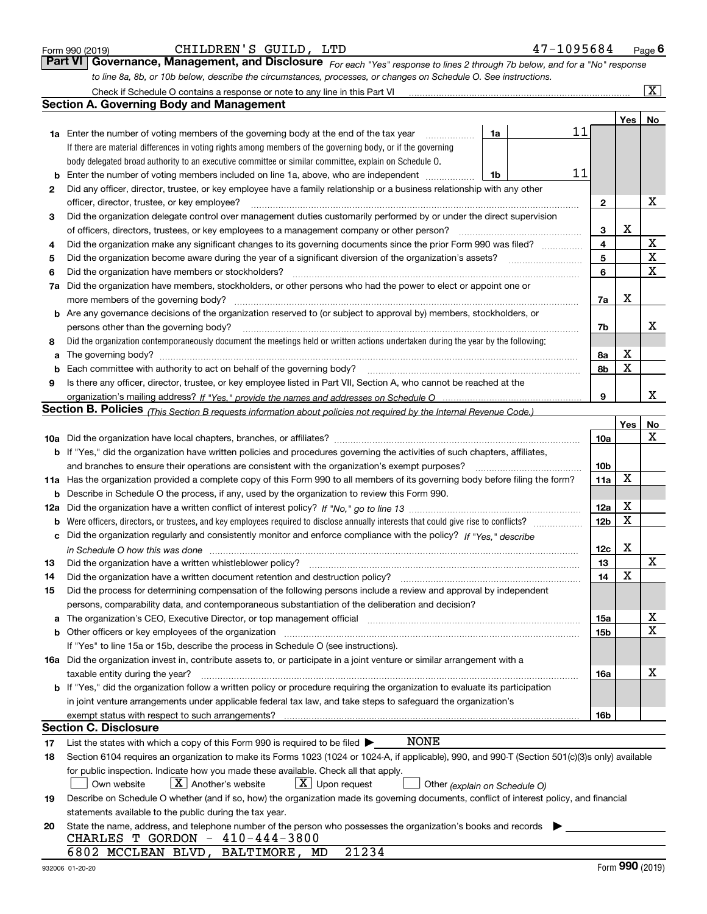Form 990 (2019) CHILDREN'S GUILD, LTD 47-1095684 Page 6

**Part VI Governance, Management, and Disclosure** *For each "Yes" response to lines 2 through 7b below, and for a "No" response to line 8a, 8b, or 10b below, describe the circumstances, processes, or changes on Schedule O. See instructions.*

Check if Schedule O contains a response or note to any line in this Part VI [X]

## Section A. Governing Body and Management

| | | | | Yes | No |
|---|---|---|---|---|---|
| 1a | Enter the number of voting members of the governing body at the end of the tax year. If there are material differences in voting rights among members of the governing body, or if the governing body delegated broad authority to an executive committee or similar committee, explain on Schedule O. | 1a | 11 | | |
| b | Enter the number of voting members included on line 1a, above, who are independent | 1b | 11 | | |
| 2 | Did any officer, director, trustee, or key employee have a family relationship or a business relationship with any other officer, director, trustee, or key employee? | | 2 | | X |
| 3 | Did the organization delegate control over management duties customarily performed by or under the direct supervision of officers, directors, trustees, or key employees to a management company or other person? | | 3 | X | |
| 4 | Did the organization make any significant changes to its governing documents since the prior Form 990 was filed? | | 4 | | X |
| 5 | Did the organization become aware during the year of a significant diversion of the organization's assets? | | 5 | | X |
| 6 | Did the organization have members or stockholders? | | 6 | | X |
| 7a | Did the organization have members, stockholders, or other persons who had the power to elect or appoint one or more members of the governing body? | | 7a | X | |
| b | Are any governance decisions of the organization reserved to (or subject to approval by) members, stockholders, or persons other than the governing body? | | 7b | | X |
| 8 | Did the organization contemporaneously document the meetings held or written actions undertaken during the year by the following: | | | | |
| a | The governing body? | | 8a | X | |
| b | Each committee with authority to act on behalf of the governing body? | | 8b | X | |
| 9 | Is there any officer, director, trustee, or key employee listed in Part VII, Section A, who cannot be reached at the organization's mailing address? *If "Yes," provide the names and addresses on Schedule O* | | 9 | | X |

## Section B. Policies *(This Section B requests information about policies not required by the Internal Revenue Code.)*

| | | | Yes | No |
|---|---|---|---|---|
| 10a | Did the organization have local chapters, branches, or affiliates? | 10a | | X |
| b | If "Yes," did the organization have written policies and procedures governing the activities of such chapters, affiliates, and branches to ensure their operations are consistent with the organization's exempt purposes? | 10b | | |
| 11a | Has the organization provided a complete copy of this Form 990 to all members of its governing body before filing the form? | 11a | X | |
| b | Describe in Schedule O the process, if any, used by the organization to review this Form 990. | | | |
| 12a | Did the organization have a written conflict of interest policy? *If "No," go to line 13* | 12a | X | |
| b | Were officers, directors, or trustees, and key employees required to disclose annually interests that could give rise to conflicts? | 12b | X | |
| c | Did the organization regularly and consistently monitor and enforce compliance with the policy? *If "Yes," describe in Schedule O how this was done* | 12c | X | |
| 13 | Did the organization have a written whistleblower policy? | 13 | | X |
| 14 | Did the organization have a written document retention and destruction policy? | 14 | X | |
| 15 | Did the process for determining compensation of the following persons include a review and approval by independent persons, comparability data, and contemporaneous substantiation of the deliberation and decision? | | | |
| a | The organization's CEO, Executive Director, or top management official | 15a | | X |
| b | Other officers or key employees of the organization | 15b | | X |
| | If "Yes" to line 15a or 15b, describe the process in Schedule O (see instructions). | | | |
| 16a | Did the organization invest in, contribute assets to, or participate in a joint venture or similar arrangement with a taxable entity during the year? | 16a | | X |
| b | If "Yes," did the organization follow a written policy or procedure requiring the organization to evaluate its participation in joint venture arrangements under applicable federal tax law, and take steps to safeguard the organization's exempt status with respect to such arrangements? | 16b | | |

## Section C. Disclosure

17 List the states with which a copy of this Form 990 is required to be filed ▶ NONE

18 Section 6104 requires an organization to make its Forms 1023 (1024 or 1024-A, if applicable), 990, and 990-T (Section 501(c)(3)s only) available for public inspection. Indicate how you made these available. Check all that apply.

[ ] Own website [X] Another's website [X] Upon request [ ] Other *(explain on Schedule O)*

19 Describe on Schedule O whether (and if so, how) the organization made its governing documents, conflict of interest policy, and financial statements available to the public during the tax year.

20 State the name, address, and telephone number of the person who possesses the organization's books and records ▶

CHARLES T GORDON - 410-444-3800
6802 MCCLEAN BLVD, BALTIMORE, MD 21234

932006 01-20-20 Form **990** (2019)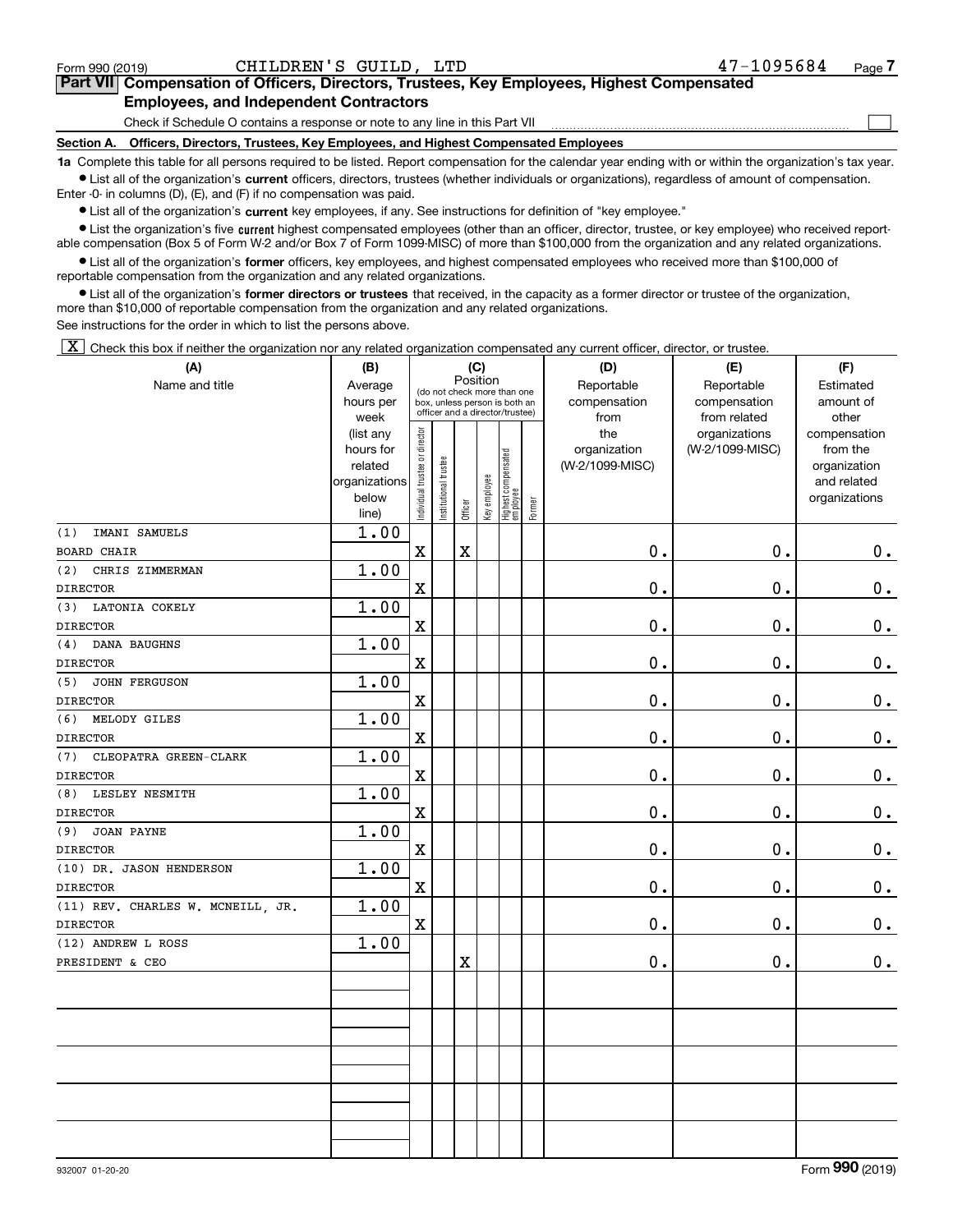Form 990 (2019) CHILDREN'S GUILD, LTD 47-1095684 Page 7

## Part VII Compensation of Officers, Directors, Trustees, Key Employees, Highest Compensated Employees, and Independent Contractors

Check if Schedule O contains a response or note to any line in this Part VII ☐

### Section A. Officers, Directors, Trustees, Key Employees, and Highest Compensated Employees

**1a** Complete this table for all persons required to be listed. Report compensation for the calendar year ending with or within the organization's tax year.

- List all of the organization's **current** officers, directors, trustees (whether individuals or organizations), regardless of amount of compensation. Enter -0- in columns (D), (E), and (F) if no compensation was paid.
- List all of the organization's **current** key employees, if any. See instructions for definition of "key employee."
- List the organization's five **current** highest compensated employees (other than an officer, director, trustee, or key employee) who received reportable compensation (Box 5 of Form W-2 and/or Box 7 of Form 1099-MISC) of more than $100,000 from the organization and any related organizations.
- List all of the organization's **former** officers, key employees, and highest compensated employees who received more than $100,000 of reportable compensation from the organization and any related organizations.
- List all of the organization's **former directors or trustees** that received, in the capacity as a former director or trustee of the organization, more than $10,000 of reportable compensation from the organization and any related organizations.

See instructions for the order in which to list the persons above.

☒ Check this box if neither the organization nor any related organization compensated any current officer, director, or trustee.

| (A) Name and title | (B) Average hours per week (list any hours for related organizations below line) | (C) Position: Individual trustee or director | Institutional trustee | Officer | Key employee | Highest compensated employee | Former | (D) Reportable compensation from the organization (W-2/1099-MISC) | (E) Reportable compensation from related organizations (W-2/1099-MISC) | (F) Estimated amount of other compensation from the organization and related organizations |
|---|---|---|---|---|---|---|---|---|---|---|
| (1) IMANI SAMUELS<br>BOARD CHAIR | 1.00 | X | | X | | | | 0. | 0. | 0. |
| (2) CHRIS ZIMMERMAN<br>DIRECTOR | 1.00 | X | | | | | | 0. | 0. | 0. |
| (3) LATONIA COKELY<br>DIRECTOR | 1.00 | X | | | | | | 0. | 0. | 0. |
| (4) DANA BAUGHNS<br>DIRECTOR | 1.00 | X | | | | | | 0. | 0. | 0. |
| (5) JOHN FERGUSON<br>DIRECTOR | 1.00 | X | | | | | | 0. | 0. | 0. |
| (6) MELODY GILES<br>DIRECTOR | 1.00 | X | | | | | | 0. | 0. | 0. |
| (7) CLEOPATRA GREEN-CLARK<br>DIRECTOR | 1.00 | X | | | | | | 0. | 0. | 0. |
| (8) LESLEY NESMITH<br>DIRECTOR | 1.00 | X | | | | | | 0. | 0. | 0. |
| (9) JOAN PAYNE<br>DIRECTOR | 1.00 | X | | | | | | 0. | 0. | 0. |
| (10) DR. JASON HENDERSON<br>DIRECTOR | 1.00 | X | | | | | | 0. | 0. | 0. |
| (11) REV. CHARLES W. MCNEILL, JR.<br>DIRECTOR | 1.00 | X | | | | | | 0. | 0. | 0. |
| (12) ANDREW L ROSS<br>PRESIDENT & CEO | 1.00 | | | X | | | | 0. | 0. | 0. |
| | | | | | | | | | | |
| | | | | | | | | | | |
| | | | | | | | | | | |
| | | | | | | | | | | |
| | | | | | | | | | | |

932007 01-20-20 Form **990** (2019)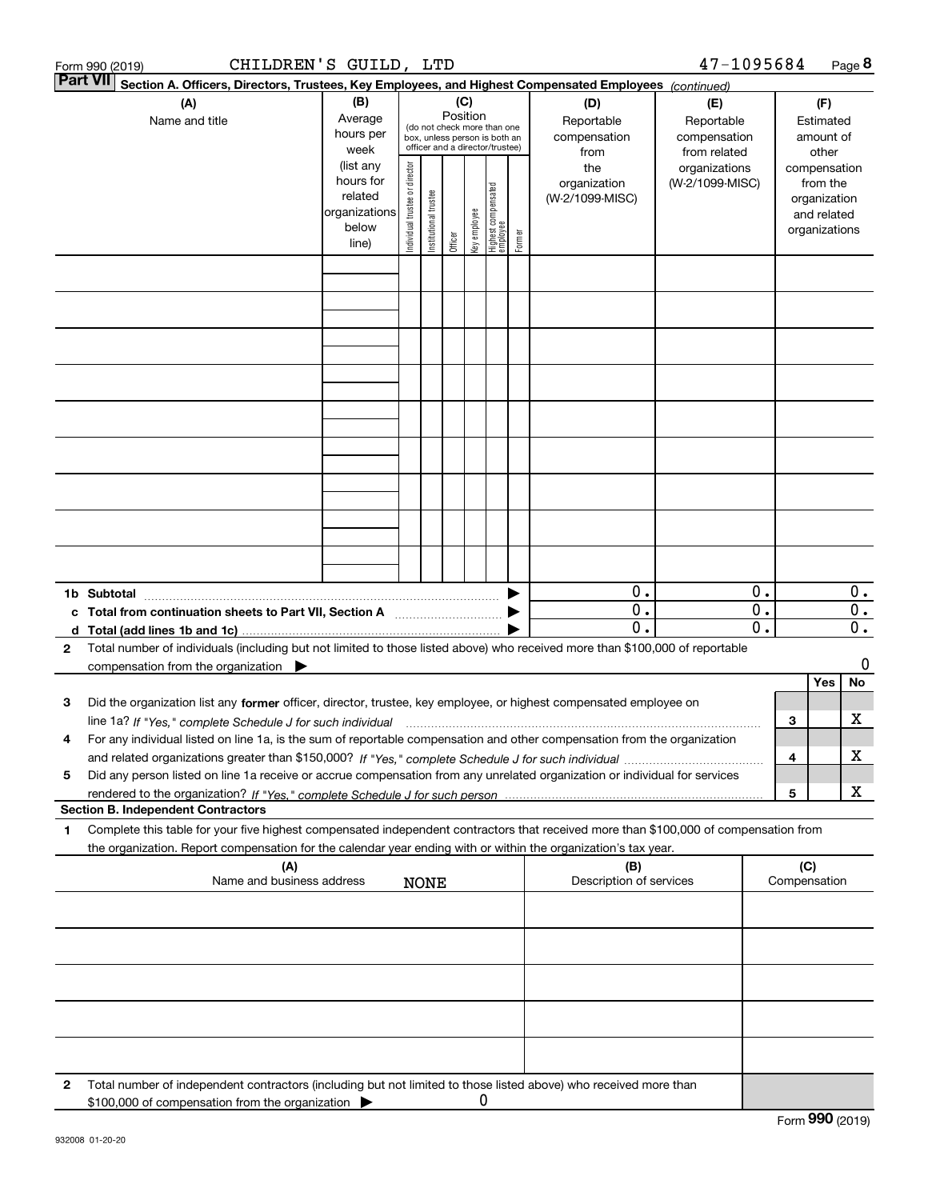Form 990 (2019) CHILDREN'S GUILD, LTD 47-1095684 Page 8

**Part VII** **Section A. Officers, Directors, Trustees, Key Employees, and Highest Compensated Employees** *(continued)*

| (A) Name and title | (B) Average hours per week (list any hours for related organizations below line) | (C) Position (do not check more than one box, unless person is both an officer and a director/trustee): Individual trustee or director | Institutional trustee | Officer | Key employee | Highest compensated employee | Former | (D) Reportable compensation from the organization (W-2/1099-MISC) | (E) Reportable compensation from related organizations (W-2/1099-MISC) | (F) Estimated amount of other compensation from the organization and related organizations |
|---|---|---|---|---|---|---|---|---|---|---|
| | | | | | | | | | | |
| | | | | | | | | | | |
| | | | | | | | | | | |
| | | | | | | | | | | |
| | | | | | | | | | | |
| | | | | | | | | | | |
| | | | | | | | | | | |
| | | | | | | | | | | |
| | | | | | | | | | | |
| **1b Subtotal** | | | | | | | | 0. | 0. | 0. |
| **c Total from continuation sheets to Part VII, Section A** | | | | | | | | 0. | 0. | 0. |
| **d Total (add lines 1b and 1c)** | | | | | | | | 0. | 0. | 0. |

**2** Total number of individuals (including but not limited to those listed above) who received more than $100,000 of reportable compensation from the organization ▶ 0

| | | | Yes | No |
|---|---|---|---|---|
| **3** | Did the organization list any **former** officer, director, trustee, key employee, or highest compensated employee on line 1a? *If "Yes," complete Schedule J for such individual* | 3 | | X |
| **4** | For any individual listed on line 1a, is the sum of reportable compensation and other compensation from the organization and related organizations greater than $150,000? *If "Yes," complete Schedule J for such individual* | 4 | | X |
| **5** | Did any person listed on line 1a receive or accrue compensation from any unrelated organization or individual for services rendered to the organization? *If "Yes," complete Schedule J for such person* | 5 | | X |

**Section B. Independent Contractors**

**1** Complete this table for your five highest compensated independent contractors that received more than $100,000 of compensation from the organization. Report compensation for the calendar year ending with or within the organization's tax year.

| (A) Name and business address | (B) Description of services | (C) Compensation |
|---|---|---|
| NONE | | |
| | | |
| | | |
| | | |
| | | |

**2** Total number of independent contractors (including but not limited to those listed above) who received more than $100,000 of compensation from the organization ▶ 0

932008 01-20-20

Form **990** (2019)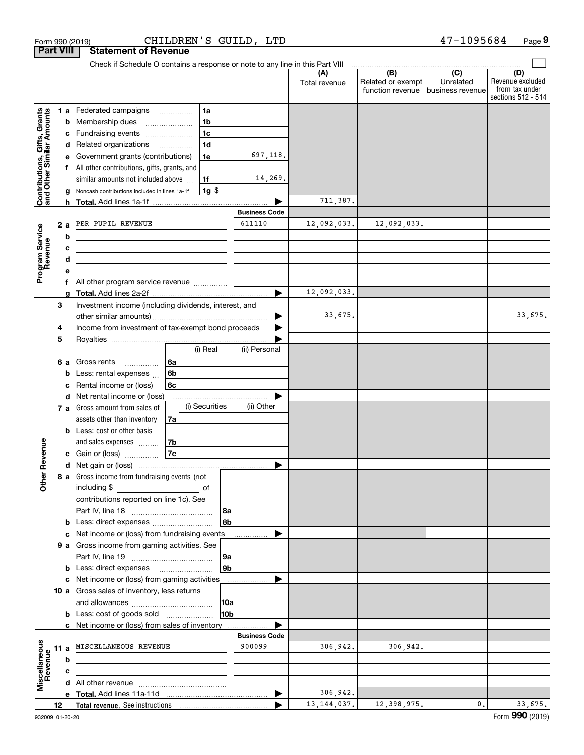Form 990 (2019) CHILDREN'S GUILD, LTD 47-1095684

## Part VIII Statement of Revenue

Check if Schedule O contains a response or note to any line in this Part VIII

| | | | | (A) Total revenue | (B) Related or exempt function revenue | (C) Unrelated business revenue | (D) Revenue excluded from tax under sections 512 - 514 |
|---|---|---|---|---|---|---|---|
| **Contributions, Gifts, Grants and Other Similar Amounts** | 1a Federated campaigns | 1a | | | | | |
| | b Membership dues | 1b | | | | | |
| | c Fundraising events | 1c | | | | | |
| | d Related organizations | 1d | | | | | |
| | e Government grants (contributions) | 1e | 697,118. | | | | |
| | f All other contributions, gifts, grants, and similar amounts not included above | 1f | 14,269. | | | | |
| | g Noncash contributions included in lines 1a-1f | 1g $ | | | | | |
| | h **Total.** Add lines 1a-1f | | | 711,387. | | | |
| **Program Service Revenue** | | | **Business Code** | | | | |
| | 2a PER PUPIL REVENUE | | 611110 | 12,092,033. | 12,092,033. | | |
| | b | | | | | | |
| | c | | | | | | |
| | d | | | | | | |
| | e | | | | | | |
| | f All other program service revenue | | | | | | |
| | g **Total.** Add lines 2a-2f | | | 12,092,033. | | | |
| **Other Revenue** | 3 Investment income (including dividends, interest, and other similar amounts) | | | 33,675. | | | 33,675. |
| | 4 Income from investment of tax-exempt bond proceeds | | | | | | |
| | 5 Royalties | | | | | | |
| | | | (i) Real / (ii) Personal | | | | |
| | 6a Gross rents | 6a | | | | | |
| | b Less: rental expenses | 6b | | | | | |
| | c Rental income or (loss) | 6c | | | | | |
| | d Net rental income or (loss) | | | | | | |
| | | | (i) Securities / (ii) Other | | | | |
| | 7a Gross amount from sales of assets other than inventory | 7a | | | | | |
| | b Less: cost or other basis and sales expenses | 7b | | | | | |
| | c Gain or (loss) | 7c | | | | | |
| | d Net gain or (loss) | | | | | | |
| | 8a Gross income from fundraising events (not including $ of contributions reported on line 1c). See Part IV, line 18 | 8a | | | | | |
| | b Less: direct expenses | 8b | | | | | |
| | c Net income or (loss) from fundraising events | | | | | | |
| | 9a Gross income from gaming activities. See Part IV, line 19 | 9a | | | | | |
| | b Less: direct expenses | 9b | | | | | |
| | c Net income or (loss) from gaming activities | | | | | | |
| | 10a Gross sales of inventory, less returns and allowances | 10a | | | | | |
| | b Less: cost of goods sold | 10b | | | | | |
| | c Net income or (loss) from sales of inventory | | | | | | |
| **Miscellaneous Revenue** | | | **Business Code** | | | | |
| | 11a MISCELLANEOUS REVENUE | | 900099 | 306,942. | 306,942. | | |
| | b | | | | | | |
| | c | | | | | | |
| | d All other revenue | | | | | | |
| | e **Total.** Add lines 11a-11d | | | 306,942. | | | |
| | 12 **Total revenue.** See instructions | | | 13,144,037. | 12,398,975. | 0. | 33,675. |

932009 01-20-20 Form **990** (2019)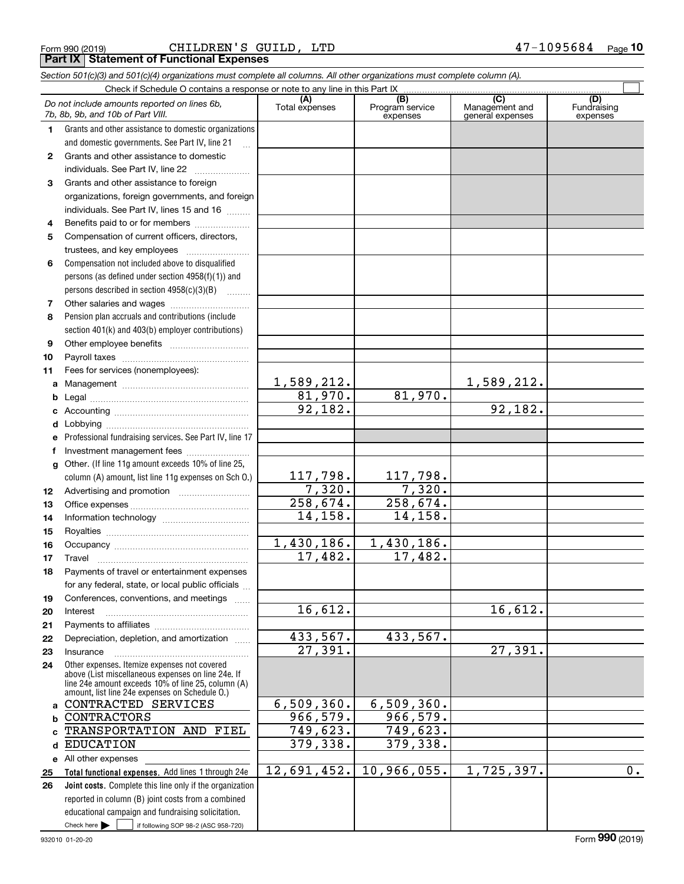Form 990 (2019) CHILDREN'S GUILD, LTD 47-1095684

## Part IX Statement of Functional Expenses

*Section 501(c)(3) and 501(c)(4) organizations must complete all columns. All other organizations must complete column (A).*

Check if Schedule O contains a response or note to any line in this Part IX

| *Do not include amounts reported on lines 6b, 7b, 8b, 9b, and 10b of Part VIII.* | (A) Total expenses | (B) Program service expenses | (C) Management and general expenses | (D) Fundraising expenses |
|---|---|---|---|---|
| **1** Grants and other assistance to domestic organizations and domestic governments. See Part IV, line 21 | | | | |
| **2** Grants and other assistance to domestic individuals. See Part IV, line 22 | | | | |
| **3** Grants and other assistance to foreign organizations, foreign governments, and foreign individuals. See Part IV, lines 15 and 16 | | | | |
| **4** Benefits paid to or for members | | | | |
| **5** Compensation of current officers, directors, trustees, and key employees | | | | |
| **6** Compensation not included above to disqualified persons (as defined under section 4958(f)(1)) and persons described in section 4958(c)(3)(B) | | | | |
| **7** Other salaries and wages | | | | |
| **8** Pension plan accruals and contributions (include section 401(k) and 403(b) employer contributions) | | | | |
| **9** Other employee benefits | | | | |
| **10** Payroll taxes | | | | |
| **11** Fees for services (nonemployees): | | | | |
| **a** Management | 1,589,212. | | 1,589,212. | |
| **b** Legal | 81,970. | 81,970. | | |
| **c** Accounting | 92,182. | | 92,182. | |
| **d** Lobbying | | | | |
| **e** Professional fundraising services. See Part IV, line 17 | | | | |
| **f** Investment management fees | | | | |
| **g** Other. (If line 11g amount exceeds 10% of line 25, column (A) amount, list line 11g expenses on Sch O.) | 117,798. | 117,798. | | |
| **12** Advertising and promotion | 7,320. | 7,320. | | |
| **13** Office expenses | 258,674. | 258,674. | | |
| **14** Information technology | 14,158. | 14,158. | | |
| **15** Royalties | | | | |
| **16** Occupancy | 1,430,186. | 1,430,186. | | |
| **17** Travel | 17,482. | 17,482. | | |
| **18** Payments of travel or entertainment expenses for any federal, state, or local public officials | | | | |
| **19** Conferences, conventions, and meetings | | | | |
| **20** Interest | 16,612. | | 16,612. | |
| **21** Payments to affiliates | | | | |
| **22** Depreciation, depletion, and amortization | 433,567. | 433,567. | | |
| **23** Insurance | 27,391. | | 27,391. | |
| **24** Other expenses. Itemize expenses not covered above (List miscellaneous expenses on line 24e. If line 24e amount exceeds 10% of line 25, column (A) amount, list line 24e expenses on Schedule O.) | | | | |
| **a** CONTRACTED SERVICES | 6,509,360. | 6,509,360. | | |
| **b** CONTRACTORS | 966,579. | 966,579. | | |
| **c** TRANSPORTATION AND FIEL | 749,623. | 749,623. | | |
| **d** EDUCATION | 379,338. | 379,338. | | |
| **e** All other expenses | | | | |
| **25** **Total functional expenses.** Add lines 1 through 24e | 12,691,452. | 10,966,055. | 1,725,397. | 0. |
| **26** **Joint costs.** Complete this line only if the organization reported in column (B) joint costs from a combined educational campaign and fundraising solicitation. Check here ☐ if following SOP 98-2 (ASC 958-720) | | | | |

932010 01-20-20 Form **990** (2019)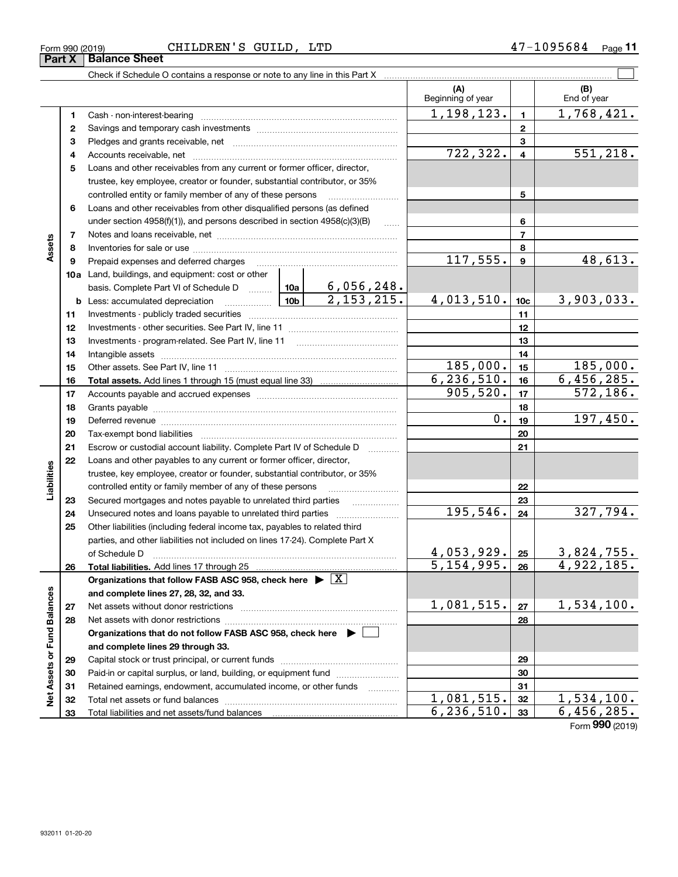Form 990 (2019) CHILDREN'S GUILD, LTD 47-1095684

## Part X Balance Sheet

Check if Schedule O contains a response or note to any line in this Part X

| | | | | (A) Beginning of year | | (B) End of year |
|---|---|---|---|---|---|---|
| **Assets** | 1 | Cash - non-interest-bearing | | 1,198,123. | 1 | 1,768,421. |
| | 2 | Savings and temporary cash investments | | | 2 | |
| | 3 | Pledges and grants receivable, net | | | 3 | |
| | 4 | Accounts receivable, net | | 722,322. | 4 | 551,218. |
| | 5 | Loans and other receivables from any current or former officer, director, trustee, key employee, creator or founder, substantial contributor, or 35% controlled entity or family member of any of these persons | | | 5 | |
| | 6 | Loans and other receivables from other disqualified persons (as defined under section 4958(f)(1)), and persons described in section 4958(c)(3)(B) | | | 6 | |
| | 7 | Notes and loans receivable, net | | | 7 | |
| | 8 | Inventories for sale or use | | | 8 | |
| | 9 | Prepaid expenses and deferred charges | | 117,555. | 9 | 48,613. |
| | 10a | Land, buildings, and equipment: cost or other basis. Complete Part VI of Schedule D | 10a 6,056,248. | | | |
| | b | Less: accumulated depreciation | 10b 2,153,215. | 4,013,510. | 10c | 3,903,033. |
| | 11 | Investments - publicly traded securities | | | 11 | |
| | 12 | Investments - other securities. See Part IV, line 11 | | | 12 | |
| | 13 | Investments - program-related. See Part IV, line 11 | | | 13 | |
| | 14 | Intangible assets | | | 14 | |
| | 15 | Other assets. See Part IV, line 11 | | 185,000. | 15 | 185,000. |
| | 16 | **Total assets.** Add lines 1 through 15 (must equal line 33) | | 6,236,510. | 16 | 6,456,285. |
| **Liabilities** | 17 | Accounts payable and accrued expenses | | 905,520. | 17 | 572,186. |
| | 18 | Grants payable | | | 18 | |
| | 19 | Deferred revenue | | 0. | 19 | 197,450. |
| | 20 | Tax-exempt bond liabilities | | | 20 | |
| | 21 | Escrow or custodial account liability. Complete Part IV of Schedule D | | | 21 | |
| | 22 | Loans and other payables to any current or former officer, director, trustee, key employee, creator or founder, substantial contributor, or 35% controlled entity or family member of any of these persons | | | 22 | |
| | 23 | Secured mortgages and notes payable to unrelated third parties | | | 23 | |
| | 24 | Unsecured notes and loans payable to unrelated third parties | | 195,546. | 24 | 327,794. |
| | 25 | Other liabilities (including federal income tax, payables to related third parties, and other liabilities not included on lines 17-24). Complete Part X of Schedule D | | 4,053,929. | 25 | 3,824,755. |
| | 26 | **Total liabilities.** Add lines 17 through 25 | | 5,154,995. | 26 | 4,922,185. |
| **Net Assets or Fund Balances** | | **Organizations that follow FASB ASC 958, check here ▶ [X] and complete lines 27, 28, 32, and 33.** | | | | |
| | 27 | Net assets without donor restrictions | | 1,081,515. | 27 | 1,534,100. |
| | 28 | Net assets with donor restrictions | | | 28 | |
| | | **Organizations that do not follow FASB ASC 958, check here ▶ [ ] and complete lines 29 through 33.** | | | | |
| | 29 | Capital stock or trust principal, or current funds | | | 29 | |
| | 30 | Paid-in or capital surplus, or land, building, or equipment fund | | | 30 | |
| | 31 | Retained earnings, endowment, accumulated income, or other funds | | | 31 | |
| | 32 | Total net assets or fund balances | | 1,081,515. | 32 | 1,534,100. |
| | 33 | Total liabilities and net assets/fund balances | | 6,236,510. | 33 | 6,456,285. |

Form **990** (2019)

932011 01-20-20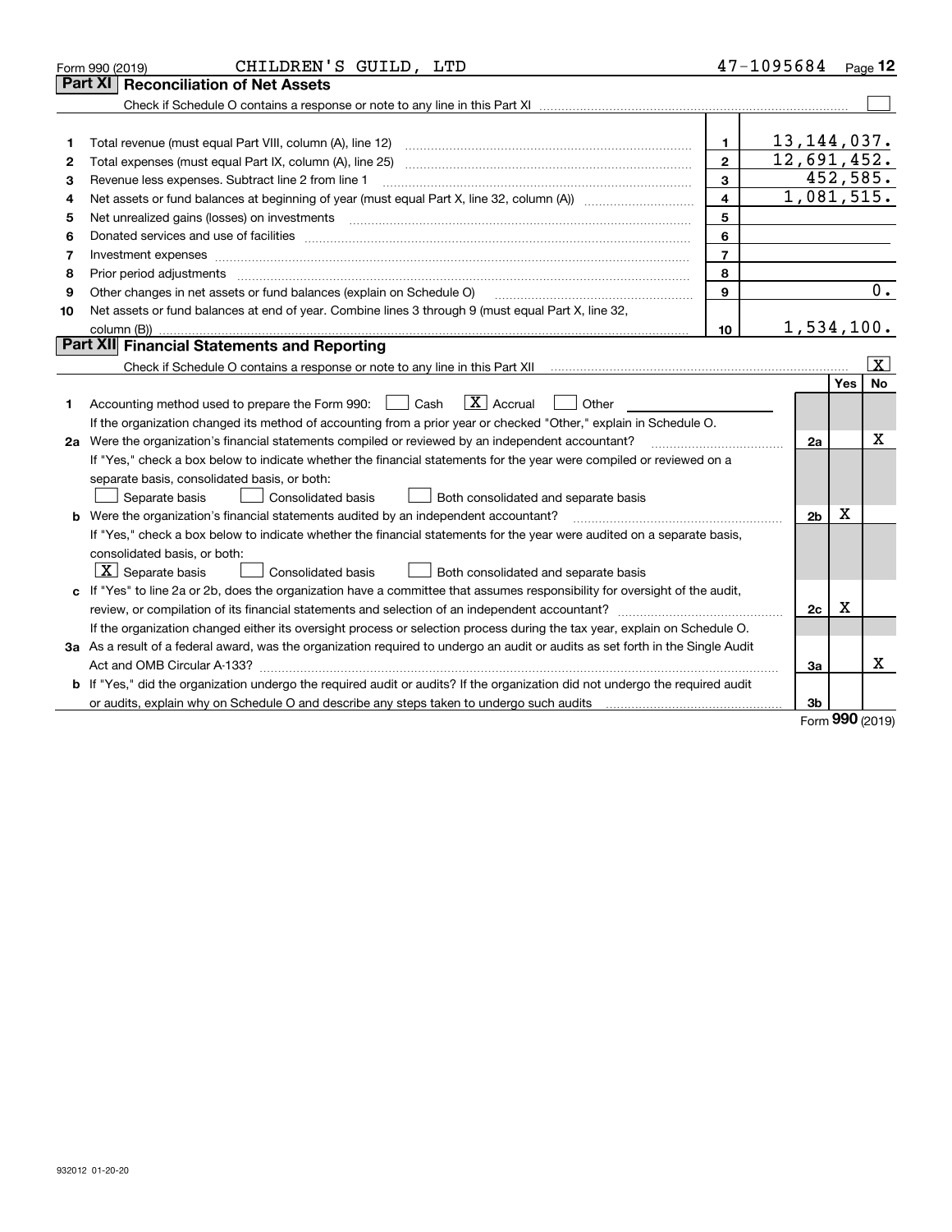Form 990 (2019) CHILDREN'S GUILD, LTD 47-1095684 Page 12

## Part XI Reconciliation of Net Assets

Check if Schedule O contains a response or note to any line in this Part XI ☐

| | | | |
|---|---|---|---|
| 1 | Total revenue (must equal Part VIII, column (A), line 12) | 1 | 13,144,037. |
| 2 | Total expenses (must equal Part IX, column (A), line 25) | 2 | 12,691,452. |
| 3 | Revenue less expenses. Subtract line 2 from line 1 | 3 | 452,585. |
| 4 | Net assets or fund balances at beginning of year (must equal Part X, line 32, column (A)) | 4 | 1,081,515. |
| 5 | Net unrealized gains (losses) on investments | 5 | |
| 6 | Donated services and use of facilities | 6 | |
| 7 | Investment expenses | 7 | |
| 8 | Prior period adjustments | 8 | |
| 9 | Other changes in net assets or fund balances (explain on Schedule O) | 9 | 0. |
| 10 | Net assets or fund balances at end of year. Combine lines 3 through 9 (must equal Part X, line 32, column (B)) | 10 | 1,534,100. |

## Part XII Financial Statements and Reporting

Check if Schedule O contains a response or note to any line in this Part XII ☒

| | | | Yes | No |
|---|---|---|---|---|
| 1 | Accounting method used to prepare the Form 990: ☐ Cash ☒ Accrual ☐ Other<br>If the organization changed its method of accounting from a prior year or checked "Other," explain in Schedule O. | | | |
| 2a | Were the organization's financial statements compiled or reviewed by an independent accountant?<br>If "Yes," check a box below to indicate whether the financial statements for the year were compiled or reviewed on a separate basis, consolidated basis, or both:<br>☐ Separate basis ☐ Consolidated basis ☐ Both consolidated and separate basis | 2a | | X |
| b | Were the organization's financial statements audited by an independent accountant?<br>If "Yes," check a box below to indicate whether the financial statements for the year were audited on a separate basis, consolidated basis, or both:<br>☒ Separate basis ☐ Consolidated basis ☐ Both consolidated and separate basis | 2b | X | |
| c | If "Yes" to line 2a or 2b, does the organization have a committee that assumes responsibility for oversight of the audit, review, or compilation of its financial statements and selection of an independent accountant?<br>If the organization changed either its oversight process or selection process during the tax year, explain on Schedule O. | 2c | X | |
| 3a | As a result of a federal award, was the organization required to undergo an audit or audits as set forth in the Single Audit Act and OMB Circular A-133? | 3a | | X |
| b | If "Yes," did the organization undergo the required audit or audits? If the organization did not undergo the required audit or audits, explain why on Schedule O and describe any steps taken to undergo such audits | 3b | | |

Form 990 (2019)

932012 01-20-20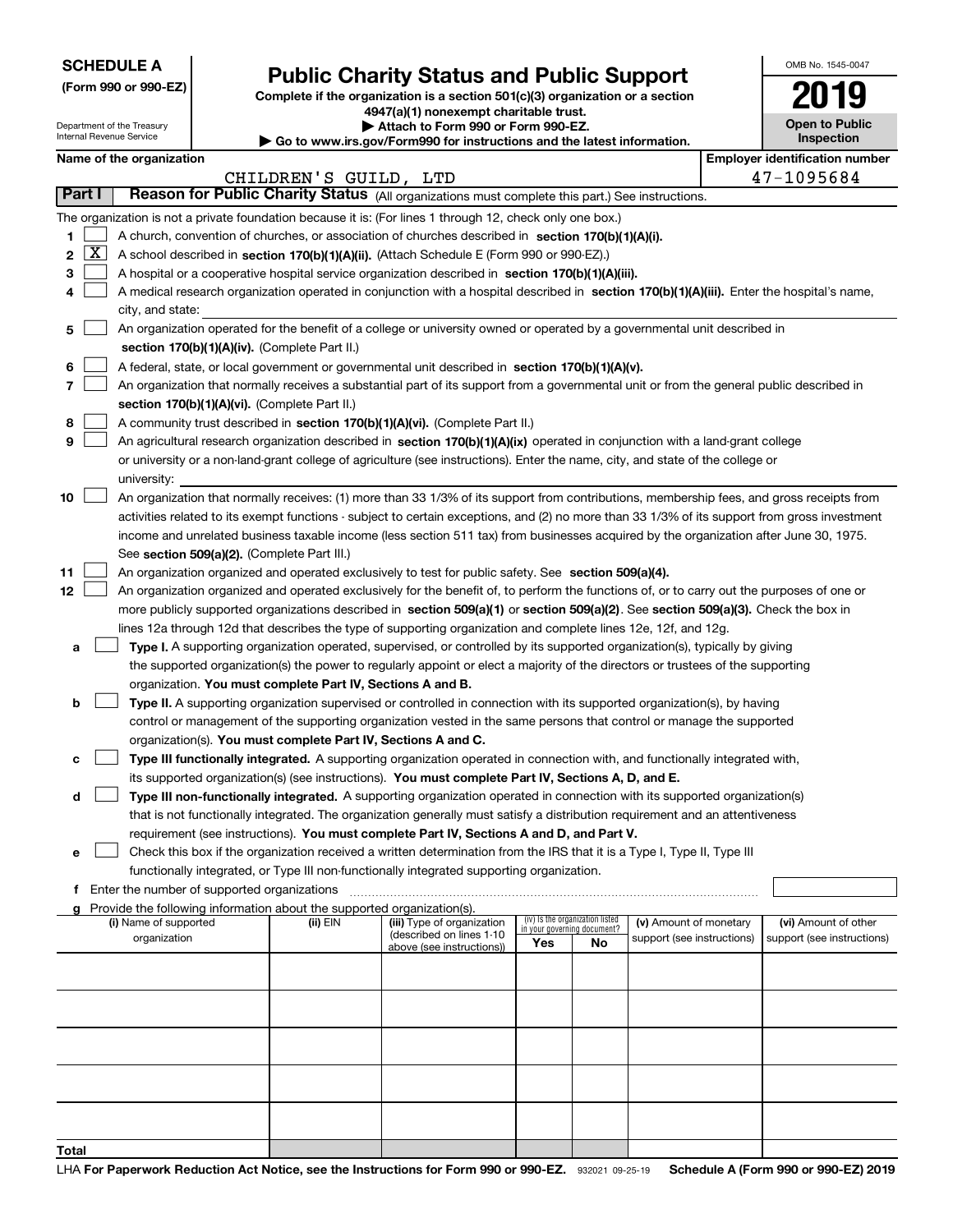**SCHEDULE A**
**(Form 990 or 990-EZ)**

Department of the Treasury
Internal Revenue Service

# Public Charity Status and Public Support

**Complete if the organization is a section 501(c)(3) organization or a section 4947(a)(1) nonexempt charitable trust.**
**▶ Attach to Form 990 or Form 990-EZ.**
**▶ Go to www.irs.gov/Form990 for instructions and the latest information.**

OMB No. 1545-0047

**2019**

**Open to Public Inspection**

**Name of the organization:** CHILDREN'S GUILD, LTD

**Employer identification number:** 47-1095684

## Part I Reason for Public Charity Status (All organizations must complete this part.) See instructions.

The organization is not a private foundation because it is: (For lines 1 through 12, check only one box.)

1. [ ] A church, convention of churches, or association of churches described in **section 170(b)(1)(A)(i).**
2. [X] A school described in **section 170(b)(1)(A)(ii).** (Attach Schedule E (Form 990 or 990-EZ).)
3. [ ] A hospital or a cooperative hospital service organization described in **section 170(b)(1)(A)(iii).**
4. [ ] A medical research organization operated in conjunction with a hospital described in **section 170(b)(1)(A)(iii).** Enter the hospital's name, city, and state:
5. [ ] An organization operated for the benefit of a college or university owned or operated by a governmental unit described in **section 170(b)(1)(A)(iv).** (Complete Part II.)
6. [ ] A federal, state, or local government or governmental unit described in **section 170(b)(1)(A)(v).**
7. [ ] An organization that normally receives a substantial part of its support from a governmental unit or from the general public described in **section 170(b)(1)(A)(vi).** (Complete Part II.)
8. [ ] A community trust described in **section 170(b)(1)(A)(vi).** (Complete Part II.)
9. [ ] An agricultural research organization described in **section 170(b)(1)(A)(ix)** operated in conjunction with a land-grant college or university or a non-land-grant college of agriculture (see instructions). Enter the name, city, and state of the college or university:
10. [ ] An organization that normally receives: (1) more than 33 1/3% of its support from contributions, membership fees, and gross receipts from activities related to its exempt functions - subject to certain exceptions, and (2) no more than 33 1/3% of its support from gross investment income and unrelated business taxable income (less section 511 tax) from businesses acquired by the organization after June 30, 1975. See **section 509(a)(2).** (Complete Part III.)
11. [ ] An organization organized and operated exclusively to test for public safety. See **section 509(a)(4).**
12. [ ] An organization organized and operated exclusively for the benefit of, to perform the functions of, or to carry out the purposes of one or more publicly supported organizations described in **section 509(a)(1)** or **section 509(a)(2)**. See **section 509(a)(3).** Check the box in lines 12a through 12d that describes the type of supporting organization and complete lines 12e, 12f, and 12g.
   - **a** [ ] **Type I.** A supporting organization operated, supervised, or controlled by its supported organization(s), typically by giving the supported organization(s) the power to regularly appoint or elect a majority of the directors or trustees of the supporting organization. **You must complete Part IV, Sections A and B.**
   - **b** [ ] **Type II.** A supporting organization supervised or controlled in connection with its supported organization(s), by having control or management of the supporting organization vested in the same persons that control or manage the supported organization(s). **You must complete Part IV, Sections A and C.**
   - **c** [ ] **Type III functionally integrated.** A supporting organization operated in connection with, and functionally integrated with, its supported organization(s) (see instructions). **You must complete Part IV, Sections A, D, and E.**
   - **d** [ ] **Type III non-functionally integrated.** A supporting organization operated in connection with its supported organization(s) that is not functionally integrated. The organization generally must satisfy a distribution requirement and an attentiveness requirement (see instructions). **You must complete Part IV, Sections A and D, and Part V.**
   - **e** [ ] Check this box if the organization received a written determination from the IRS that it is a Type I, Type II, Type III functionally integrated, or Type III non-functionally integrated supporting organization.
   - **f** Enter the number of supported organizations
   - **g** Provide the following information about the supported organization(s).

| (i) Name of supported organization | (ii) EIN | (iii) Type of organization (described on lines 1-10 above (see instructions)) | (iv) Is the organization listed in your governing document? Yes | No | (v) Amount of monetary support (see instructions) | (vi) Amount of other support (see instructions) |
|---|---|---|---|---|---|---|
| | | | | | | |
| | | | | | | |
| | | | | | | |
| | | | | | | |
| | | | | | | |
| **Total** | | | | | | |

LHA **For Paperwork Reduction Act Notice, see the Instructions for Form 990 or 990-EZ.** 932021 09-25-19 **Schedule A (Form 990 or 990-EZ) 2019**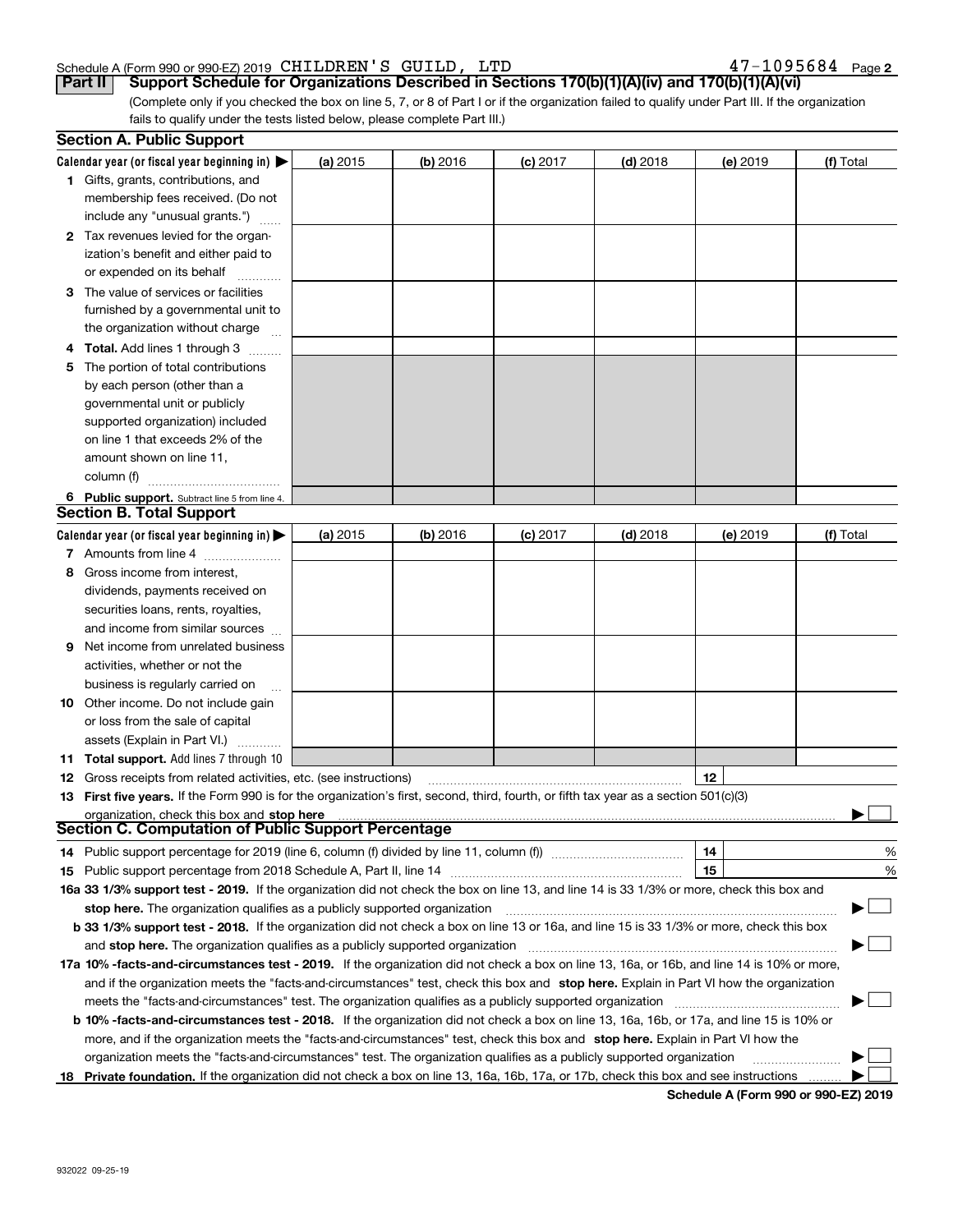Schedule A (Form 990 or 990-EZ) 2019 CHILDREN'S GUILD, LTD 47-1095684 Page 2

**Part II** **Support Schedule for Organizations Described in Sections 170(b)(1)(A)(iv) and 170(b)(1)(A)(vi)**

(Complete only if you checked the box on line 5, 7, or 8 of Part I or if the organization failed to qualify under Part III. If the organization fails to qualify under the tests listed below, please complete Part III.)

## Section A. Public Support

| Calendar year (or fiscal year beginning in) ▶ | (a) 2015 | (b) 2016 | (c) 2017 | (d) 2018 | (e) 2019 | (f) Total |
|---|---|---|---|---|---|---|
| 1 Gifts, grants, contributions, and membership fees received. (Do not include any "unusual grants.") | | | | | | |
| 2 Tax revenues levied for the organization's benefit and either paid to or expended on its behalf | | | | | | |
| 3 The value of services or facilities furnished by a governmental unit to the organization without charge | | | | | | |
| 4 **Total.** Add lines 1 through 3 | | | | | | |
| 5 The portion of total contributions by each person (other than a governmental unit or publicly supported organization) included on line 1 that exceeds 2% of the amount shown on line 11, column (f) | | | | | | |
| 6 **Public support.** Subtract line 5 from line 4. | | | | | | |

## Section B. Total Support

| Calendar year (or fiscal year beginning in) ▶ | (a) 2015 | (b) 2016 | (c) 2017 | (d) 2018 | (e) 2019 | (f) Total |
|---|---|---|---|---|---|---|
| 7 Amounts from line 4 | | | | | | |
| 8 Gross income from interest, dividends, payments received on securities loans, rents, royalties, and income from similar sources | | | | | | |
| 9 Net income from unrelated business activities, whether or not the business is regularly carried on | | | | | | |
| 10 Other income. Do not include gain or loss from the sale of capital assets (Explain in Part VI.) | | | | | | |
| 11 **Total support.** Add lines 7 through 10 | | | | | | |

12 Gross receipts from related activities, etc. (see instructions) 12

13 **First five years.** If the Form 990 is for the organization's first, second, third, fourth, or fifth tax year as a section 501(c)(3) organization, check this box and **stop here** ▶ ☐

## Section C. Computation of Public Support Percentage

14 Public support percentage for 2019 (line 6, column (f) divided by line 11, column (f)) 14 %

15 Public support percentage from 2018 Schedule A, Part II, line 14 15 %

**16a 33 1/3% support test - 2019.** If the organization did not check the box on line 13, and line 14 is 33 1/3% or more, check this box and **stop here.** The organization qualifies as a publicly supported organization ▶ ☐

**b 33 1/3% support test - 2018.** If the organization did not check a box on line 13 or 16a, and line 15 is 33 1/3% or more, check this box and **stop here.** The organization qualifies as a publicly supported organization ▶ ☐

**17a 10% -facts-and-circumstances test - 2019.** If the organization did not check a box on line 13, 16a, or 16b, and line 14 is 10% or more, and if the organization meets the "facts-and-circumstances" test, check this box and **stop here.** Explain in Part VI how the organization meets the "facts-and-circumstances" test. The organization qualifies as a publicly supported organization ▶ ☐

**b 10% -facts-and-circumstances test - 2018.** If the organization did not check a box on line 13, 16a, 16b, or 17a, and line 15 is 10% or more, and if the organization meets the "facts-and-circumstances" test, check this box and **stop here.** Explain in Part VI how the organization meets the "facts-and-circumstances" test. The organization qualifies as a publicly supported organization ▶ ☐

**18 Private foundation.** If the organization did not check a box on line 13, 16a, 16b, 17a, or 17b, check this box and see instructions ▶ ☐

**Schedule A (Form 990 or 990-EZ) 2019**

932022 09-25-19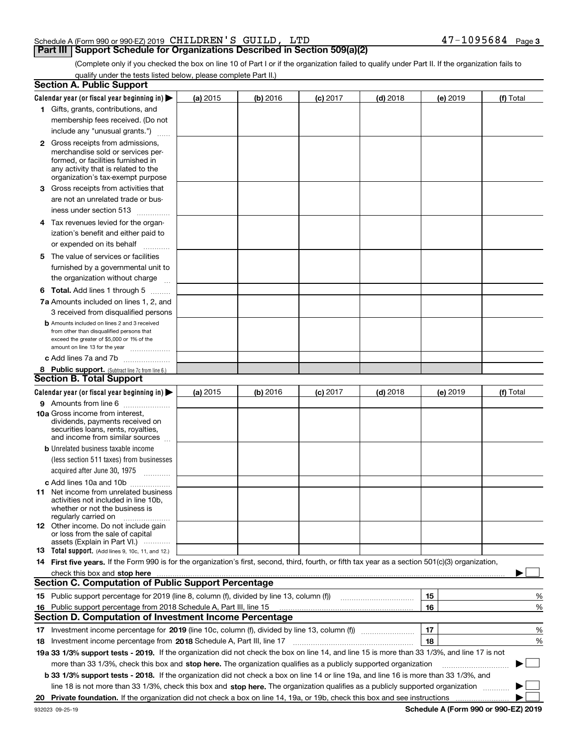Schedule A (Form 990 or 990-EZ) 2019 CHILDREN'S GUILD, LTD 47-1095684 Page 3

## Part III Support Schedule for Organizations Described in Section 509(a)(2)

(Complete only if you checked the box on line 10 of Part I or if the organization failed to qualify under Part II. If the organization fails to qualify under the tests listed below, please complete Part II.)

### Section A. Public Support

| Calendar year (or fiscal year beginning in) ▶ | (a) 2015 | (b) 2016 | (c) 2017 | (d) 2018 | (e) 2019 | (f) Total |
|---|---|---|---|---|---|---|
| 1 Gifts, grants, contributions, and membership fees received. (Do not include any "unusual grants.") | | | | | | |
| 2 Gross receipts from admissions, merchandise sold or services performed, or facilities furnished in any activity that is related to the organization's tax-exempt purpose | | | | | | |
| 3 Gross receipts from activities that are not an unrelated trade or business under section 513 | | | | | | |
| 4 Tax revenues levied for the organization's benefit and either paid to or expended on its behalf | | | | | | |
| 5 The value of services or facilities furnished by a governmental unit to the organization without charge | | | | | | |
| 6 Total. Add lines 1 through 5 | | | | | | |
| 7a Amounts included on lines 1, 2, and 3 received from disqualified persons | | | | | | |
| b Amounts included on lines 2 and 3 received from other than disqualified persons that exceed the greater of $5,000 or 1% of the amount on line 13 for the year | | | | | | |
| c Add lines 7a and 7b | | | | | | |
| 8 Public support. (Subtract line 7c from line 6.) | | | | | | |

### Section B. Total Support

| Calendar year (or fiscal year beginning in) ▶ | (a) 2015 | (b) 2016 | (c) 2017 | (d) 2018 | (e) 2019 | (f) Total |
|---|---|---|---|---|---|---|
| 9 Amounts from line 6 | | | | | | |
| 10a Gross income from interest, dividends, payments received on securities loans, rents, royalties, and income from similar sources | | | | | | |
| b Unrelated business taxable income (less section 511 taxes) from businesses acquired after June 30, 1975 | | | | | | |
| c Add lines 10a and 10b | | | | | | |
| 11 Net income from unrelated business activities not included in line 10b, whether or not the business is regularly carried on | | | | | | |
| 12 Other income. Do not include gain or loss from the sale of capital assets (Explain in Part VI.) | | | | | | |
| 13 Total support. (Add lines 9, 10c, 11, and 12.) | | | | | | |

14 **First five years.** If the Form 990 is for the organization's first, second, third, fourth, or fifth tax year as a section 501(c)(3) organization, check this box and **stop here** ▶ ☐

### Section C. Computation of Public Support Percentage

| | | | |
|---|---|---|---|
| 15 | Public support percentage for 2019 (line 8, column (f), divided by line 13, column (f)) | 15 | % |
| 16 | Public support percentage from 2018 Schedule A, Part III, line 15 | 16 | % |

### Section D. Computation of Investment Income Percentage

| | | | |
|---|---|---|---|
| 17 | Investment income percentage for **2019** (line 10c, column (f), divided by line 13, column (f)) | 17 | % |
| 18 | Investment income percentage from **2018** Schedule A, Part III, line 17 | 18 | % |

**19a 33 1/3% support tests - 2019.** If the organization did not check the box on line 14, and line 15 is more than 33 1/3%, and line 17 is not more than 33 1/3%, check this box and **stop here.** The organization qualifies as a publicly supported organization ▶ ☐

**b 33 1/3% support tests - 2018.** If the organization did not check a box on line 14 or line 19a, and line 16 is more than 33 1/3%, and line 18 is not more than 33 1/3%, check this box and **stop here.** The organization qualifies as a publicly supported organization ▶ ☐

**20 Private foundation.** If the organization did not check a box on line 14, 19a, or 19b, check this box and see instructions ▶ ☐

932023 09-25-19 **Schedule A (Form 990 or 990-EZ) 2019**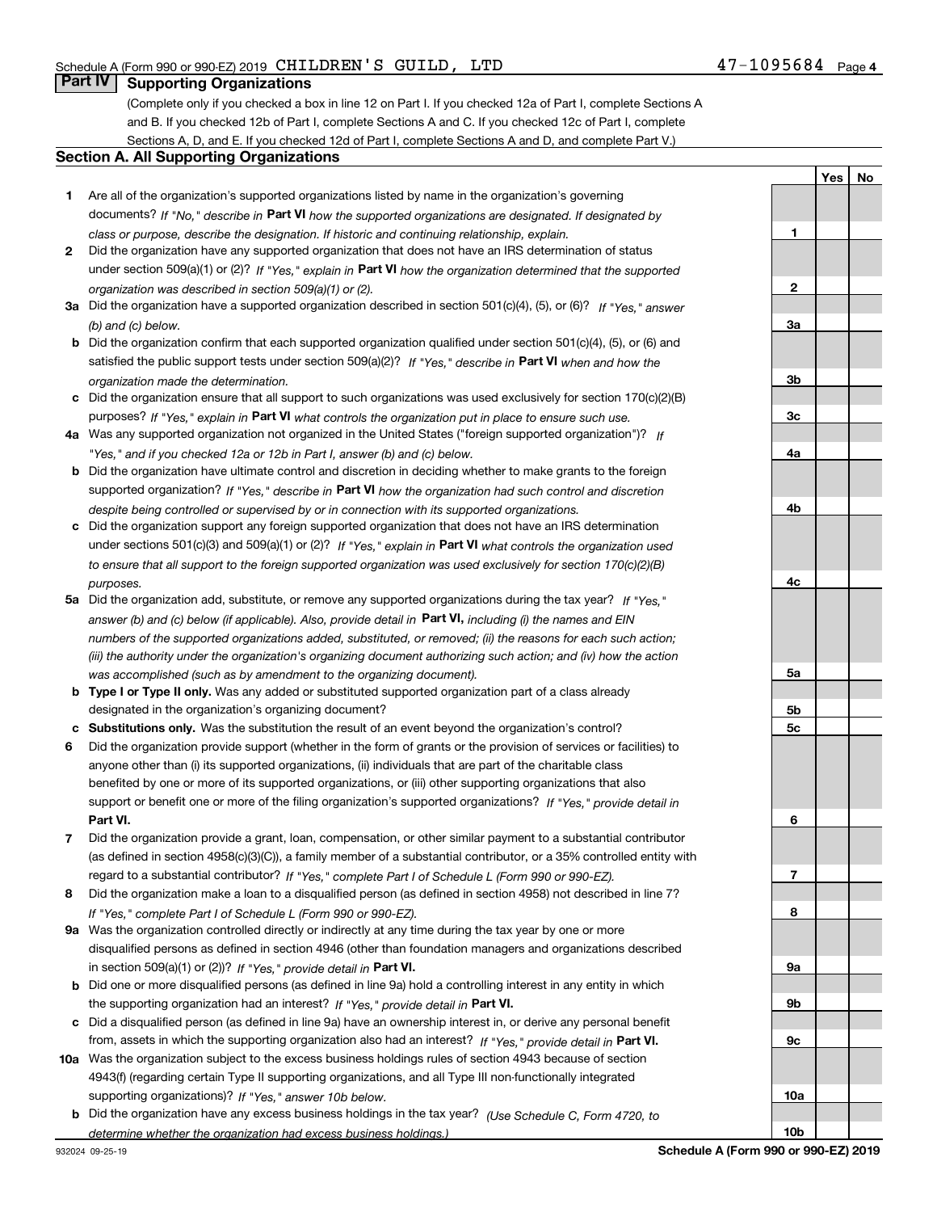Schedule A (Form 990 or 990-EZ) 2019 CHILDREN'S GUILD, LTD 47-1095684 Page 4

## Part IV Supporting Organizations

(Complete only if you checked a box in line 12 on Part I. If you checked 12a of Part I, complete Sections A and B. If you checked 12b of Part I, complete Sections A and C. If you checked 12c of Part I, complete Sections A, D, and E. If you checked 12d of Part I, complete Sections A and D, and complete Part V.)

### Section A. All Supporting Organizations

| | | Line | Yes | No |
|---|---|---|---|---|
| 1 | Are all of the organization's supported organizations listed by name in the organization's governing documents? *If "No," describe in* **Part VI** *how the supported organizations are designated. If designated by class or purpose, describe the designation. If historic and continuing relationship, explain.* | 1 | | |
| 2 | Did the organization have any supported organization that does not have an IRS determination of status under section 509(a)(1) or (2)? *If "Yes," explain in* **Part VI** *how the organization determined that the supported organization was described in section 509(a)(1) or (2).* | 2 | | |
| 3a | Did the organization have a supported organization described in section 501(c)(4), (5), or (6)? *If "Yes," answer (b) and (c) below.* | 3a | | |
| b | Did the organization confirm that each supported organization qualified under section 501(c)(4), (5), or (6) and satisfied the public support tests under section 509(a)(2)? *If "Yes," describe in* **Part VI** *when and how the organization made the determination.* | 3b | | |
| c | Did the organization ensure that all support to such organizations was used exclusively for section 170(c)(2)(B) purposes? *If "Yes," explain in* **Part VI** *what controls the organization put in place to ensure such use.* | 3c | | |
| 4a | Was any supported organization not organized in the United States ("foreign supported organization")? *If "Yes," and if you checked 12a or 12b in Part I, answer (b) and (c) below.* | 4a | | |
| b | Did the organization have ultimate control and discretion in deciding whether to make grants to the foreign supported organization? *If "Yes," describe in* **Part VI** *how the organization had such control and discretion despite being controlled or supervised by or in connection with its supported organizations.* | 4b | | |
| c | Did the organization support any foreign supported organization that does not have an IRS determination under sections 501(c)(3) and 509(a)(1) or (2)? *If "Yes," explain in* **Part VI** *what controls the organization used to ensure that all support to the foreign supported organization was used exclusively for section 170(c)(2)(B) purposes.* | 4c | | |
| 5a | Did the organization add, substitute, or remove any supported organizations during the tax year? *If "Yes," answer (b) and (c) below (if applicable). Also, provide detail in* **Part VI,** *including (i) the names and EIN numbers of the supported organizations added, substituted, or removed; (ii) the reasons for each such action; (iii) the authority under the organization's organizing document authorizing such action; and (iv) how the action was accomplished (such as by amendment to the organizing document).* | 5a | | |
| b | **Type I or Type II only.** Was any added or substituted supported organization part of a class already designated in the organization's organizing document? | 5b | | |
| c | **Substitutions only.** Was the substitution the result of an event beyond the organization's control? | 5c | | |
| 6 | Did the organization provide support (whether in the form of grants or the provision of services or facilities) to anyone other than (i) its supported organizations, (ii) individuals that are part of the charitable class benefited by one or more of its supported organizations, or (iii) other supporting organizations that also support or benefit one or more of the filing organization's supported organizations? *If "Yes," provide detail in* **Part VI.** | 6 | | |
| 7 | Did the organization provide a grant, loan, compensation, or other similar payment to a substantial contributor (as defined in section 4958(c)(3)(C)), a family member of a substantial contributor, or a 35% controlled entity with regard to a substantial contributor? *If "Yes," complete Part I of Schedule L (Form 990 or 990-EZ).* | 7 | | |
| 8 | Did the organization make a loan to a disqualified person (as defined in section 4958) not described in line 7? *If "Yes," complete Part I of Schedule L (Form 990 or 990-EZ).* | 8 | | |
| 9a | Was the organization controlled directly or indirectly at any time during the tax year by one or more disqualified persons as defined in section 4946 (other than foundation managers and organizations described in section 509(a)(1) or (2))? *If "Yes," provide detail in* **Part VI.** | 9a | | |
| b | Did one or more disqualified persons (as defined in line 9a) hold a controlling interest in any entity in which the supporting organization had an interest? *If "Yes," provide detail in* **Part VI.** | 9b | | |
| c | Did a disqualified person (as defined in line 9a) have an ownership interest in, or derive any personal benefit from, assets in which the supporting organization also had an interest? *If "Yes," provide detail in* **Part VI.** | 9c | | |
| 10a | Was the organization subject to the excess business holdings rules of section 4943 because of section 4943(f) (regarding certain Type II supporting organizations, and all Type III non-functionally integrated supporting organizations)? *If "Yes," answer 10b below.* | 10a | | |
| b | Did the organization have any excess business holdings in the tax year? *(Use Schedule C, Form 4720, to determine whether the organization had excess business holdings.)* | 10b | | |

932024 09-25-19 **Schedule A (Form 990 or 990-EZ) 2019**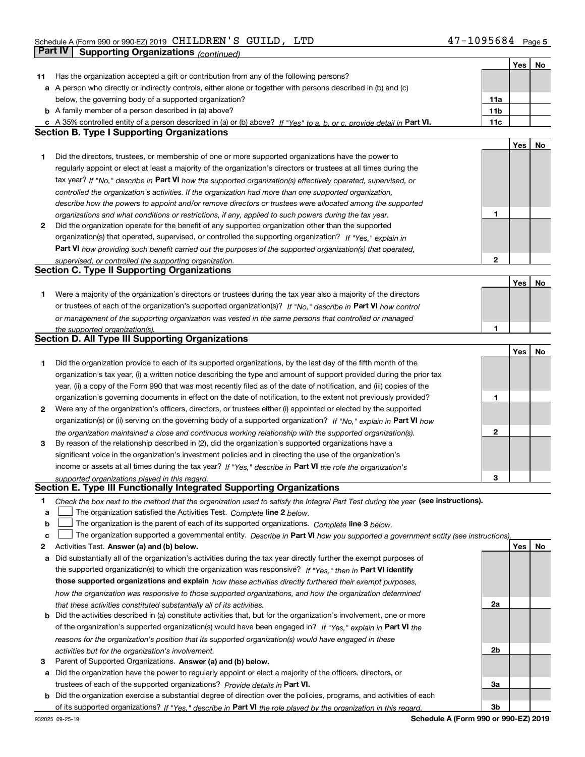Schedule A (Form 990 or 990-EZ) 2019 CHILDREN'S GUILD, LTD 47-1095684

## Part IV Supporting Organizations *(continued)*

| | | | Yes | No |
|---|---|---|---|---|
| **11** | Has the organization accepted a gift or contribution from any of the following persons? | | | |
| **a** | A person who directly or indirectly controls, either alone or together with persons described in (b) and (c) below, the governing body of a supported organization? | **11a** | | |
| **b** | A family member of a person described in (a) above? | **11b** | | |
| **c** | A 35% controlled entity of a person described in (a) or (b) above? *If "Yes" to a, b, or c, provide detail in* **Part VI.** | **11c** | | |

### Section B. Type I Supporting Organizations

| | | | Yes | No |
|---|---|---|---|---|
| **1** | Did the directors, trustees, or membership of one or more supported organizations have the power to regularly appoint or elect at least a majority of the organization's directors or trustees at all times during the tax year? *If "No," describe in* **Part VI** *how the supported organization(s) effectively operated, supervised, or controlled the organization's activities. If the organization had more than one supported organization, describe how the powers to appoint and/or remove directors or trustees were allocated among the supported organizations and what conditions or restrictions, if any, applied to such powers during the tax year.* | **1** | | |
| **2** | Did the organization operate for the benefit of any supported organization other than the supported organization(s) that operated, supervised, or controlled the supporting organization? *If "Yes," explain in* **Part VI** *how providing such benefit carried out the purposes of the supported organization(s) that operated, supervised, or controlled the supporting organization.* | **2** | | |

### Section C. Type II Supporting Organizations

| | | | Yes | No |
|---|---|---|---|---|
| **1** | Were a majority of the organization's directors or trustees during the tax year also a majority of the directors or trustees of each of the organization's supported organization(s)? *If "No," describe in* **Part VI** *how control or management of the supporting organization was vested in the same persons that controlled or managed the supported organization(s).* | **1** | | |

### Section D. All Type III Supporting Organizations

| | | | Yes | No |
|---|---|---|---|---|
| **1** | Did the organization provide to each of its supported organizations, by the last day of the fifth month of the organization's tax year, (i) a written notice describing the type and amount of support provided during the prior tax year, (ii) a copy of the Form 990 that was most recently filed as of the date of notification, and (iii) copies of the organization's governing documents in effect on the date of notification, to the extent not previously provided? | **1** | | |
| **2** | Were any of the organization's officers, directors, or trustees either (i) appointed or elected by the supported organization(s) or (ii) serving on the governing body of a supported organization? *If "No," explain in* **Part VI** *how the organization maintained a close and continuous working relationship with the supported organization(s).* | **2** | | |
| **3** | By reason of the relationship described in (2), did the organization's supported organizations have a significant voice in the organization's investment policies and in directing the use of the organization's income or assets at all times during the tax year? *If "Yes," describe in* **Part VI** *the role the organization's supported organizations played in this regard.* | **3** | | |

### Section E. Type III Functionally Integrated Supporting Organizations

**1** *Check the box next to the method that the organization used to satisfy the Integral Part Test during the year* **(see instructions).**

- **a** ☐ The organization satisfied the Activities Test. *Complete* **line 2** *below.*
- **b** ☐ The organization is the parent of each of its supported organizations. *Complete* **line 3** *below.*
- **c** ☐ The organization supported a governmental entity. *Describe in* **Part VI** *how you supported a government entity (see instructions).*

| | | | Yes | No |
|---|---|---|---|---|
| **2** | Activities Test. **Answer (a) and (b) below.** | | | |
| **a** | Did substantially all of the organization's activities during the tax year directly further the exempt purposes of the supported organization(s) to which the organization was responsive? *If "Yes," then in* **Part VI identify those supported organizations and explain** *how these activities directly furthered their exempt purposes, how the organization was responsive to those supported organizations, and how the organization determined that these activities constituted substantially all of its activities.* | **2a** | | |
| **b** | Did the activities described in (a) constitute activities that, but for the organization's involvement, one or more of the organization's supported organization(s) would have been engaged in? *If "Yes," explain in* **Part VI** *the reasons for the organization's position that its supported organization(s) would have engaged in these activities but for the organization's involvement.* | **2b** | | |
| **3** | Parent of Supported Organizations. **Answer (a) and (b) below.** | | | |
| **a** | Did the organization have the power to regularly appoint or elect a majority of the officers, directors, or trustees of each of the supported organizations? *Provide details in* **Part VI.** | **3a** | | |
| **b** | Did the organization exercise a substantial degree of direction over the policies, programs, and activities of each of its supported organizations? *If "Yes," describe in* **Part VI** *the role played by the organization in this regard.* | **3b** | | |

932025 09-25-19 **Schedule A (Form 990 or 990-EZ) 2019**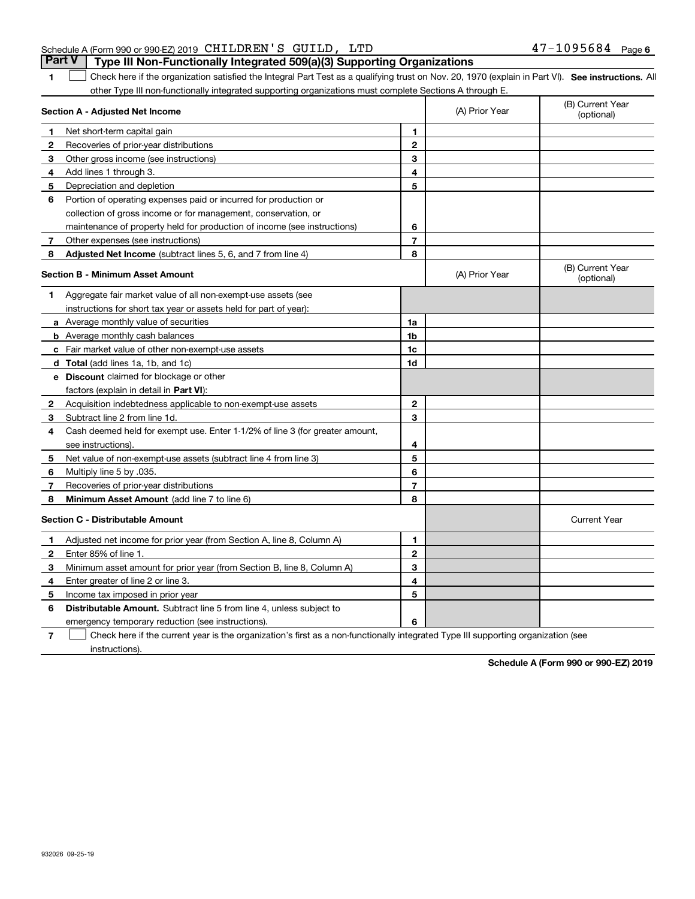Schedule A (Form 990 or 990-EZ) 2019 CHILDREN'S GUILD, LTD 47-1095684 Page 6

## Part V Type III Non-Functionally Integrated 509(a)(3) Supporting Organizations

1 ☐ Check here if the organization satisfied the Integral Part Test as a qualifying trust on Nov. 20, 1970 (explain in Part VI). **See instructions.** All other Type III non-functionally integrated supporting organizations must complete Sections A through E.

| **Section A - Adjusted Net Income** | | | (A) Prior Year | (B) Current Year (optional) |
|---|---|---|---|---|
| 1 | Net short-term capital gain | 1 | | |
| 2 | Recoveries of prior-year distributions | 2 | | |
| 3 | Other gross income (see instructions) | 3 | | |
| 4 | Add lines 1 through 3. | 4 | | |
| 5 | Depreciation and depletion | 5 | | |
| 6 | Portion of operating expenses paid or incurred for production or collection of gross income or for management, conservation, or maintenance of property held for production of income (see instructions) | 6 | | |
| 7 | Other expenses (see instructions) | 7 | | |
| 8 | **Adjusted Net Income** (subtract lines 5, 6, and 7 from line 4) | 8 | | |

| **Section B - Minimum Asset Amount** | | | (A) Prior Year | (B) Current Year (optional) |
|---|---|---|---|---|
| 1 | Aggregate fair market value of all non-exempt-use assets (see instructions for short tax year or assets held for part of year): | | | |
| a | Average monthly value of securities | 1a | | |
| b | Average monthly cash balances | 1b | | |
| c | Fair market value of other non-exempt-use assets | 1c | | |
| d | **Total** (add lines 1a, 1b, and 1c) | 1d | | |
| e | **Discount** claimed for blockage or other factors (explain in detail in **Part VI**): | | | |
| 2 | Acquisition indebtedness applicable to non-exempt-use assets | 2 | | |
| 3 | Subtract line 2 from line 1d. | 3 | | |
| 4 | Cash deemed held for exempt use. Enter 1-1/2% of line 3 (for greater amount, see instructions). | 4 | | |
| 5 | Net value of non-exempt-use assets (subtract line 4 from line 3) | 5 | | |
| 6 | Multiply line 5 by .035. | 6 | | |
| 7 | Recoveries of prior-year distributions | 7 | | |
| 8 | **Minimum Asset Amount** (add line 7 to line 6) | 8 | | |

| **Section C - Distributable Amount** | | | | Current Year |
|---|---|---|---|---|
| 1 | Adjusted net income for prior year (from Section A, line 8, Column A) | 1 | | |
| 2 | Enter 85% of line 1. | 2 | | |
| 3 | Minimum asset amount for prior year (from Section B, line 8, Column A) | 3 | | |
| 4 | Enter greater of line 2 or line 3. | 4 | | |
| 5 | Income tax imposed in prior year | 5 | | |
| 6 | **Distributable Amount.** Subtract line 5 from line 4, unless subject to emergency temporary reduction (see instructions). | 6 | | |

7 ☐ Check here if the current year is the organization's first as a non-functionally integrated Type III supporting organization (see instructions).

**Schedule A (Form 990 or 990-EZ) 2019**

932026 09-25-19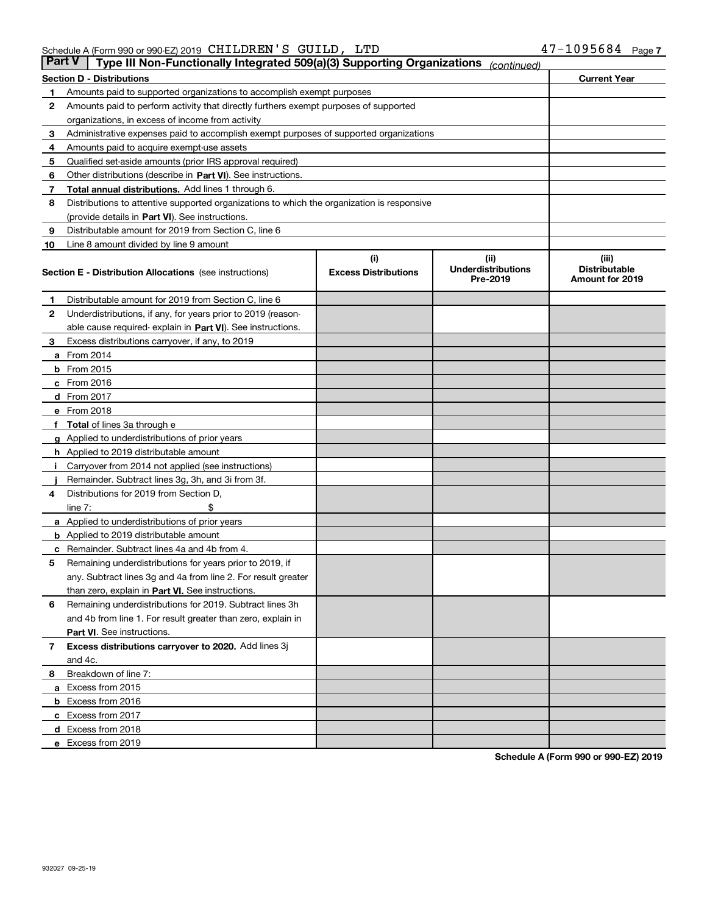Schedule A (Form 990 or 990-EZ) 2019 CHILDREN'S GUILD, LTD 47-1095684

## Part V Type III Non-Functionally Integrated 509(a)(3) Supporting Organizations *(continued)*

| **Section D - Distributions** | | **Current Year** |
|---|---|---|
| 1 | Amounts paid to supported organizations to accomplish exempt purposes | |
| 2 | Amounts paid to perform activity that directly furthers exempt purposes of supported organizations, in excess of income from activity | |
| 3 | Administrative expenses paid to accomplish exempt purposes of supported organizations | |
| 4 | Amounts paid to acquire exempt-use assets | |
| 5 | Qualified set-aside amounts (prior IRS approval required) | |
| 6 | Other distributions (describe in **Part VI**). See instructions. | |
| 7 | **Total annual distributions.** Add lines 1 through 6. | |
| 8 | Distributions to attentive supported organizations to which the organization is responsive (provide details in **Part VI**). See instructions. | |
| 9 | Distributable amount for 2019 from Section C, line 6 | |
| 10 | Line 8 amount divided by line 9 amount | |

| | **Section E - Distribution Allocations** (see instructions) | (i) **Excess Distributions** | (ii) **Underdistributions Pre-2019** | (iii) **Distributable Amount for 2019** |
|---|---|---|---|---|
| 1 | Distributable amount for 2019 from Section C, line 6 | | | |
| 2 | Underdistributions, if any, for years prior to 2019 (reasonable cause required- explain in **Part VI**). See instructions. | | | |
| 3 | Excess distributions carryover, if any, to 2019 | | | |
| a | From 2014 | | | |
| b | From 2015 | | | |
| c | From 2016 | | | |
| d | From 2017 | | | |
| e | From 2018 | | | |
| f | **Total** of lines 3a through e | | | |
| g | Applied to underdistributions of prior years | | | |
| h | Applied to 2019 distributable amount | | | |
| i | Carryover from 2014 not applied (see instructions) | | | |
| j | Remainder. Subtract lines 3g, 3h, and 3i from 3f. | | | |
| 4 | Distributions for 2019 from Section D, line 7: $ | | | |
| a | Applied to underdistributions of prior years | | | |
| b | Applied to 2019 distributable amount | | | |
| c | Remainder. Subtract lines 4a and 4b from 4. | | | |
| 5 | Remaining underdistributions for years prior to 2019, if any. Subtract lines 3g and 4a from line 2. For result greater than zero, explain in **Part VI.** See instructions. | | | |
| 6 | Remaining underdistributions for 2019. Subtract lines 3h and 4b from line 1. For result greater than zero, explain in **Part VI**. See instructions. | | | |
| 7 | **Excess distributions carryover to 2020.** Add lines 3j and 4c. | | | |
| 8 | Breakdown of line 7: | | | |
| a | Excess from 2015 | | | |
| b | Excess from 2016 | | | |
| c | Excess from 2017 | | | |
| d | Excess from 2018 | | | |
| e | Excess from 2019 | | | |

**Schedule A (Form 990 or 990-EZ) 2019**

932027 09-25-19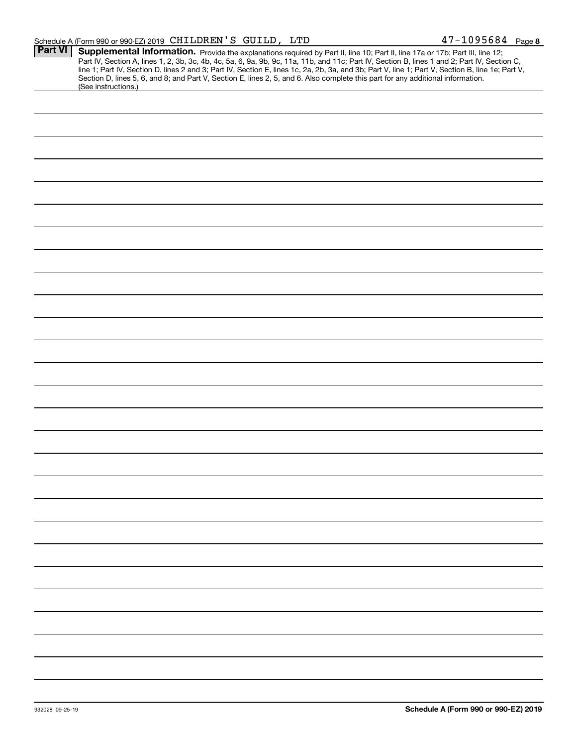Schedule A (Form 990 or 990-EZ) 2019 CHILDREN'S GUILD, LTD 47-1095684 Page **8**

## Part VI Supplemental Information.

Provide the explanations required by Part II, line 10; Part II, line 17a or 17b; Part III, line 12; Part IV, Section A, lines 1, 2, 3b, 3c, 4b, 4c, 5a, 6, 9a, 9b, 9c, 11a, 11b, and 11c; Part IV, Section B, lines 1 and 2; Part IV, Section C, line 1; Part IV, Section D, lines 2 and 3; Part IV, Section E, lines 1c, 2a, 2b, 3a, and 3b; Part V, line 1; Part V, Section B, line 1e; Part V, Section D, lines 5, 6, and 8; and Part V, Section E, lines 2, 5, and 6. Also complete this part for any additional information. (See instructions.)

932028 09-25-19 **Schedule A (Form 990 or 990-EZ) 2019**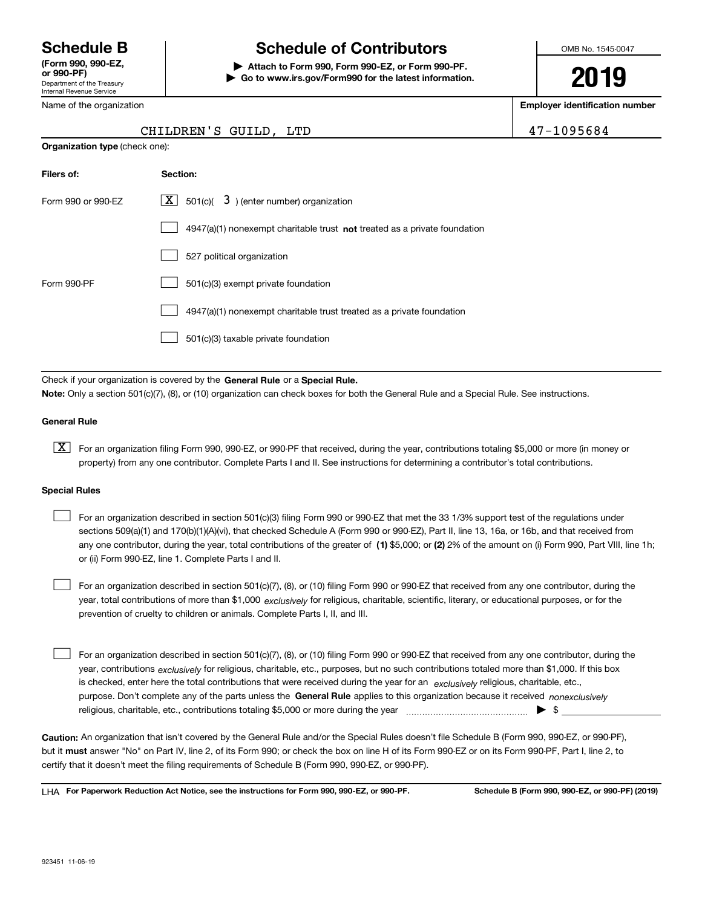# Schedule B

**(Form 990, 990-EZ, or 990-PF)**

Department of the Treasury
Internal Revenue Service

## Schedule of Contributors

▶ **Attach to Form 990, Form 990-EZ, or Form 990-PF.**
▶ **Go to www.irs.gov/Form990 for the latest information.**

OMB No. 1545-0047

**2019**

Name of the organization: CHILDREN'S GUILD, LTD

**Employer identification number**: 47-1095684

**Organization type** (check one):

| Filers of: | Section: |
|---|---|
| Form 990 or 990-EZ | [X] 501(c)( 3 ) (enter number) organization |
| | [ ] 4947(a)(1) nonexempt charitable trust **not** treated as a private foundation |
| | [ ] 527 political organization |
| Form 990-PF | [ ] 501(c)(3) exempt private foundation |
| | [ ] 4947(a)(1) nonexempt charitable trust treated as a private foundation |
| | [ ] 501(c)(3) taxable private foundation |

Check if your organization is covered by the **General Rule** or a **Special Rule.**

**Note:** Only a section 501(c)(7), (8), or (10) organization can check boxes for both the General Rule and a Special Rule. See instructions.

**General Rule**

[X] For an organization filing Form 990, 990-EZ, or 990-PF that received, during the year, contributions totaling $5,000 or more (in money or property) from any one contributor. Complete Parts I and II. See instructions for determining a contributor's total contributions.

**Special Rules**

[ ] For an organization described in section 501(c)(3) filing Form 990 or 990-EZ that met the 33 1/3% support test of the regulations under sections 509(a)(1) and 170(b)(1)(A)(vi), that checked Schedule A (Form 990 or 990-EZ), Part II, line 13, 16a, or 16b, and that received from any one contributor, during the year, total contributions of the greater of **(1)** $5,000; or **(2)** 2% of the amount on (i) Form 990, Part VIII, line 1h; or (ii) Form 990-EZ, line 1. Complete Parts I and II.

[ ] For an organization described in section 501(c)(7), (8), or (10) filing Form 990 or 990-EZ that received from any one contributor, during the year, total contributions of more than $1,000 *exclusively* for religious, charitable, scientific, literary, or educational purposes, or for the prevention of cruelty to children or animals. Complete Parts I, II, and III.

[ ] For an organization described in section 501(c)(7), (8), or (10) filing Form 990 or 990-EZ that received from any one contributor, during the year, contributions *exclusively* for religious, charitable, etc., purposes, but no such contributions totaled more than $1,000. If this box is checked, enter here the total contributions that were received during the year for an *exclusively* religious, charitable, etc., purpose. Don't complete any of the parts unless the **General Rule** applies to this organization because it received *nonexclusively* religious, charitable, etc., contributions totaling $5,000 or more during the year ▶ $

**Caution:** An organization that isn't covered by the General Rule and/or the Special Rules doesn't file Schedule B (Form 990, 990-EZ, or 990-PF), but it **must** answer "No" on Part IV, line 2, of its Form 990; or check the box on line H of its Form 990-EZ or on its Form 990-PF, Part I, line 2, to certify that it doesn't meet the filing requirements of Schedule B (Form 990, 990-EZ, or 990-PF).

LHA **For Paperwork Reduction Act Notice, see the instructions for Form 990, 990-EZ, or 990-PF.** **Schedule B (Form 990, 990-EZ, or 990-PF) (2019)**

923451 11-06-19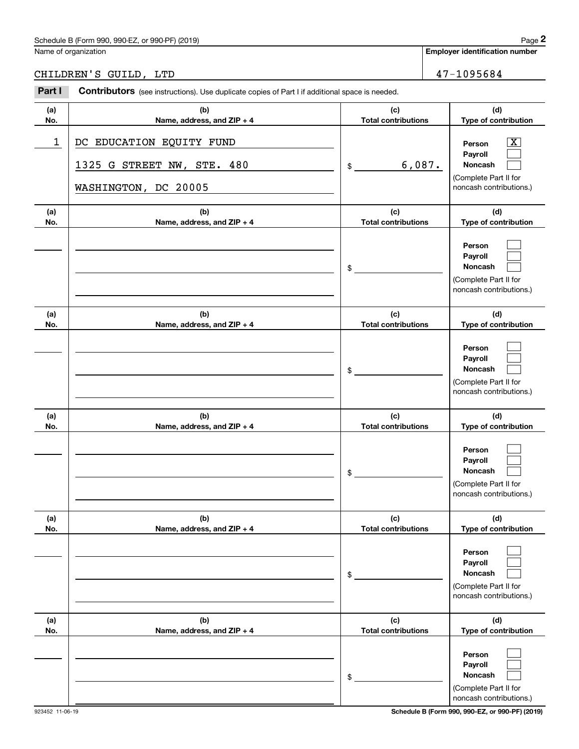Name of organization

**Employer identification number**

CHILDREN'S GUILD, LTD

47-1095684

**Part I** **Contributors** (see instructions). Use duplicate copies of Part I if additional space is needed.

| (a) No. | (b) Name, address, and ZIP + 4 | (c) Total contributions | (d) Type of contribution |
|---|---|---|---|
| 1 | DC EDUCATION EQUITY FUND<br>1325 G STREET NW, STE. 480<br>WASHINGTON, DC 20005 | $ 6,087. | Person [X]<br>Payroll [ ]<br>Noncash [ ]<br>(Complete Part II for noncash contributions.) |
| | | $ | Person [ ]<br>Payroll [ ]<br>Noncash [ ]<br>(Complete Part II for noncash contributions.) |
| | | $ | Person [ ]<br>Payroll [ ]<br>Noncash [ ]<br>(Complete Part II for noncash contributions.) |
| | | $ | Person [ ]<br>Payroll [ ]<br>Noncash [ ]<br>(Complete Part II for noncash contributions.) |
| | | $ | Person [ ]<br>Payroll [ ]<br>Noncash [ ]<br>(Complete Part II for noncash contributions.) |
| | | $ | Person [ ]<br>Payroll [ ]<br>Noncash [ ]<br>(Complete Part II for noncash contributions.) |

923452 11-06-19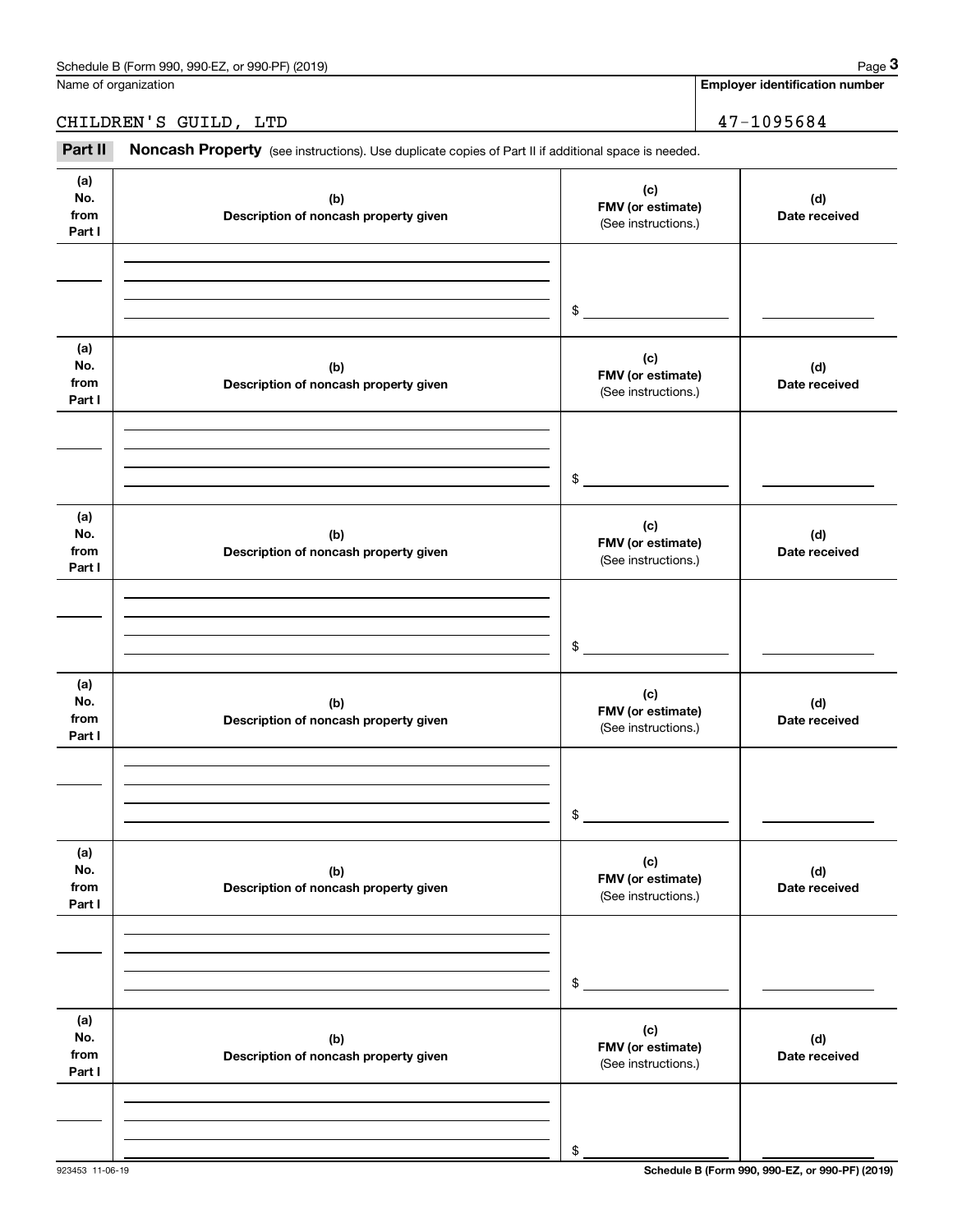Name of organization | Employer identification number

CHILDREN'S GUILD, LTD | 47-1095684

**Part II** **Noncash Property** (see instructions). Use duplicate copies of Part II if additional space is needed.

| (a) No. from Part I | (b) Description of noncash property given | (c) FMV (or estimate) (See instructions.) | (d) Date received |
|---|---|---|---|
| | | $ | |

| (a) No. from Part I | (b) Description of noncash property given | (c) FMV (or estimate) (See instructions.) | (d) Date received |
|---|---|---|---|
| | | $ | |

| (a) No. from Part I | (b) Description of noncash property given | (c) FMV (or estimate) (See instructions.) | (d) Date received |
|---|---|---|---|
| | | $ | |

| (a) No. from Part I | (b) Description of noncash property given | (c) FMV (or estimate) (See instructions.) | (d) Date received |
|---|---|---|---|
| | | $ | |

| (a) No. from Part I | (b) Description of noncash property given | (c) FMV (or estimate) (See instructions.) | (d) Date received |
|---|---|---|---|
| | | $ | |

| (a) No. from Part I | (b) Description of noncash property given | (c) FMV (or estimate) (See instructions.) | (d) Date received |
|---|---|---|---|
| | | $ | |

923453 11-06-19

**Schedule B (Form 990, 990-EZ, or 990-PF) (2019)**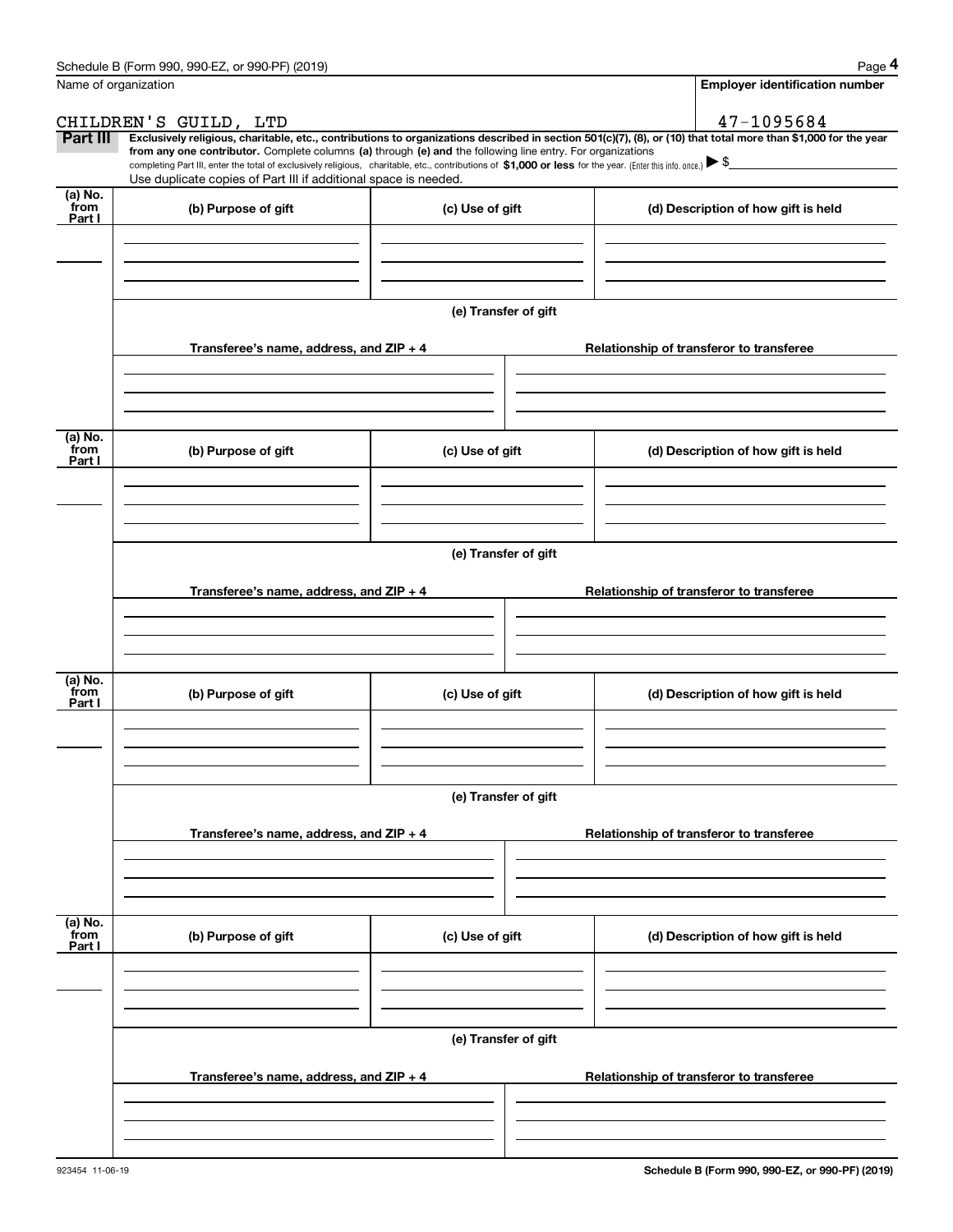Name of organization

**Employer identification number**

CHILDREN'S GUILD, LTD

47-1095684

**Part III** **Exclusively religious, charitable, etc., contributions to organizations described in section 501(c)(7), (8), or (10) that total more than $1,000 for the year from any one contributor.** Complete columns **(a)** through **(e) and** the following line entry. For organizations completing Part III, enter the total of exclusively religious, charitable, etc., contributions of **$1,000 or less** for the year. (Enter this info. once.) ▶ $

Use duplicate copies of Part III if additional space is needed.

| (a) No. from Part I | (b) Purpose of gift | (c) Use of gift | (d) Description of how gift is held |
|---|---|---|---|
| | | | |

**(e) Transfer of gift**

| Transferee's name, address, and ZIP + 4 | Relationship of transferor to transferee |
|---|---|
| | |

| (a) No. from Part I | (b) Purpose of gift | (c) Use of gift | (d) Description of how gift is held |
|---|---|---|---|
| | | | |

**(e) Transfer of gift**

| Transferee's name, address, and ZIP + 4 | Relationship of transferor to transferee |
|---|---|
| | |

| (a) No. from Part I | (b) Purpose of gift | (c) Use of gift | (d) Description of how gift is held |
|---|---|---|---|
| | | | |

**(e) Transfer of gift**

| Transferee's name, address, and ZIP + 4 | Relationship of transferor to transferee |
|---|---|
| | |

| (a) No. from Part I | (b) Purpose of gift | (c) Use of gift | (d) Description of how gift is held |
|---|---|---|---|
| | | | |

**(e) Transfer of gift**

| Transferee's name, address, and ZIP + 4 | Relationship of transferor to transferee |
|---|---|
| | |

923454 11-06-19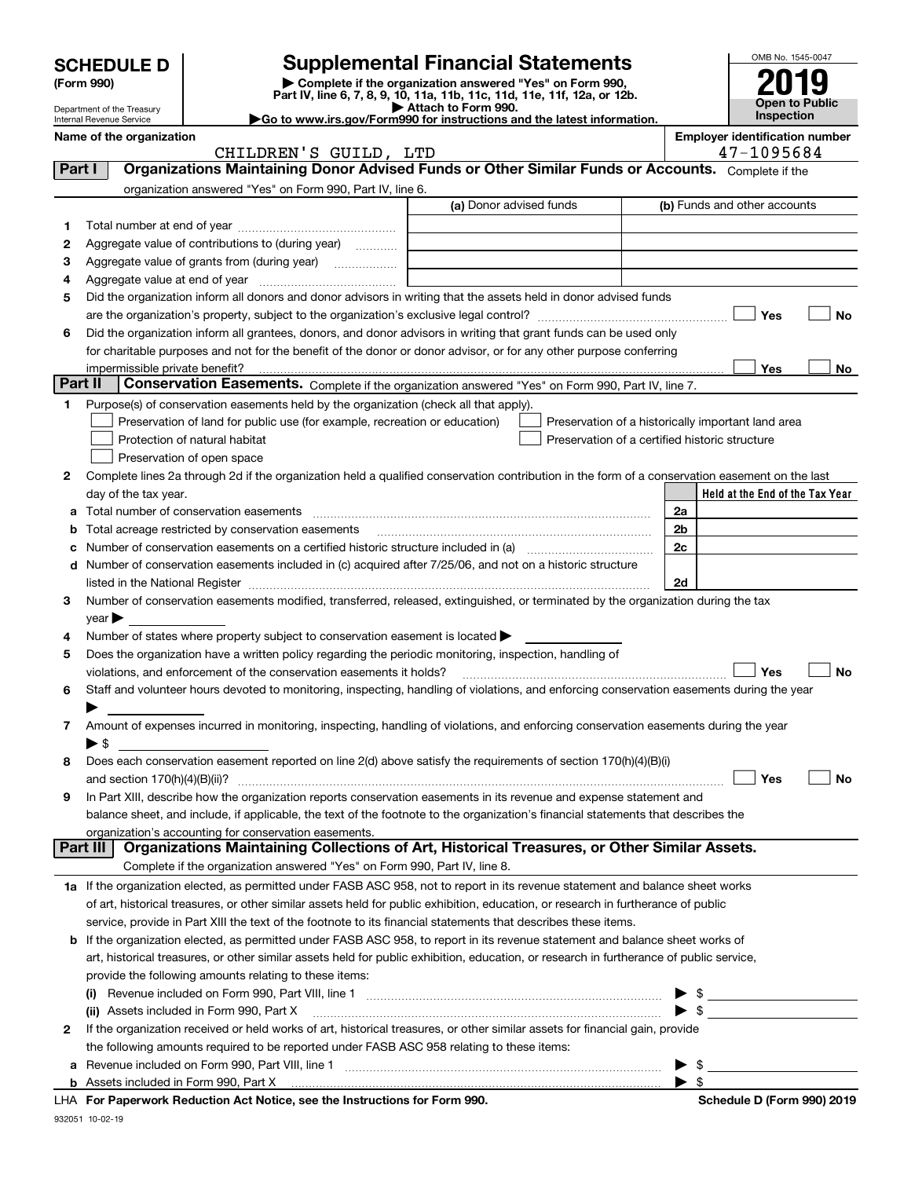# SCHEDULE D (Form 990)

Department of the Treasury
Internal Revenue Service

## Supplemental Financial Statements

▶ Complete if the organization answered "Yes" on Form 990, Part IV, line 6, 7, 8, 9, 10, 11a, 11b, 11c, 11d, 11e, 11f, 12a, or 12b.
▶ Attach to Form 990.
▶Go to www.irs.gov/Form990 for instructions and the latest information.

OMB No. 1545-0047
**2019**
**Open to Public Inspection**

**Name of the organization:** CHILDREN'S GUILD, LTD
**Employer identification number:** 47-1095684

## Part I Organizations Maintaining Donor Advised Funds or Other Similar Funds or Accounts.

Complete if the organization answered "Yes" on Form 990, Part IV, line 6.

| | | (a) Donor advised funds | (b) Funds and other accounts |
|---|---|---|---|
| 1 | Total number at end of year | | |
| 2 | Aggregate value of contributions to (during year) | | |
| 3 | Aggregate value of grants from (during year) | | |
| 4 | Aggregate value at end of year | | |

5 Did the organization inform all donors and donor advisors in writing that the assets held in donor advised funds are the organization's property, subject to the organization's exclusive legal control? ☐ Yes ☐ No

6 Did the organization inform all grantees, donors, and donor advisors in writing that grant funds can be used only for charitable purposes and not for the benefit of the donor or donor advisor, or for any other purpose conferring impermissible private benefit? ☐ Yes ☐ No

## Part II Conservation Easements.

Complete if the organization answered "Yes" on Form 990, Part IV, line 7.

1 Purpose(s) of conservation easements held by the organization (check all that apply).

- ☐ Preservation of land for public use (for example, recreation or education)
- ☐ Protection of natural habitat
- ☐ Preservation of open space
- ☐ Preservation of a historically important land area
- ☐ Preservation of a certified historic structure

2 Complete lines 2a through 2d if the organization held a qualified conservation contribution in the form of a conservation easement on the last day of the tax year.

| | | | Held at the End of the Tax Year |
|---|---|---|---|
| a | Total number of conservation easements | 2a | |
| b | Total acreage restricted by conservation easements | 2b | |
| c | Number of conservation easements on a certified historic structure included in (a) | 2c | |
| d | Number of conservation easements included in (c) acquired after 7/25/06, and not on a historic structure listed in the National Register | 2d | |

3 Number of conservation easements modified, transferred, released, extinguished, or terminated by the organization during the tax year ▶

4 Number of states where property subject to conservation easement is located ▶

5 Does the organization have a written policy regarding the periodic monitoring, inspection, handling of violations, and enforcement of the conservation easements it holds? ☐ Yes ☐ No

6 Staff and volunteer hours devoted to monitoring, inspecting, handling of violations, and enforcing conservation easements during the year ▶

7 Amount of expenses incurred in monitoring, inspecting, handling of violations, and enforcing conservation easements during the year ▶ $

8 Does each conservation easement reported on line 2(d) above satisfy the requirements of section 170(h)(4)(B)(i) and section 170(h)(4)(B)(ii)? ☐ Yes ☐ No

9 In Part XIII, describe how the organization reports conservation easements in its revenue and expense statement and balance sheet, and include, if applicable, the text of the footnote to the organization's financial statements that describes the organization's accounting for conservation easements.

## Part III Organizations Maintaining Collections of Art, Historical Treasures, or Other Similar Assets.

Complete if the organization answered "Yes" on Form 990, Part IV, line 8.

1a If the organization elected, as permitted under FASB ASC 958, not to report in its revenue statement and balance sheet works of art, historical treasures, or other similar assets held for public exhibition, education, or research in furtherance of public service, provide in Part XIII the text of the footnote to its financial statements that describes these items.

b If the organization elected, as permitted under FASB ASC 958, to report in its revenue statement and balance sheet works of art, historical treasures, or other similar assets held for public exhibition, education, or research in furtherance of public service, provide the following amounts relating to these items:

(i) Revenue included on Form 990, Part VIII, line 1 ▶ $

(ii) Assets included in Form 990, Part X ▶ $

2 If the organization received or held works of art, historical treasures, or other similar assets for financial gain, provide the following amounts required to be reported under FASB ASC 958 relating to these items:

a Revenue included on Form 990, Part VIII, line 1 ▶ $

b Assets included in Form 990, Part X ▶ $

LHA For Paperwork Reduction Act Notice, see the Instructions for Form 990. Schedule D (Form 990) 2019

932051 10-02-19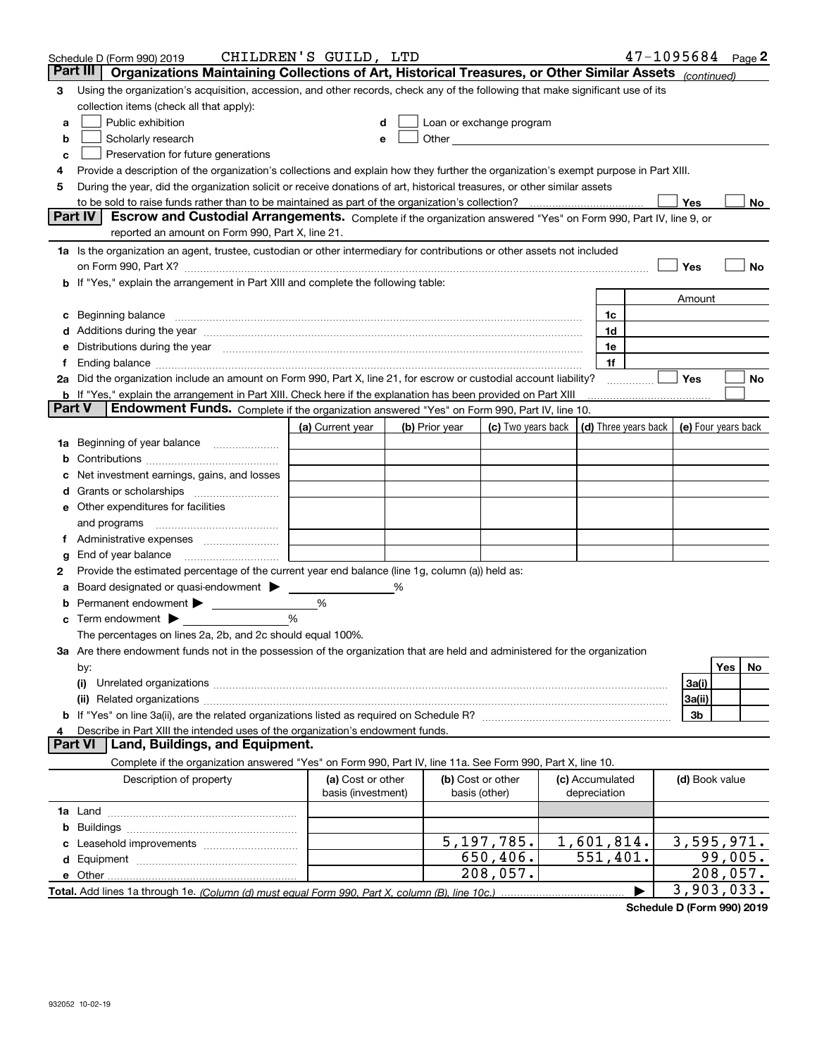Schedule D (Form 990) 2019 CHILDREN'S GUILD, LTD 47-1095684 Page 2

## Part III Organizations Maintaining Collections of Art, Historical Treasures, or Other Similar Assets *(continued)*

**3** Using the organization's acquisition, accession, and other records, check any of the following that make significant use of its collection items (check all that apply):

- **a** ☐ Public exhibition
- **b** ☐ Scholarly research
- **c** ☐ Preservation for future generations
- **d** ☐ Loan or exchange program
- **e** ☐ Other

**4** Provide a description of the organization's collections and explain how they further the organization's exempt purpose in Part XIII.

**5** During the year, did the organization solicit or receive donations of art, historical treasures, or other similar assets to be sold to raise funds rather than to be maintained as part of the organization's collection? ☐ Yes ☐ No

## Part IV Escrow and Custodial Arrangements.

Complete if the organization answered "Yes" on Form 990, Part IV, line 9, or reported an amount on Form 990, Part X, line 21.

**1a** Is the organization an agent, trustee, custodian or other intermediary for contributions or other assets not included on Form 990, Part X? ☐ Yes ☐ No

**b** If "Yes," explain the arrangement in Part XIII and complete the following table:

| | | Amount |
|---|---|---|
| **c** Beginning balance | 1c | |
| **d** Additions during the year | 1d | |
| **e** Distributions during the year | 1e | |
| **f** Ending balance | 1f | |

**2a** Did the organization include an amount on Form 990, Part X, line 21, for escrow or custodial account liability? ☐ Yes ☐ No

**b** If "Yes," explain the arrangement in Part XIII. Check here if the explanation has been provided on Part XIII ☐

## Part V Endowment Funds.

Complete if the organization answered "Yes" on Form 990, Part IV, line 10.

| | (a) Current year | (b) Prior year | (c) Two years back | (d) Three years back | (e) Four years back |
|---|---|---|---|---|---|
| **1a** Beginning of year balance | | | | | |
| **b** Contributions | | | | | |
| **c** Net investment earnings, gains, and losses | | | | | |
| **d** Grants or scholarships | | | | | |
| **e** Other expenditures for facilities and programs | | | | | |
| **f** Administrative expenses | | | | | |
| **g** End of year balance | | | | | |

**2** Provide the estimated percentage of the current year end balance (line 1g, column (a)) held as:

- **a** Board designated or quasi-endowment ▶ ______ %
- **b** Permanent endowment ▶ ______ %
- **c** Term endowment ▶ ______ %

The percentages on lines 2a, 2b, and 2c should equal 100%.

**3a** Are there endowment funds not in the possession of the organization that are held and administered for the organization by:

| | | Yes | No |
|---|---|---|---|
| **(i)** Unrelated organizations | 3a(i) | | |
| **(ii)** Related organizations | 3a(ii) | | |
| **b** If "Yes" on line 3a(ii), are the related organizations listed as required on Schedule R? | 3b | | |

**4** Describe in Part XIII the intended uses of the organization's endowment funds.

## Part VI Land, Buildings, and Equipment.

Complete if the organization answered "Yes" on Form 990, Part IV, line 11a. See Form 990, Part X, line 10.

| Description of property | (a) Cost or other basis (investment) | (b) Cost or other basis (other) | (c) Accumulated depreciation | (d) Book value |
|---|---|---|---|---|
| **1a** Land | | | | |
| **b** Buildings | | | | |
| **c** Leasehold improvements | | 5,197,785. | 1,601,814. | 3,595,971. |
| **d** Equipment | | 650,406. | 551,401. | 99,005. |
| **e** Other | | 208,057. | | 208,057. |
| **Total.** Add lines 1a through 1e. *(Column (d) must equal Form 990, Part X, column (B), line 10c.)* ▶ | | | | 3,903,033. |

**Schedule D (Form 990) 2019**

932052 10-02-19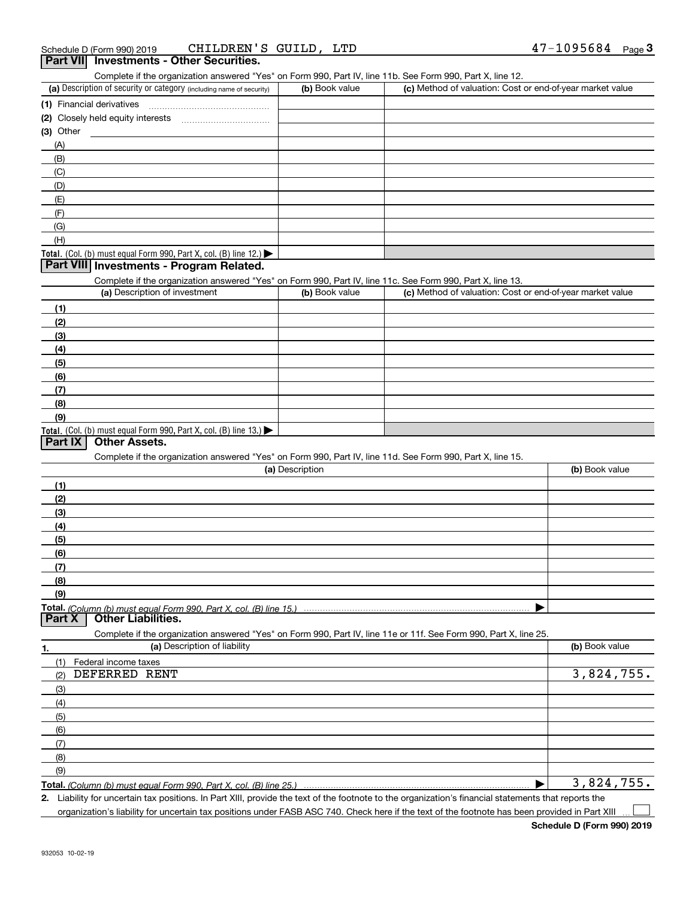Schedule D (Form 990) 2019 CHILDREN'S GUILD, LTD 47-1095684

## Part VII Investments - Other Securities.

Complete if the organization answered "Yes" on Form 990, Part IV, line 11b. See Form 990, Part X, line 12.

| (a) Description of security or category (including name of security) | (b) Book value | (c) Method of valuation: Cost or end-of-year market value |
|---|---|---|
| (1) Financial derivatives | | |
| (2) Closely held equity interests | | |
| (3) Other | | |
| (A) | | |
| (B) | | |
| (C) | | |
| (D) | | |
| (E) | | |
| (F) | | |
| (G) | | |
| (H) | | |
| **Total.** (Col. (b) must equal Form 990, Part X, col. (B) line 12.) ▶ | | |

## Part VIII Investments - Program Related.

Complete if the organization answered "Yes" on Form 990, Part IV, line 11c. See Form 990, Part X, line 13.

| (a) Description of investment | (b) Book value | (c) Method of valuation: Cost or end-of-year market value |
|---|---|---|
| (1) | | |
| (2) | | |
| (3) | | |
| (4) | | |
| (5) | | |
| (6) | | |
| (7) | | |
| (8) | | |
| (9) | | |
| **Total.** (Col. (b) must equal Form 990, Part X, col. (B) line 13.) ▶ | | |

## Part IX Other Assets.

Complete if the organization answered "Yes" on Form 990, Part IV, line 11d. See Form 990, Part X, line 15.

| (a) Description | (b) Book value |
|---|---|
| (1) | |
| (2) | |
| (3) | |
| (4) | |
| (5) | |
| (6) | |
| (7) | |
| (8) | |
| (9) | |
| **Total.** *(Column (b) must equal Form 990, Part X, col. (B) line 15.)* ▶ | |

## Part X Other Liabilities.

Complete if the organization answered "Yes" on Form 990, Part IV, line 11e or 11f. See Form 990, Part X, line 25.

| 1. (a) Description of liability | (b) Book value |
|---|---|
| (1) Federal income taxes | |
| (2) DEFERRED RENT | 3,824,755. |
| (3) | |
| (4) | |
| (5) | |
| (6) | |
| (7) | |
| (8) | |
| (9) | |
| **Total.** *(Column (b) must equal Form 990, Part X, col. (B) line 25.)* ▶ | 3,824,755. |

**2.** Liability for uncertain tax positions. In Part XIII, provide the text of the footnote to the organization's financial statements that reports the organization's liability for uncertain tax positions under FASB ASC 740. Check here if the text of the footnote has been provided in Part XIII ☐

Schedule D (Form 990) 2019

932053 10-02-19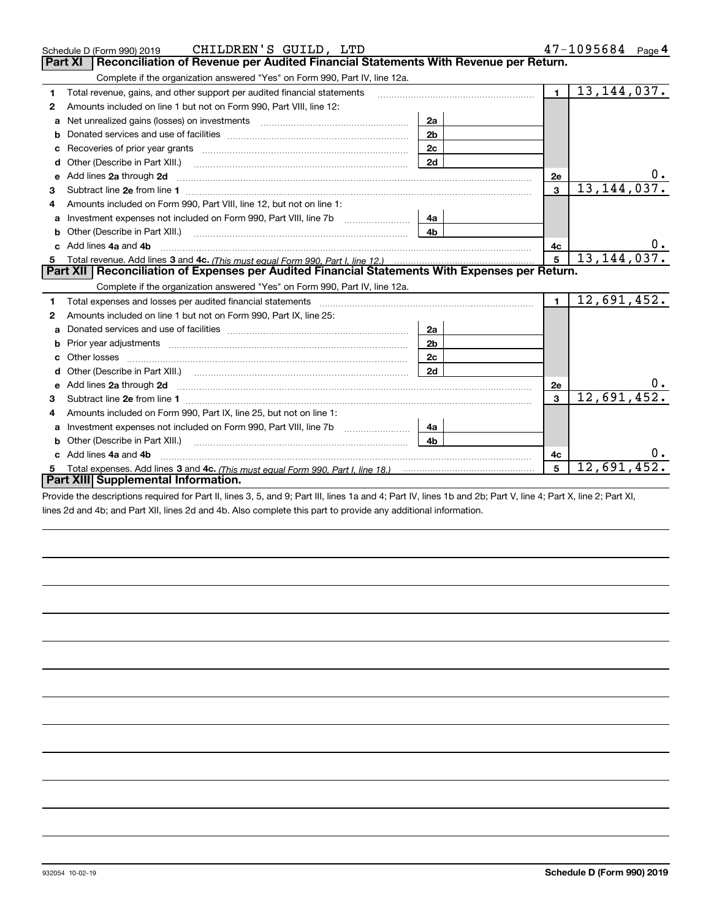Schedule D (Form 990) 2019 CHILDREN'S GUILD, LTD 47-1095684

## Part XI Reconciliation of Revenue per Audited Financial Statements With Revenue per Return.

Complete if the organization answered "Yes" on Form 990, Part IV, line 12a.

| | | | | | |
|---|---|---|---|---|---|
| 1 | Total revenue, gains, and other support per audited financial statements | | | 1 | 13,144,037. |
| 2 | Amounts included on line 1 but not on Form 990, Part VIII, line 12: | | | | |
| a | Net unrealized gains (losses) on investments | 2a | | | |
| b | Donated services and use of facilities | 2b | | | |
| c | Recoveries of prior year grants | 2c | | | |
| d | Other (Describe in Part XIII.) | 2d | | | |
| e | Add lines 2a through 2d | | | 2e | 0. |
| 3 | Subtract line 2e from line 1 | | | 3 | 13,144,037. |
| 4 | Amounts included on Form 990, Part VIII, line 12, but not on line 1: | | | | |
| a | Investment expenses not included on Form 990, Part VIII, line 7b | 4a | | | |
| b | Other (Describe in Part XIII.) | 4b | | | |
| c | Add lines 4a and 4b | | | 4c | 0. |
| 5 | Total revenue. Add lines 3 and 4c. *(This must equal Form 990, Part I, line 12.)* | | | 5 | 13,144,037. |

## Part XII Reconciliation of Expenses per Audited Financial Statements With Expenses per Return.

Complete if the organization answered "Yes" on Form 990, Part IV, line 12a.

| | | | | | |
|---|---|---|---|---|---|
| 1 | Total expenses and losses per audited financial statements | | | 1 | 12,691,452. |
| 2 | Amounts included on line 1 but not on Form 990, Part IX, line 25: | | | | |
| a | Donated services and use of facilities | 2a | | | |
| b | Prior year adjustments | 2b | | | |
| c | Other losses | 2c | | | |
| d | Other (Describe in Part XIII.) | 2d | | | |
| e | Add lines 2a through 2d | | | 2e | 0. |
| 3 | Subtract line 2e from line 1 | | | 3 | 12,691,452. |
| 4 | Amounts included on Form 990, Part IX, line 25, but not on line 1: | | | | |
| a | Investment expenses not included on Form 990, Part VIII, line 7b | 4a | | | |
| b | Other (Describe in Part XIII.) | 4b | | | |
| c | Add lines 4a and 4b | | | 4c | 0. |
| 5 | Total expenses. Add lines 3 and 4c. *(This must equal Form 990, Part I, line 18.)* | | | 5 | 12,691,452. |

## Part XIII Supplemental Information.

Provide the descriptions required for Part II, lines 3, 5, and 9; Part III, lines 1a and 4; Part IV, lines 1b and 2b; Part V, line 4; Part X, line 2; Part XI, lines 2d and 4b; and Part XII, lines 2d and 4b. Also complete this part to provide any additional information.

932054 10-02-19

**Schedule D (Form 990) 2019**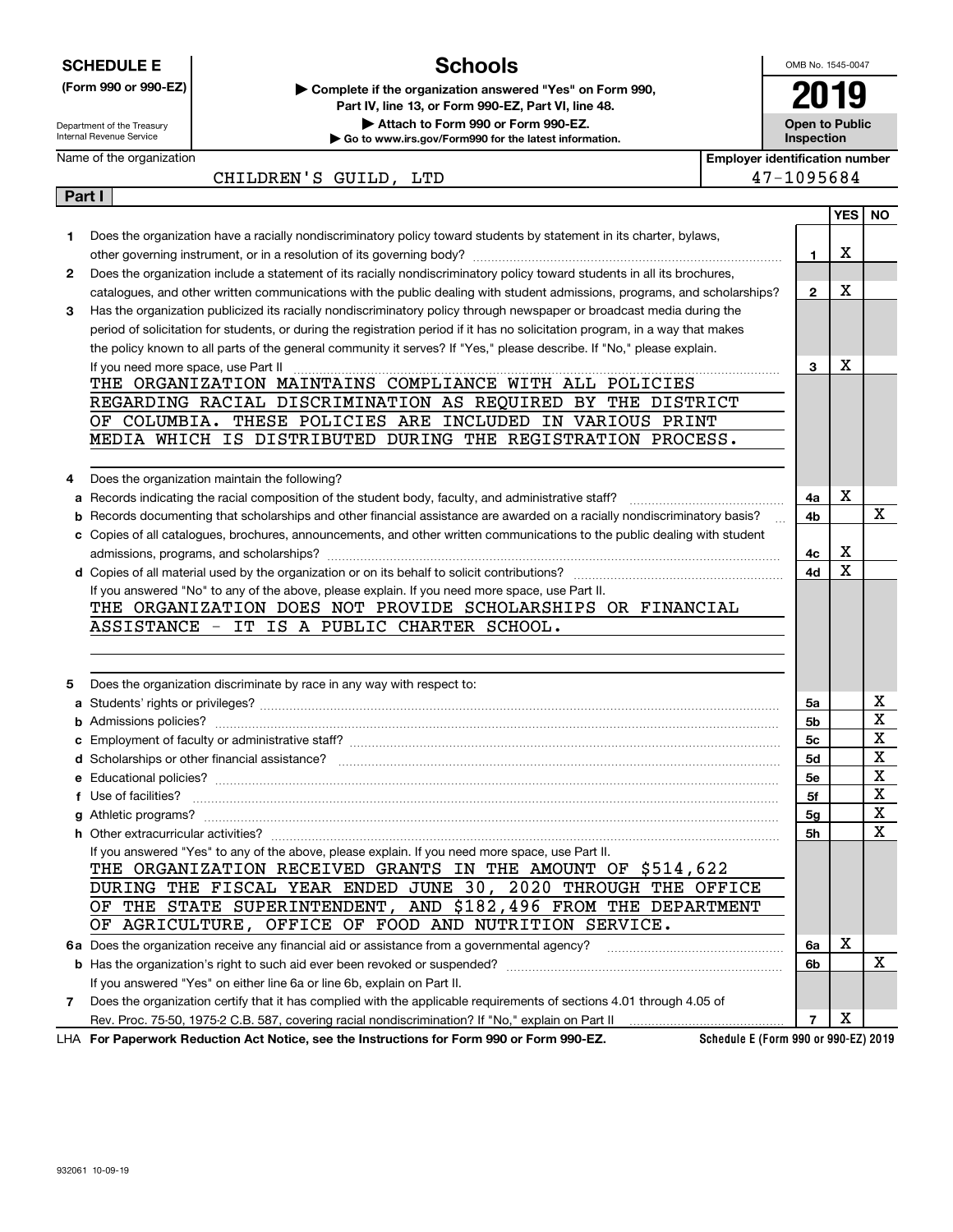**SCHEDULE E**
**(Form 990 or 990-EZ)**

Department of the Treasury
Internal Revenue Service

# Schools

▶ **Complete if the organization answered "Yes" on Form 990, Part IV, line 13, or Form 990-EZ, Part VI, line 48.**
▶ **Attach to Form 990 or Form 990-EZ.**
▶ **Go to www.irs.gov/Form990 for the latest information.**

OMB No. 1545-0047

**2019**

**Open to Public Inspection**

Name of the organization: CHILDREN'S GUILD, LTD

**Employer identification number:** 47-1095684

## Part I

| | | | YES | NO |
|---|---|---|---|---|
| **1** | Does the organization have a racially nondiscriminatory policy toward students by statement in its charter, bylaws, other governing instrument, or in a resolution of its governing body? | **1** | X | |
| **2** | Does the organization include a statement of its racially nondiscriminatory policy toward students in all its brochures, catalogues, and other written communications with the public dealing with student admissions, programs, and scholarships? | **2** | X | |
| **3** | Has the organization publicized its racially nondiscriminatory policy through newspaper or broadcast media during the period of solicitation for students, or during the registration period if it has no solicitation program, in a way that makes the policy known to all parts of the general community it serves? If "Yes," please describe. If "No," please explain. If you need more space, use Part II | **3** | X | |

THE ORGANIZATION MAINTAINS COMPLIANCE WITH ALL POLICIES REGARDING RACIAL DISCRIMINATION AS REQUIRED BY THE DISTRICT OF COLUMBIA. THESE POLICIES ARE INCLUDED IN VARIOUS PRINT MEDIA WHICH IS DISTRIBUTED DURING THE REGISTRATION PROCESS.

| | | | YES | NO |
|---|---|---|---|---|
| **4** | Does the organization maintain the following? | | | |
| **a** | Records indicating the racial composition of the student body, faculty, and administrative staff? | **4a** | X | |
| **b** | Records documenting that scholarships and other financial assistance are awarded on a racially nondiscriminatory basis? | **4b** | | X |
| **c** | Copies of all catalogues, brochures, announcements, and other written communications to the public dealing with student admissions, programs, and scholarships? | **4c** | X | |
| **d** | Copies of all material used by the organization or on its behalf to solicit contributions? | **4d** | X | |

If you answered "No" to any of the above, please explain. If you need more space, use Part II.

THE ORGANIZATION DOES NOT PROVIDE SCHOLARSHIPS OR FINANCIAL ASSISTANCE - IT IS A PUBLIC CHARTER SCHOOL.

| | | | YES | NO |
|---|---|---|---|---|
| **5** | Does the organization discriminate by race in any way with respect to: | | | |
| **a** | Students' rights or privileges? | **5a** | | X |
| **b** | Admissions policies? | **5b** | | X |
| **c** | Employment of faculty or administrative staff? | **5c** | | X |
| **d** | Scholarships or other financial assistance? | **5d** | | X |
| **e** | Educational policies? | **5e** | | X |
| **f** | Use of facilities? | **5f** | | X |
| **g** | Athletic programs? | **5g** | | X |
| **h** | Other extracurricular activities? | **5h** | | X |

If you answered "Yes" to any of the above, please explain. If you need more space, use Part II.

THE ORGANIZATION RECEIVED GRANTS IN THE AMOUNT OF $514,622 DURING THE FISCAL YEAR ENDED JUNE 30, 2020 THROUGH THE OFFICE OF THE STATE SUPERINTENDENT, AND $182,496 FROM THE DEPARTMENT OF AGRICULTURE, OFFICE OF FOOD AND NUTRITION SERVICE.

| | | | YES | NO |
|---|---|---|---|---|
| **6a** | Does the organization receive any financial aid or assistance from a governmental agency? | **6a** | X | |
| **b** | Has the organization's right to such aid ever been revoked or suspended? | **6b** | | X |
| | If you answered "Yes" on either line 6a or line 6b, explain on Part II. | | | |
| **7** | Does the organization certify that it has complied with the applicable requirements of sections 4.01 through 4.05 of Rev. Proc. 75-50, 1975-2 C.B. 587, covering racial nondiscrimination? If "No," explain on Part II | **7** | X | |

LHA **For Paperwork Reduction Act Notice, see the Instructions for Form 990 or Form 990-EZ.** **Schedule E (Form 990 or 990-EZ) 2019**

932061 10-09-19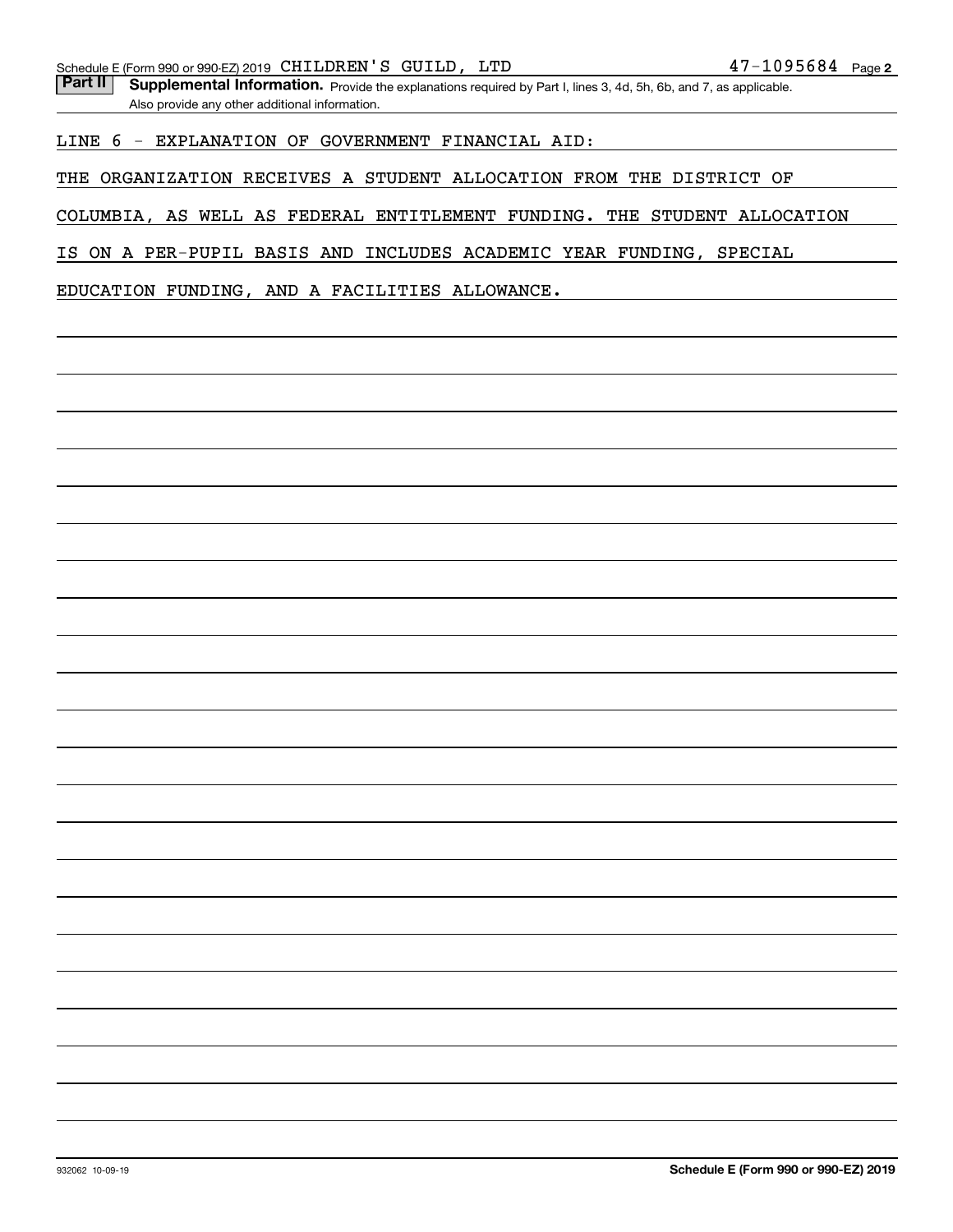Schedule E (Form 990 or 990-EZ) 2019 CHILDREN'S GUILD, LTD 47-1095684

**Part II** **Supplemental Information.** Provide the explanations required by Part I, lines 3, 4d, 5h, 6b, and 7, as applicable. Also provide any other additional information.

LINE 6 - EXPLANATION OF GOVERNMENT FINANCIAL AID:

THE ORGANIZATION RECEIVES A STUDENT ALLOCATION FROM THE DISTRICT OF COLUMBIA, AS WELL AS FEDERAL ENTITLEMENT FUNDING. THE STUDENT ALLOCATION IS ON A PER-PUPIL BASIS AND INCLUDES ACADEMIC YEAR FUNDING, SPECIAL EDUCATION FUNDING, AND A FACILITIES ALLOWANCE.

932062 10-09-19 **Schedule E (Form 990 or 990-EZ) 2019**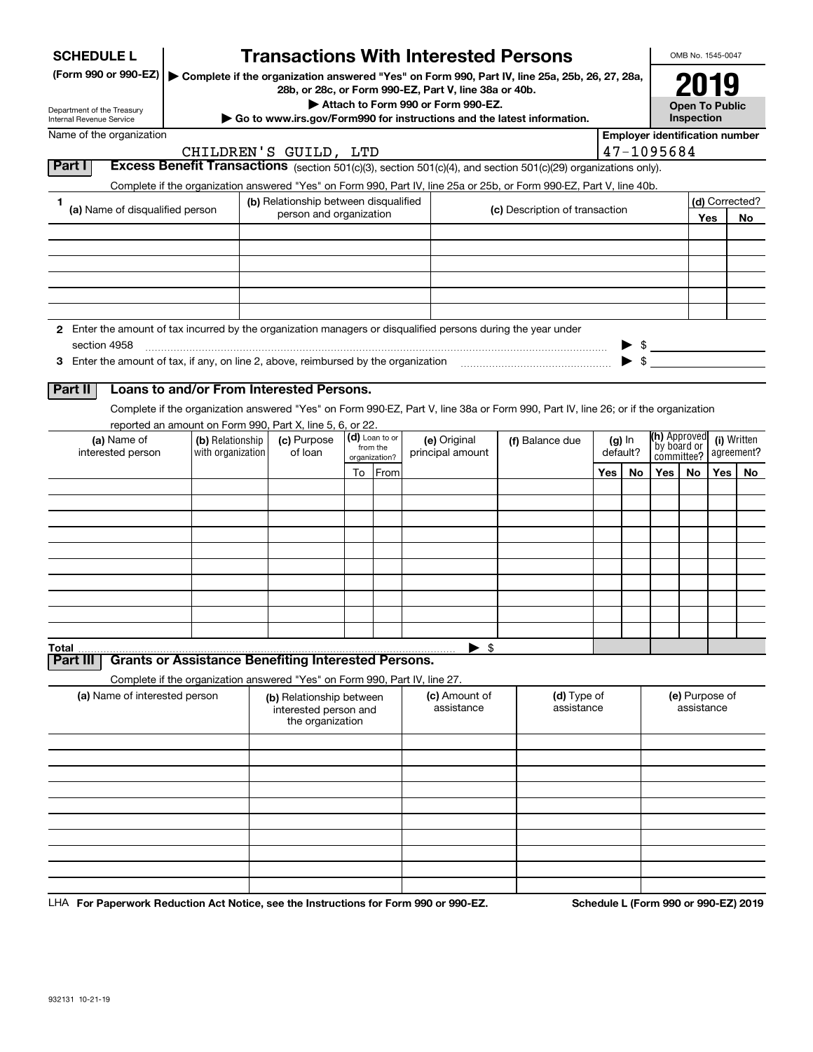**SCHEDULE L** (Form 990 or 990-EZ)

Department of the Treasury
Internal Revenue Service

# Transactions With Interested Persons

▶ Complete if the organization answered "Yes" on Form 990, Part IV, line 25a, 25b, 26, 27, 28a, 28b, or 28c, or Form 990-EZ, Part V, line 38a or 40b.
▶ Attach to Form 990 or Form 990-EZ.
▶ Go to www.irs.gov/Form990 for instructions and the latest information.

OMB No. 1545-0047

**2019**

**Open To Public Inspection**

Name of the organization: CHILDREN'S GUILD, LTD

Employer identification number: 47-1095684

## Part I Excess Benefit Transactions (section 501(c)(3), section 501(c)(4), and section 501(c)(29) organizations only).

Complete if the organization answered "Yes" on Form 990, Part IV, line 25a or 25b, or Form 990-EZ, Part V, line 40b.

| 1 (a) Name of disqualified person | (b) Relationship between disqualified person and organization | (c) Description of transaction | (d) Corrected? Yes | No |
|---|---|---|---|---|
| | | | | |
| | | | | |
| | | | | |
| | | | | |
| | | | | |
| | | | | |

2 Enter the amount of tax incurred by the organization managers or disqualified persons during the year under section 4958 ▶ $

3 Enter the amount of tax, if any, on line 2, above, reimbursed by the organization ▶ $

## Part II Loans to and/or From Interested Persons.

Complete if the organization answered "Yes" on Form 990-EZ, Part V, line 38a or Form 990, Part IV, line 26; or if the organization reported an amount on Form 990, Part X, line 5, 6, or 22.

| (a) Name of interested person | (b) Relationship with organization | (c) Purpose of loan | (d) Loan to or from the organization? To | From | (e) Original principal amount | (f) Balance due | (g) In default? Yes | No | (h) Approved by board or committee? Yes | No | (i) Written agreement? Yes | No |
|---|---|---|---|---|---|---|---|---|---|---|---|---|
| | | | | | | | | | | | | |
| | | | | | | | | | | | | |
| | | | | | | | | | | | | |
| | | | | | | | | | | | | |
| | | | | | | | | | | | | |
| | | | | | | | | | | | | |
| | | | | | | | | | | | | |
| | | | | | | | | | | | | |
| | | | | | | | | | | | | |
| | | | | | | | | | | | | |
| **Total** | | | | | ▶ $ | | | | | | | |

## Part III Grants or Assistance Benefiting Interested Persons.

Complete if the organization answered "Yes" on Form 990, Part IV, line 27.

| (a) Name of interested person | (b) Relationship between interested person and the organization | (c) Amount of assistance | (d) Type of assistance | (e) Purpose of assistance |
|---|---|---|---|---|
| | | | | |
| | | | | |
| | | | | |
| | | | | |
| | | | | |
| | | | | |
| | | | | |
| | | | | |
| | | | | |
| | | | | |

LHA **For Paperwork Reduction Act Notice, see the Instructions for Form 990 or 990-EZ.** **Schedule L (Form 990 or 990-EZ) 2019**

932131 10-21-19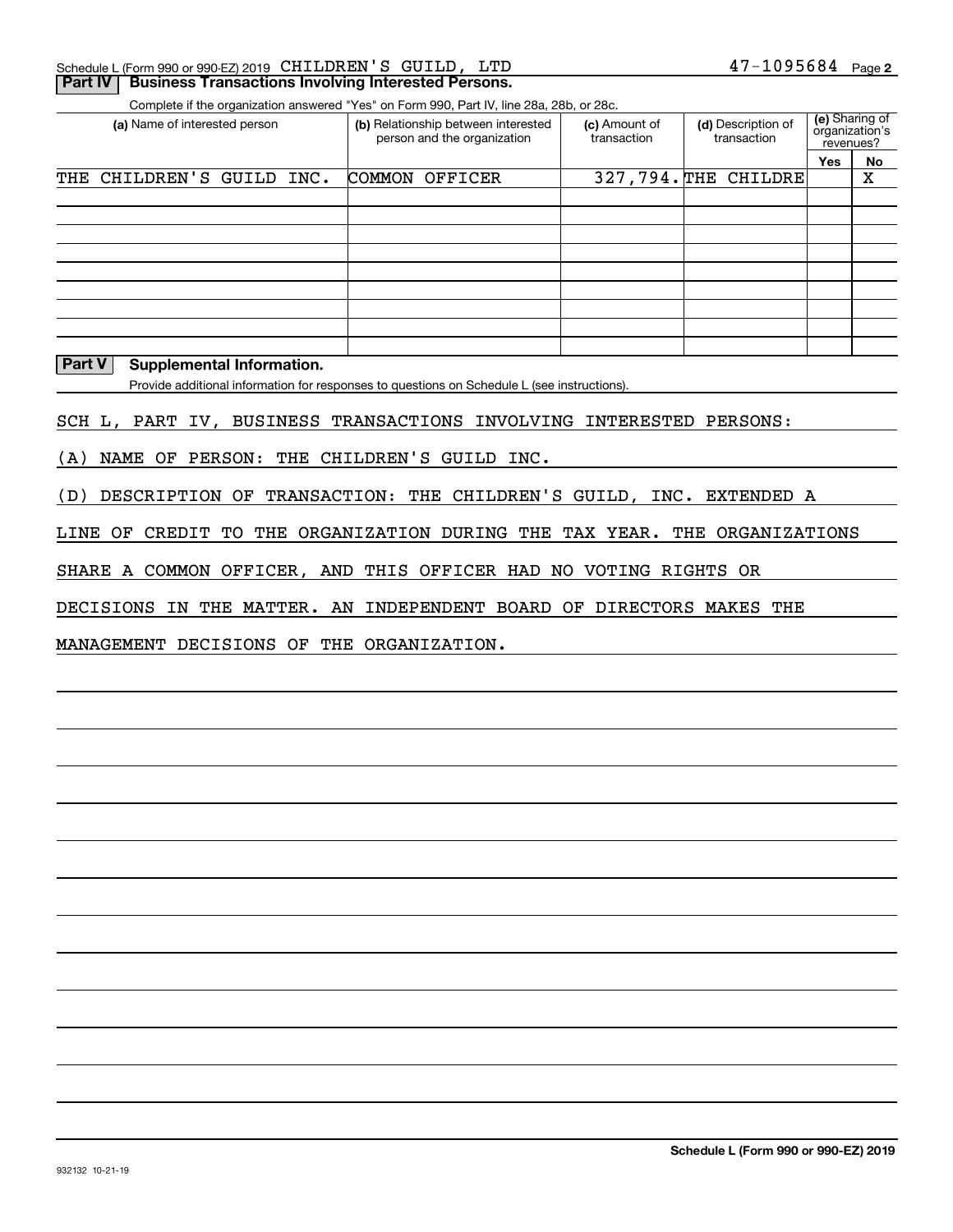Schedule L (Form 990 or 990-EZ) 2019 CHILDREN'S GUILD, LTD 47-1095684 Page 2

## Part IV Business Transactions Involving Interested Persons.

Complete if the organization answered "Yes" on Form 990, Part IV, line 28a, 28b, or 28c.

| (a) Name of interested person | (b) Relationship between interested person and the organization | (c) Amount of transaction | (d) Description of transaction | (e) Sharing of organization's revenues? Yes | No |
|---|---|---|---|---|---|
| THE CHILDREN'S GUILD INC. | COMMON OFFICER | 327,794. | THE CHILDRE | | X |
| | | | | | |
| | | | | | |
| | | | | | |
| | | | | | |
| | | | | | |
| | | | | | |
| | | | | | |
| | | | | | |

## Part V Supplemental Information.

Provide additional information for responses to questions on Schedule L (see instructions).

SCH L, PART IV, BUSINESS TRANSACTIONS INVOLVING INTERESTED PERSONS:

(A) NAME OF PERSON: THE CHILDREN'S GUILD INC.

(D) DESCRIPTION OF TRANSACTION: THE CHILDREN'S GUILD, INC. EXTENDED A LINE OF CREDIT TO THE ORGANIZATION DURING THE TAX YEAR. THE ORGANIZATIONS SHARE A COMMON OFFICER, AND THIS OFFICER HAD NO VOTING RIGHTS OR DECISIONS IN THE MATTER. AN INDEPENDENT BOARD OF DIRECTORS MAKES THE MANAGEMENT DECISIONS OF THE ORGANIZATION.

932132 10-21-19

Schedule L (Form 990 or 990-EZ) 2019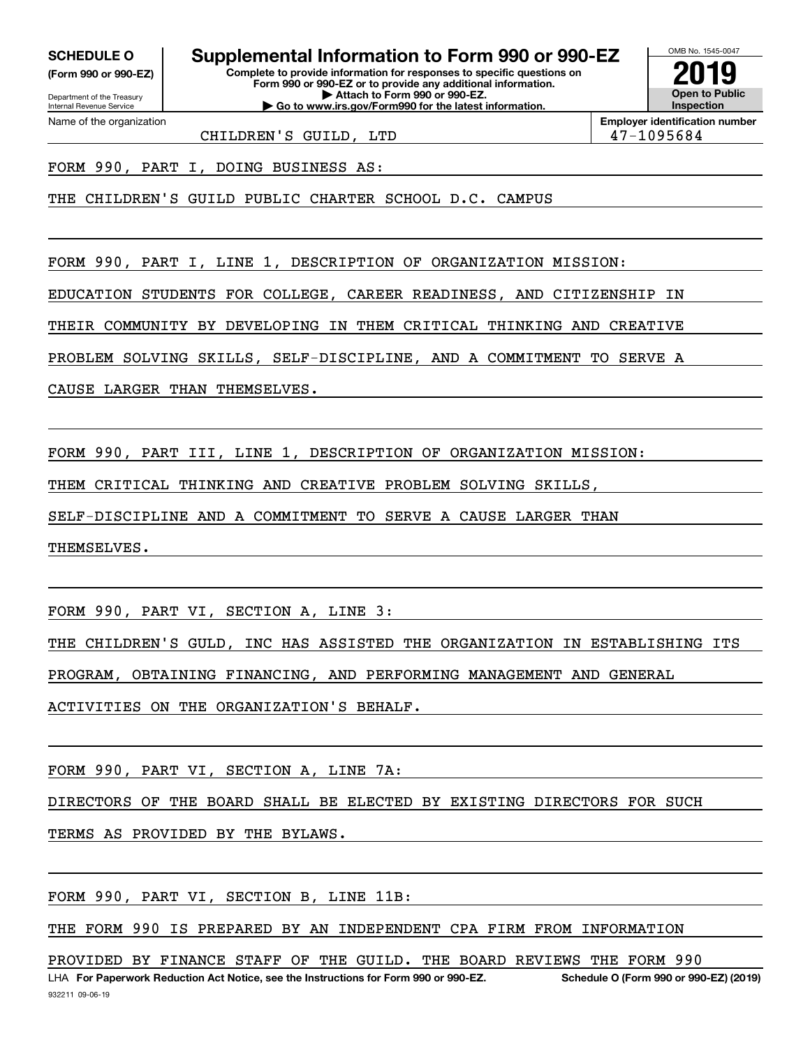**SCHEDULE O** (Form 990 or 990-EZ)

Department of the Treasury
Internal Revenue Service

# Supplemental Information to Form 990 or 990-EZ

**Complete to provide information for responses to specific questions on Form 990 or 990-EZ or to provide any additional information.**
**▶ Attach to Form 990 or 990-EZ.**
**▶ Go to www.irs.gov/Form990 for the latest information.**

OMB No. 1545-0047
**2019**
**Open to Public Inspection**

Name of the organization: CHILDREN'S GUILD, LTD

**Employer identification number:** 47-1095684

FORM 990, PART I, DOING BUSINESS AS:

THE CHILDREN'S GUILD PUBLIC CHARTER SCHOOL D.C. CAMPUS

FORM 990, PART I, LINE 1, DESCRIPTION OF ORGANIZATION MISSION:

EDUCATION STUDENTS FOR COLLEGE, CAREER READINESS, AND CITIZENSHIP IN THEIR COMMUNITY BY DEVELOPING IN THEM CRITICAL THINKING AND CREATIVE PROBLEM SOLVING SKILLS, SELF-DISCIPLINE, AND A COMMITMENT TO SERVE A CAUSE LARGER THAN THEMSELVES.

FORM 990, PART III, LINE 1, DESCRIPTION OF ORGANIZATION MISSION:

THEM CRITICAL THINKING AND CREATIVE PROBLEM SOLVING SKILLS, SELF-DISCIPLINE AND A COMMITMENT TO SERVE A CAUSE LARGER THAN THEMSELVES.

FORM 990, PART VI, SECTION A, LINE 3:

THE CHILDREN'S GULD, INC HAS ASSISTED THE ORGANIZATION IN ESTABLISHING ITS PROGRAM, OBTAINING FINANCING, AND PERFORMING MANAGEMENT AND GENERAL ACTIVITIES ON THE ORGANIZATION'S BEHALF.

FORM 990, PART VI, SECTION A, LINE 7A:

DIRECTORS OF THE BOARD SHALL BE ELECTED BY EXISTING DIRECTORS FOR SUCH TERMS AS PROVIDED BY THE BYLAWS.

FORM 990, PART VI, SECTION B, LINE 11B:

THE FORM 990 IS PREPARED BY AN INDEPENDENT CPA FIRM FROM INFORMATION PROVIDED BY FINANCE STAFF OF THE GUILD. THE BOARD REVIEWS THE FORM 990

LHA **For Paperwork Reduction Act Notice, see the Instructions for Form 990 or 990-EZ.** **Schedule O (Form 990 or 990-EZ) (2019)**

932211 09-06-19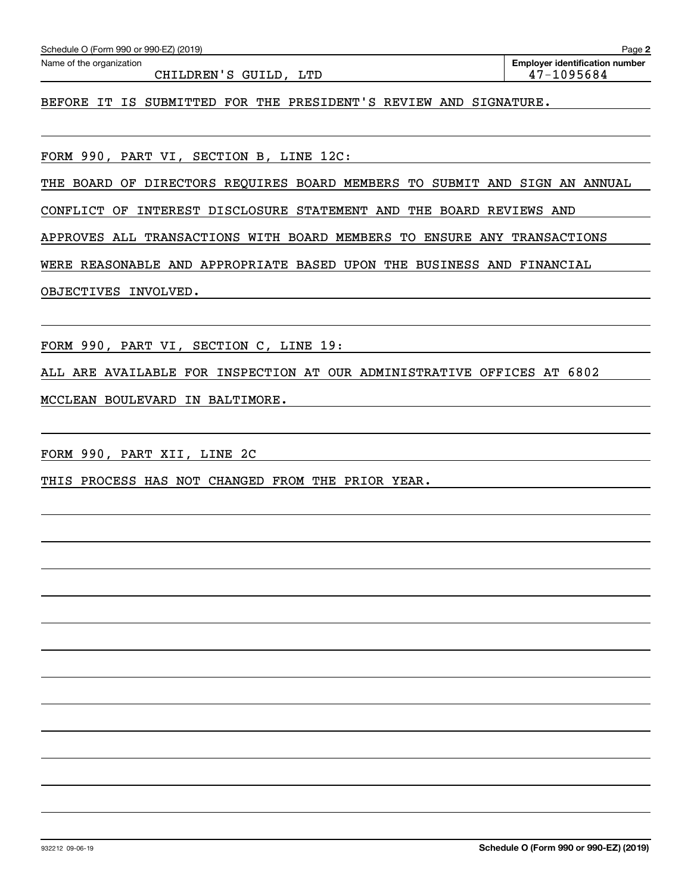Schedule O (Form 990 or 990-EZ) (2019)

Name of the organization: CHILDREN'S GUILD, LTD

**Employer identification number** 47-1095684

BEFORE IT IS SUBMITTED FOR THE PRESIDENT'S REVIEW AND SIGNATURE.

FORM 990, PART VI, SECTION B, LINE 12C:

THE BOARD OF DIRECTORS REQUIRES BOARD MEMBERS TO SUBMIT AND SIGN AN ANNUAL CONFLICT OF INTEREST DISCLOSURE STATEMENT AND THE BOARD REVIEWS AND APPROVES ALL TRANSACTIONS WITH BOARD MEMBERS TO ENSURE ANY TRANSACTIONS WERE REASONABLE AND APPROPRIATE BASED UPON THE BUSINESS AND FINANCIAL OBJECTIVES INVOLVED.

FORM 990, PART VI, SECTION C, LINE 19:

ALL ARE AVAILABLE FOR INSPECTION AT OUR ADMINISTRATIVE OFFICES AT 6802 MCCLEAN BOULEVARD IN BALTIMORE.

FORM 990, PART XII, LINE 2C

THIS PROCESS HAS NOT CHANGED FROM THE PRIOR YEAR.

932212 09-06-19

**Schedule O (Form 990 or 990-EZ) (2019)**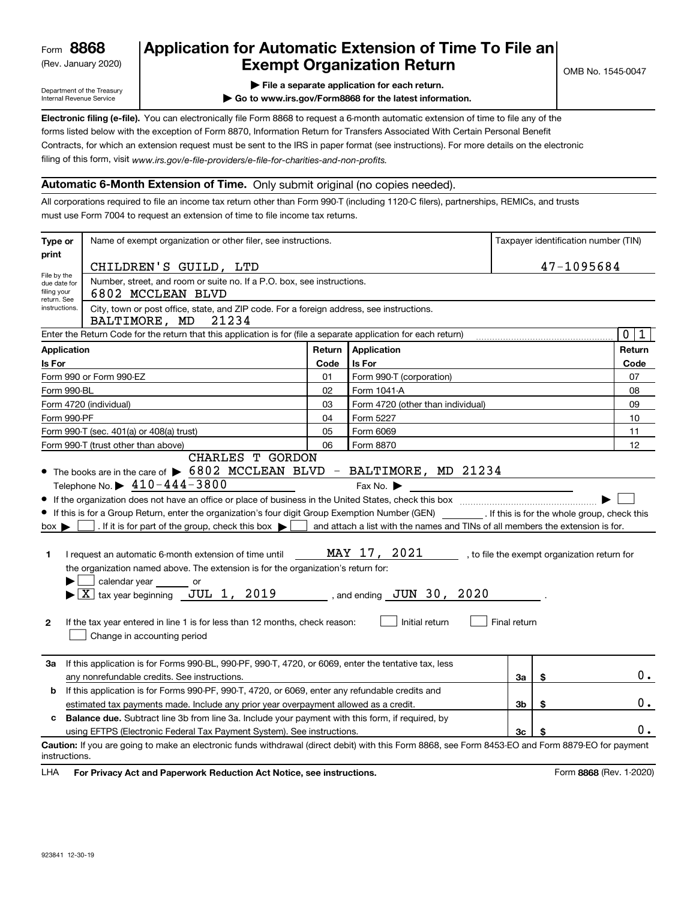Form **8868**
(Rev. January 2020)

Department of the Treasury
Internal Revenue Service

# Application for Automatic Extension of Time To File an Exempt Organization Return

▶ **File a separate application for each return.**

▶ **Go to www.irs.gov/Form8868 for the latest information.**

OMB No. 1545-0047

**Electronic filing (e-file).** You can electronically file Form 8868 to request a 6-month automatic extension of time to file any of the forms listed below with the exception of Form 8870, Information Return for Transfers Associated With Certain Personal Benefit Contracts, for which an extension request must be sent to the IRS in paper format (see instructions). For more details on the electronic filing of this form, visit *www.irs.gov/e-file-providers/e-file-for-charities-and-non-profits.*

## Automatic 6-Month Extension of Time. Only submit original (no copies needed).

All corporations required to file an income tax return other than Form 990-T (including 1120-C filers), partnerships, REMICs, and trusts must use Form 7004 to request an extension of time to file income tax returns.

| | | |
|---|---|---|
| **Type or print** | Name of exempt organization or other filer, see instructions. CHILDREN'S GUILD, LTD | Taxpayer identification number (TIN) 47-1095684 |
| File by the due date for filing your return. See instructions. | Number, street, and room or suite no. If a P.O. box, see instructions. 6802 MCCLEAN BLVD | |
| | City, town or post office, state, and ZIP code. For a foreign address, see instructions. BALTIMORE, MD 21234 | |

Enter the Return Code for the return that this application is for (file a separate application for each return) 0 1

| Application Is For | Return Code | Application Is For | Return Code |
|---|---|---|---|
| Form 990 or Form 990-EZ | 01 | Form 990-T (corporation) | 07 |
| Form 990-BL | 02 | Form 1041-A | 08 |
| Form 4720 (individual) | 03 | Form 4720 (other than individual) | 09 |
| Form 990-PF | 04 | Form 5227 | 10 |
| Form 990-T (sec. 401(a) or 408(a) trust) | 05 | Form 6069 | 11 |
| Form 990-T (trust other than above) | 06 | Form 8870 | 12 |

- The books are in the care of ▶ CHARLES T GORDON 6802 MCCLEAN BLVD - BALTIMORE, MD 21234
  Telephone No. ▶ 410-444-3800 Fax No. ▶
- If the organization does not have an office or place of business in the United States, check this box ▶ ☐
- If this is for a Group Return, enter the organization's four digit Group Exemption Number (GEN) ______ . If this is for the whole group, check this box ▶ ☐ . If it is for part of the group, check this box ▶ ☐ and attach a list with the names and TINs of all members the extension is for.

**1** I request an automatic 6-month extension of time until MAY 17, 2021 , to file the exempt organization return for the organization named above. The extension is for the organization's return for:
▶ ☐ calendar year ______ or
▶ ☒ tax year beginning JUL 1, 2019 , and ending JUN 30, 2020 .

**2** If the tax year entered in line 1 is for less than 12 months, check reason: ☐ Initial return ☐ Final return ☐ Change in accounting period

| | | | |
|---|---|---|---|
| **3a** | If this application is for Forms 990-BL, 990-PF, 990-T, 4720, or 6069, enter the tentative tax, less any nonrefundable credits. See instructions. | 3a | $ 0. |
| **b** | If this application is for Forms 990-PF, 990-T, 4720, or 6069, enter any refundable credits and estimated tax payments made. Include any prior year overpayment allowed as a credit. | 3b | $ 0. |
| **c** | **Balance due.** Subtract line 3b from line 3a. Include your payment with this form, if required, by using EFTPS (Electronic Federal Tax Payment System). See instructions. | 3c | $ 0. |

**Caution:** If you are going to make an electronic funds withdrawal (direct debit) with this Form 8868, see Form 8453-EO and Form 8879-EO for payment instructions.

LHA **For Privacy Act and Paperwork Reduction Act Notice, see instructions.** Form **8868** (Rev. 1-2020)

923841 12-30-19